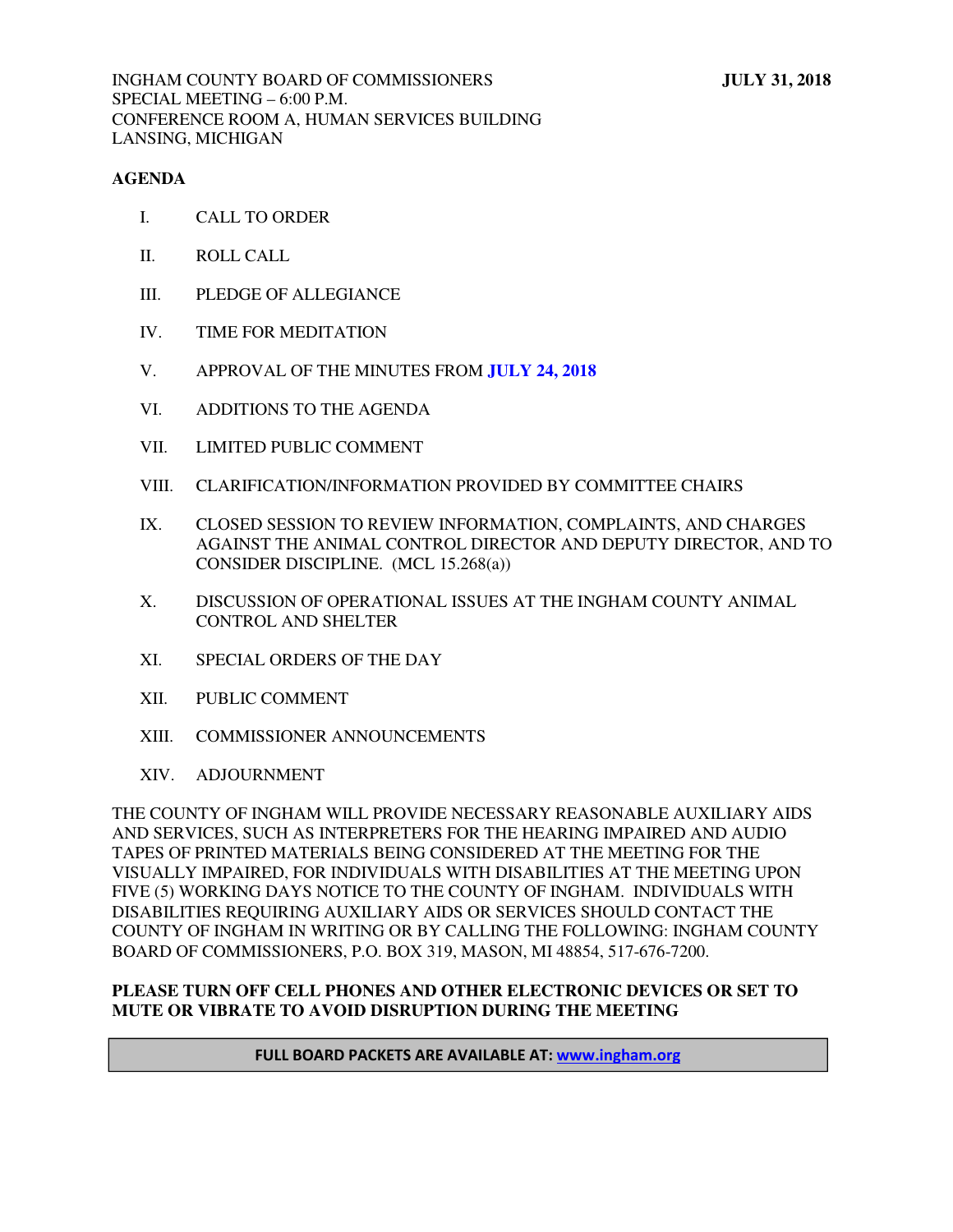INGHAM COUNTY BOARD OF COMMISSIONERS **JULY 31, 2018**
SPECIAL MEETING – 6:00 P.M.
CONFERENCE ROOM A, HUMAN SERVICES BUILDING
LANSING, MICHIGAN

**AGENDA**

I. CALL TO ORDER

II. ROLL CALL

III. PLEDGE OF ALLEGIANCE

IV. TIME FOR MEDITATION

V. APPROVAL OF THE MINUTES FROM **JULY 24, 2018**

VI. ADDITIONS TO THE AGENDA

VII. LIMITED PUBLIC COMMENT

VIII. CLARIFICATION/INFORMATION PROVIDED BY COMMITTEE CHAIRS

IX. CLOSED SESSION TO REVIEW INFORMATION, COMPLAINTS, AND CHARGES AGAINST THE ANIMAL CONTROL DIRECTOR AND DEPUTY DIRECTOR, AND TO CONSIDER DISCIPLINE. (MCL 15.268(a))

X. DISCUSSION OF OPERATIONAL ISSUES AT THE INGHAM COUNTY ANIMAL CONTROL AND SHELTER

XI. SPECIAL ORDERS OF THE DAY

XII. PUBLIC COMMENT

XIII. COMMISSIONER ANNOUNCEMENTS

XIV. ADJOURNMENT

THE COUNTY OF INGHAM WILL PROVIDE NECESSARY REASONABLE AUXILIARY AIDS AND SERVICES, SUCH AS INTERPRETERS FOR THE HEARING IMPAIRED AND AUDIO TAPES OF PRINTED MATERIALS BEING CONSIDERED AT THE MEETING FOR THE VISUALLY IMPAIRED, FOR INDIVIDUALS WITH DISABILITIES AT THE MEETING UPON FIVE (5) WORKING DAYS NOTICE TO THE COUNTY OF INGHAM. INDIVIDUALS WITH DISABILITIES REQUIRING AUXILIARY AIDS OR SERVICES SHOULD CONTACT THE COUNTY OF INGHAM IN WRITING OR BY CALLING THE FOLLOWING: INGHAM COUNTY BOARD OF COMMISSIONERS, P.O. BOX 319, MASON, MI 48854, 517-676-7200.

**PLEASE TURN OFF CELL PHONES AND OTHER ELECTRONIC DEVICES OR SET TO MUTE OR VIBRATE TO AVOID DISRUPTION DURING THE MEETING**

**FULL BOARD PACKETS ARE AVAILABLE AT: www.ingham.org**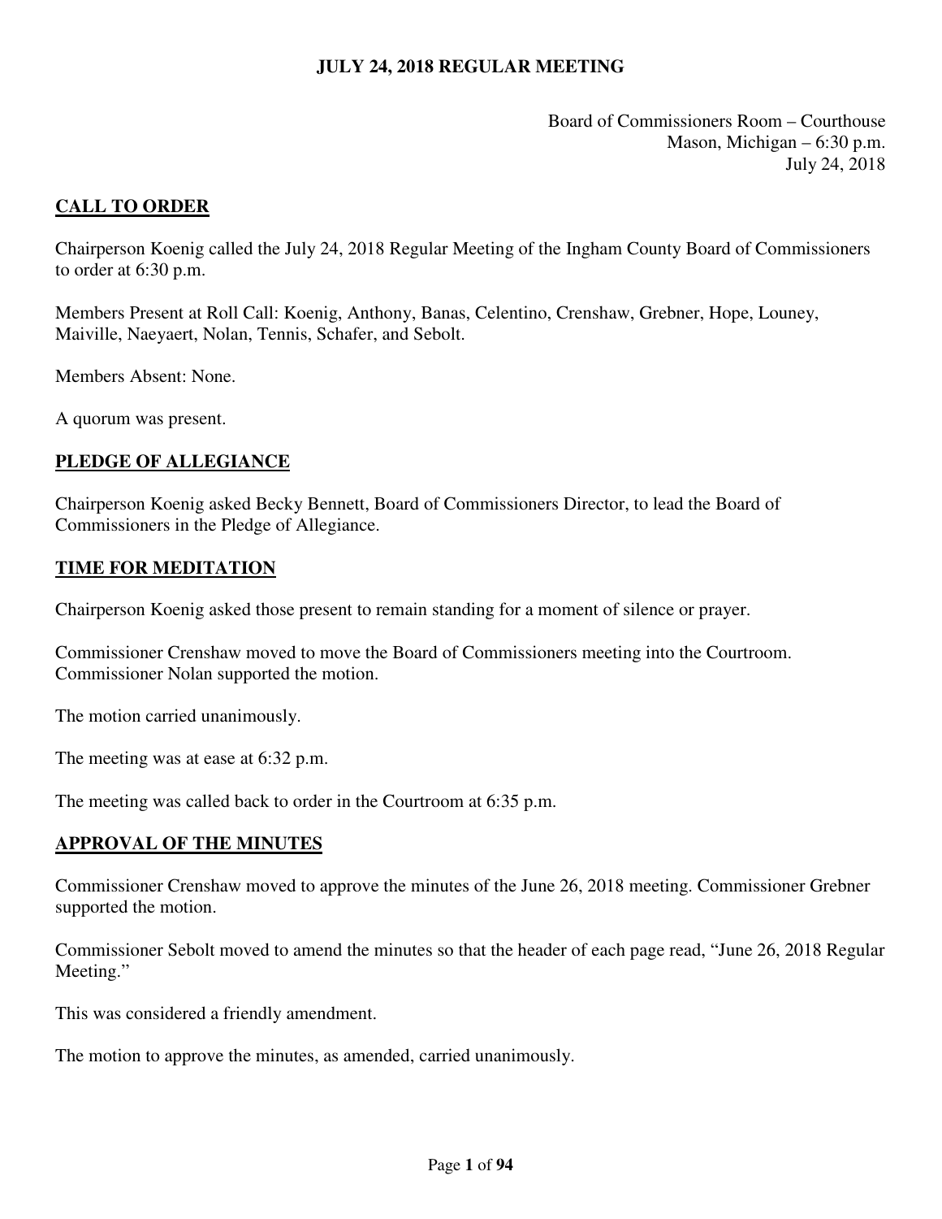**JULY 24, 2018 REGULAR MEETING**

Board of Commissioners Room – Courthouse
Mason, Michigan – 6:30 p.m.
July 24, 2018

## CALL TO ORDER

Chairperson Koenig called the July 24, 2018 Regular Meeting of the Ingham County Board of Commissioners to order at 6:30 p.m.

Members Present at Roll Call: Koenig, Anthony, Banas, Celentino, Crenshaw, Grebner, Hope, Louney, Maiville, Naeyaert, Nolan, Tennis, Schafer, and Sebolt.

Members Absent: None.

A quorum was present.

## PLEDGE OF ALLEGIANCE

Chairperson Koenig asked Becky Bennett, Board of Commissioners Director, to lead the Board of Commissioners in the Pledge of Allegiance.

## TIME FOR MEDITATION

Chairperson Koenig asked those present to remain standing for a moment of silence or prayer.

Commissioner Crenshaw moved to move the Board of Commissioners meeting into the Courtroom. Commissioner Nolan supported the motion.

The motion carried unanimously.

The meeting was at ease at 6:32 p.m.

The meeting was called back to order in the Courtroom at 6:35 p.m.

## APPROVAL OF THE MINUTES

Commissioner Crenshaw moved to approve the minutes of the June 26, 2018 meeting. Commissioner Grebner supported the motion.

Commissioner Sebolt moved to amend the minutes so that the header of each page read, "June 26, 2018 Regular Meeting."

This was considered a friendly amendment.

The motion to approve the minutes, as amended, carried unanimously.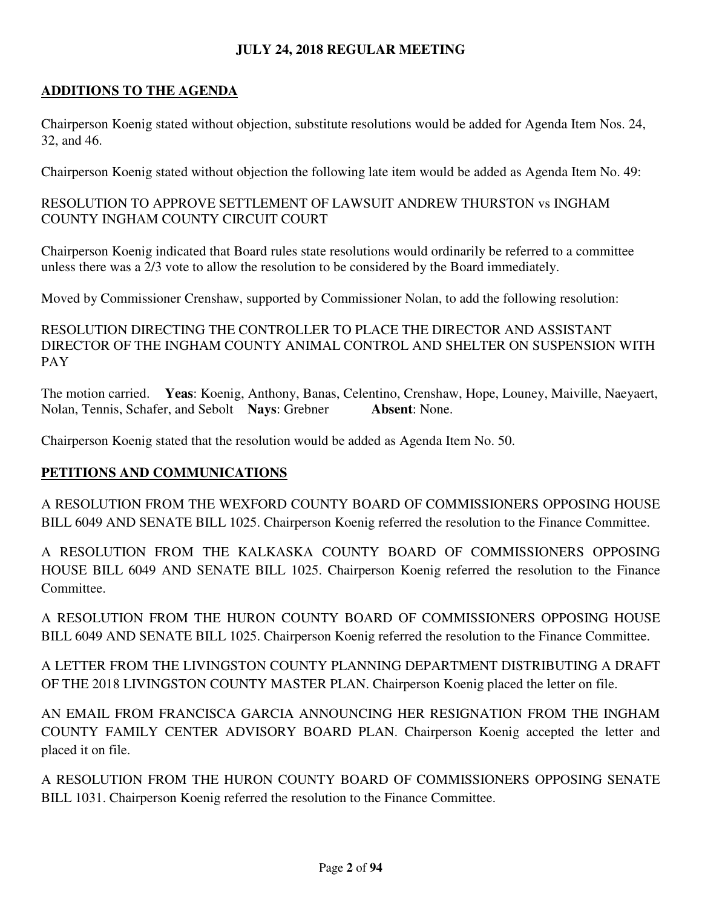**JULY 24, 2018 REGULAR MEETING**

## ADDITIONS TO THE AGENDA

Chairperson Koenig stated without objection, substitute resolutions would be added for Agenda Item Nos. 24, 32, and 46.

Chairperson Koenig stated without objection the following late item would be added as Agenda Item No. 49:

RESOLUTION TO APPROVE SETTLEMENT OF LAWSUIT ANDREW THURSTON vs INGHAM COUNTY INGHAM COUNTY CIRCUIT COURT

Chairperson Koenig indicated that Board rules state resolutions would ordinarily be referred to a committee unless there was a 2/3 vote to allow the resolution to be considered by the Board immediately.

Moved by Commissioner Crenshaw, supported by Commissioner Nolan, to add the following resolution:

RESOLUTION DIRECTING THE CONTROLLER TO PLACE THE DIRECTOR AND ASSISTANT DIRECTOR OF THE INGHAM COUNTY ANIMAL CONTROL AND SHELTER ON SUSPENSION WITH PAY

The motion carried. **Yeas**: Koenig, Anthony, Banas, Celentino, Crenshaw, Hope, Louney, Maiville, Naeyaert, Nolan, Tennis, Schafer, and Sebolt **Nays**: Grebner **Absent**: None.

Chairperson Koenig stated that the resolution would be added as Agenda Item No. 50.

## PETITIONS AND COMMUNICATIONS

A RESOLUTION FROM THE WEXFORD COUNTY BOARD OF COMMISSIONERS OPPOSING HOUSE BILL 6049 AND SENATE BILL 1025. Chairperson Koenig referred the resolution to the Finance Committee.

A RESOLUTION FROM THE KALKASKA COUNTY BOARD OF COMMISSIONERS OPPOSING HOUSE BILL 6049 AND SENATE BILL 1025. Chairperson Koenig referred the resolution to the Finance Committee.

A RESOLUTION FROM THE HURON COUNTY BOARD OF COMMISSIONERS OPPOSING HOUSE BILL 6049 AND SENATE BILL 1025. Chairperson Koenig referred the resolution to the Finance Committee.

A LETTER FROM THE LIVINGSTON COUNTY PLANNING DEPARTMENT DISTRIBUTING A DRAFT OF THE 2018 LIVINGSTON COUNTY MASTER PLAN. Chairperson Koenig placed the letter on file.

AN EMAIL FROM FRANCISCA GARCIA ANNOUNCING HER RESIGNATION FROM THE INGHAM COUNTY FAMILY CENTER ADVISORY BOARD PLAN. Chairperson Koenig accepted the letter and placed it on file.

A RESOLUTION FROM THE HURON COUNTY BOARD OF COMMISSIONERS OPPOSING SENATE BILL 1031. Chairperson Koenig referred the resolution to the Finance Committee.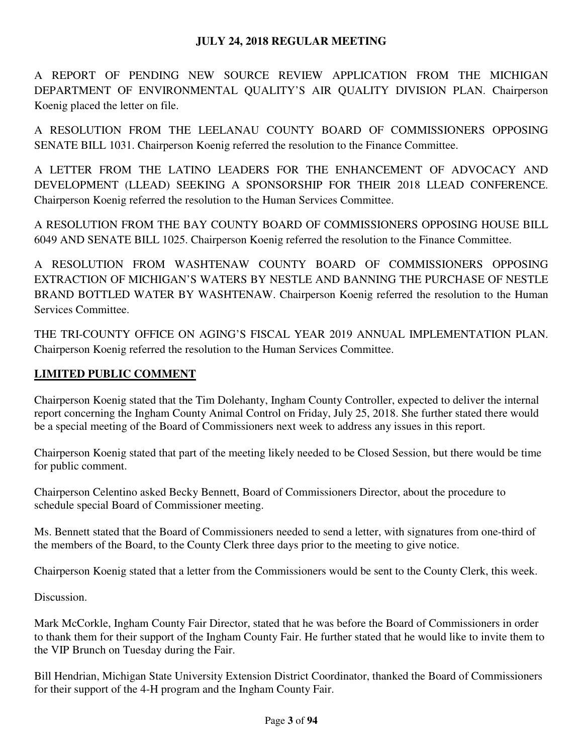**JULY 24, 2018 REGULAR MEETING**

A REPORT OF PENDING NEW SOURCE REVIEW APPLICATION FROM THE MICHIGAN DEPARTMENT OF ENVIRONMENTAL QUALITY'S AIR QUALITY DIVISION PLAN. Chairperson Koenig placed the letter on file.

A RESOLUTION FROM THE LEELANAU COUNTY BOARD OF COMMISSIONERS OPPOSING SENATE BILL 1031. Chairperson Koenig referred the resolution to the Finance Committee.

A LETTER FROM THE LATINO LEADERS FOR THE ENHANCEMENT OF ADVOCACY AND DEVELOPMENT (LLEAD) SEEKING A SPONSORSHIP FOR THEIR 2018 LLEAD CONFERENCE. Chairperson Koenig referred the resolution to the Human Services Committee.

A RESOLUTION FROM THE BAY COUNTY BOARD OF COMMISSIONERS OPPOSING HOUSE BILL 6049 AND SENATE BILL 1025. Chairperson Koenig referred the resolution to the Finance Committee.

A RESOLUTION FROM WASHTENAW COUNTY BOARD OF COMMISSIONERS OPPOSING EXTRACTION OF MICHIGAN'S WATERS BY NESTLE AND BANNING THE PURCHASE OF NESTLE BRAND BOTTLED WATER BY WASHTENAW. Chairperson Koenig referred the resolution to the Human Services Committee.

THE TRI-COUNTY OFFICE ON AGING'S FISCAL YEAR 2019 ANNUAL IMPLEMENTATION PLAN. Chairperson Koenig referred the resolution to the Human Services Committee.

**LIMITED PUBLIC COMMENT**

Chairperson Koenig stated that the Tim Dolehanty, Ingham County Controller, expected to deliver the internal report concerning the Ingham County Animal Control on Friday, July 25, 2018. She further stated there would be a special meeting of the Board of Commissioners next week to address any issues in this report.

Chairperson Koenig stated that part of the meeting likely needed to be Closed Session, but there would be time for public comment.

Chairperson Celentino asked Becky Bennett, Board of Commissioners Director, about the procedure to schedule special Board of Commissioner meeting.

Ms. Bennett stated that the Board of Commissioners needed to send a letter, with signatures from one-third of the members of the Board, to the County Clerk three days prior to the meeting to give notice.

Chairperson Koenig stated that a letter from the Commissioners would be sent to the County Clerk, this week.

Discussion.

Mark McCorkle, Ingham County Fair Director, stated that he was before the Board of Commissioners in order to thank them for their support of the Ingham County Fair. He further stated that he would like to invite them to the VIP Brunch on Tuesday during the Fair.

Bill Hendrian, Michigan State University Extension District Coordinator, thanked the Board of Commissioners for their support of the 4-H program and the Ingham County Fair.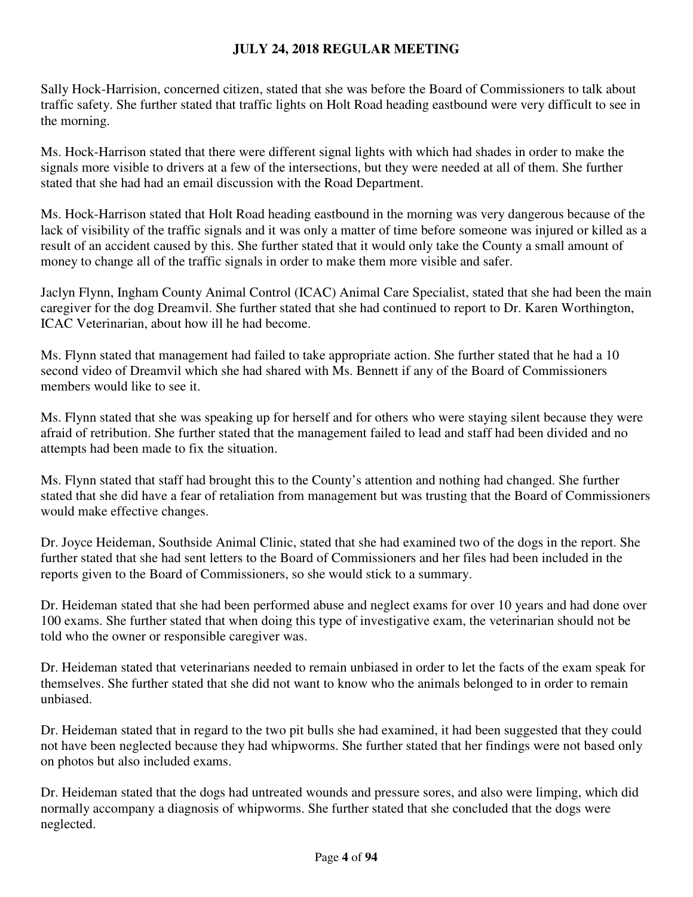Sally Hock-Harrision, concerned citizen, stated that she was before the Board of Commissioners to talk about traffic safety. She further stated that traffic lights on Holt Road heading eastbound were very difficult to see in the morning.

Ms. Hock-Harrison stated that there were different signal lights with which had shades in order to make the signals more visible to drivers at a few of the intersections, but they were needed at all of them. She further stated that she had had an email discussion with the Road Department.

Ms. Hock-Harrison stated that Holt Road heading eastbound in the morning was very dangerous because of the lack of visibility of the traffic signals and it was only a matter of time before someone was injured or killed as a result of an accident caused by this. She further stated that it would only take the County a small amount of money to change all of the traffic signals in order to make them more visible and safer.

Jaclyn Flynn, Ingham County Animal Control (ICAC) Animal Care Specialist, stated that she had been the main caregiver for the dog Dreamvil. She further stated that she had continued to report to Dr. Karen Worthington, ICAC Veterinarian, about how ill he had become.

Ms. Flynn stated that management had failed to take appropriate action. She further stated that he had a 10 second video of Dreamvil which she had shared with Ms. Bennett if any of the Board of Commissioners members would like to see it.

Ms. Flynn stated that she was speaking up for herself and for others who were staying silent because they were afraid of retribution. She further stated that the management failed to lead and staff had been divided and no attempts had been made to fix the situation.

Ms. Flynn stated that staff had brought this to the County's attention and nothing had changed. She further stated that she did have a fear of retaliation from management but was trusting that the Board of Commissioners would make effective changes.

Dr. Joyce Heideman, Southside Animal Clinic, stated that she had examined two of the dogs in the report. She further stated that she had sent letters to the Board of Commissioners and her files had been included in the reports given to the Board of Commissioners, so she would stick to a summary.

Dr. Heideman stated that she had been performed abuse and neglect exams for over 10 years and had done over 100 exams. She further stated that when doing this type of investigative exam, the veterinarian should not be told who the owner or responsible caregiver was.

Dr. Heideman stated that veterinarians needed to remain unbiased in order to let the facts of the exam speak for themselves. She further stated that she did not want to know who the animals belonged to in order to remain unbiased.

Dr. Heideman stated that in regard to the two pit bulls she had examined, it had been suggested that they could not have been neglected because they had whipworms. She further stated that her findings were not based only on photos but also included exams.

Dr. Heideman stated that the dogs had untreated wounds and pressure sores, and also were limping, which did normally accompany a diagnosis of whipworms. She further stated that she concluded that the dogs were neglected.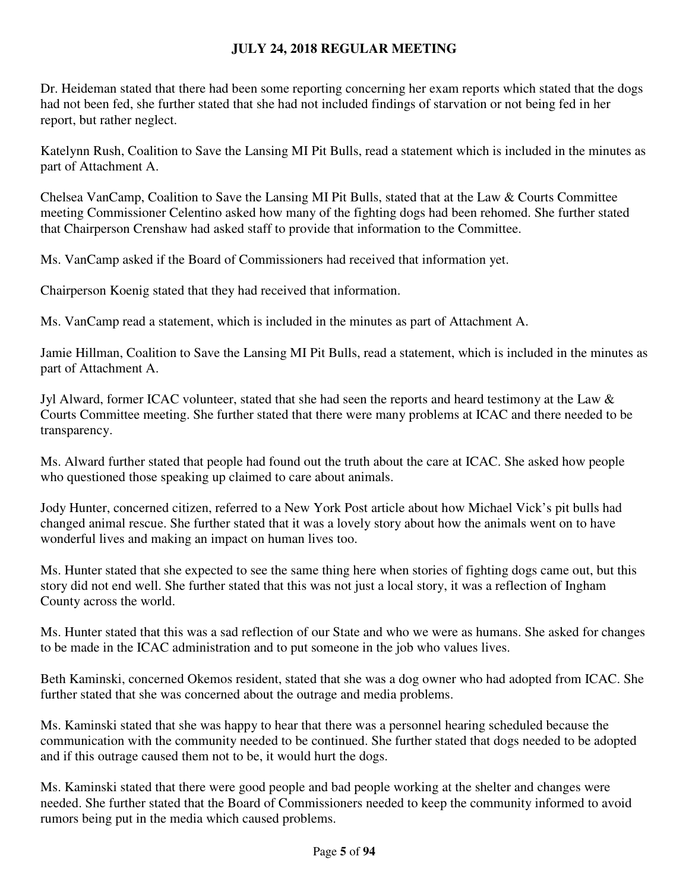Dr. Heideman stated that there had been some reporting concerning her exam reports which stated that the dogs had not been fed, she further stated that she had not included findings of starvation or not being fed in her report, but rather neglect.

Katelynn Rush, Coalition to Save the Lansing MI Pit Bulls, read a statement which is included in the minutes as part of Attachment A.

Chelsea VanCamp, Coalition to Save the Lansing MI Pit Bulls, stated that at the Law & Courts Committee meeting Commissioner Celentino asked how many of the fighting dogs had been rehomed. She further stated that Chairperson Crenshaw had asked staff to provide that information to the Committee.

Ms. VanCamp asked if the Board of Commissioners had received that information yet.

Chairperson Koenig stated that they had received that information.

Ms. VanCamp read a statement, which is included in the minutes as part of Attachment A.

Jamie Hillman, Coalition to Save the Lansing MI Pit Bulls, read a statement, which is included in the minutes as part of Attachment A.

Jyl Alward, former ICAC volunteer, stated that she had seen the reports and heard testimony at the Law & Courts Committee meeting. She further stated that there were many problems at ICAC and there needed to be transparency.

Ms. Alward further stated that people had found out the truth about the care at ICAC. She asked how people who questioned those speaking up claimed to care about animals.

Jody Hunter, concerned citizen, referred to a New York Post article about how Michael Vick's pit bulls had changed animal rescue. She further stated that it was a lovely story about how the animals went on to have wonderful lives and making an impact on human lives too.

Ms. Hunter stated that she expected to see the same thing here when stories of fighting dogs came out, but this story did not end well. She further stated that this was not just a local story, it was a reflection of Ingham County across the world.

Ms. Hunter stated that this was a sad reflection of our State and who we were as humans. She asked for changes to be made in the ICAC administration and to put someone in the job who values lives.

Beth Kaminski, concerned Okemos resident, stated that she was a dog owner who had adopted from ICAC. She further stated that she was concerned about the outrage and media problems.

Ms. Kaminski stated that she was happy to hear that there was a personnel hearing scheduled because the communication with the community needed to be continued. She further stated that dogs needed to be adopted and if this outrage caused them not to be, it would hurt the dogs.

Ms. Kaminski stated that there were good people and bad people working at the shelter and changes were needed. She further stated that the Board of Commissioners needed to keep the community informed to avoid rumors being put in the media which caused problems.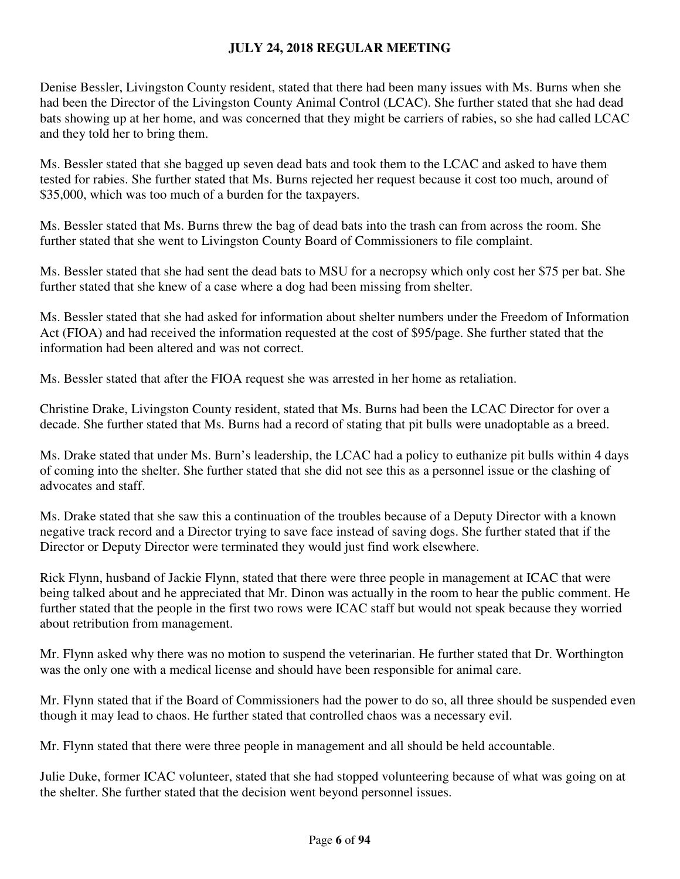Denise Bessler, Livingston County resident, stated that there had been many issues with Ms. Burns when she had been the Director of the Livingston County Animal Control (LCAC). She further stated that she had dead bats showing up at her home, and was concerned that they might be carriers of rabies, so she had called LCAC and they told her to bring them.

Ms. Bessler stated that she bagged up seven dead bats and took them to the LCAC and asked to have them tested for rabies. She further stated that Ms. Burns rejected her request because it cost too much, around of $35,000, which was too much of a burden for the taxpayers.

Ms. Bessler stated that Ms. Burns threw the bag of dead bats into the trash can from across the room. She further stated that she went to Livingston County Board of Commissioners to file complaint.

Ms. Bessler stated that she had sent the dead bats to MSU for a necropsy which only cost her $75 per bat. She further stated that she knew of a case where a dog had been missing from shelter.

Ms. Bessler stated that she had asked for information about shelter numbers under the Freedom of Information Act (FIOA) and had received the information requested at the cost of $95/page. She further stated that the information had been altered and was not correct.

Ms. Bessler stated that after the FIOA request she was arrested in her home as retaliation.

Christine Drake, Livingston County resident, stated that Ms. Burns had been the LCAC Director for over a decade. She further stated that Ms. Burns had a record of stating that pit bulls were unadoptable as a breed.

Ms. Drake stated that under Ms. Burn's leadership, the LCAC had a policy to euthanize pit bulls within 4 days of coming into the shelter. She further stated that she did not see this as a personnel issue or the clashing of advocates and staff.

Ms. Drake stated that she saw this a continuation of the troubles because of a Deputy Director with a known negative track record and a Director trying to save face instead of saving dogs. She further stated that if the Director or Deputy Director were terminated they would just find work elsewhere.

Rick Flynn, husband of Jackie Flynn, stated that there were three people in management at ICAC that were being talked about and he appreciated that Mr. Dinon was actually in the room to hear the public comment. He further stated that the people in the first two rows were ICAC staff but would not speak because they worried about retribution from management.

Mr. Flynn asked why there was no motion to suspend the veterinarian. He further stated that Dr. Worthington was the only one with a medical license and should have been responsible for animal care.

Mr. Flynn stated that if the Board of Commissioners had the power to do so, all three should be suspended even though it may lead to chaos. He further stated that controlled chaos was a necessary evil.

Mr. Flynn stated that there were three people in management and all should be held accountable.

Julie Duke, former ICAC volunteer, stated that she had stopped volunteering because of what was going on at the shelter. She further stated that the decision went beyond personnel issues.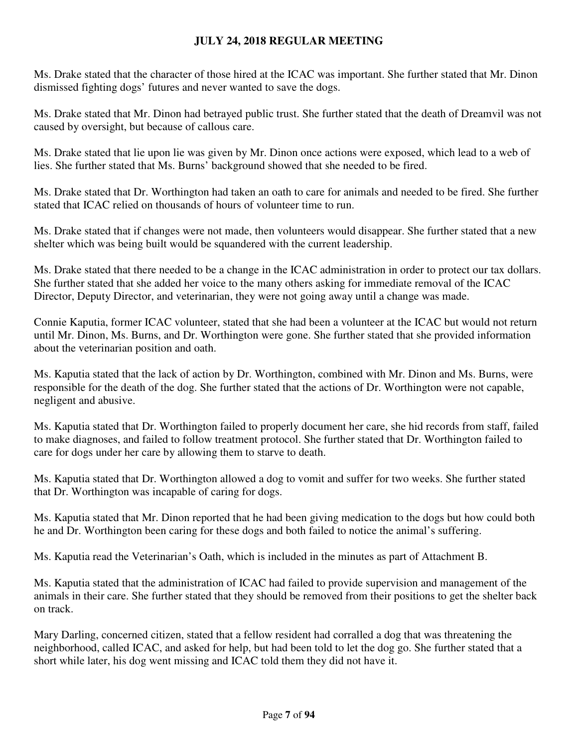Ms. Drake stated that the character of those hired at the ICAC was important. She further stated that Mr. Dinon dismissed fighting dogs' futures and never wanted to save the dogs.

Ms. Drake stated that Mr. Dinon had betrayed public trust. She further stated that the death of Dreamvil was not caused by oversight, but because of callous care.

Ms. Drake stated that lie upon lie was given by Mr. Dinon once actions were exposed, which lead to a web of lies. She further stated that Ms. Burns' background showed that she needed to be fired.

Ms. Drake stated that Dr. Worthington had taken an oath to care for animals and needed to be fired. She further stated that ICAC relied on thousands of hours of volunteer time to run.

Ms. Drake stated that if changes were not made, then volunteers would disappear. She further stated that a new shelter which was being built would be squandered with the current leadership.

Ms. Drake stated that there needed to be a change in the ICAC administration in order to protect our tax dollars. She further stated that she added her voice to the many others asking for immediate removal of the ICAC Director, Deputy Director, and veterinarian, they were not going away until a change was made.

Connie Kaputia, former ICAC volunteer, stated that she had been a volunteer at the ICAC but would not return until Mr. Dinon, Ms. Burns, and Dr. Worthington were gone. She further stated that she provided information about the veterinarian position and oath.

Ms. Kaputia stated that the lack of action by Dr. Worthington, combined with Mr. Dinon and Ms. Burns, were responsible for the death of the dog. She further stated that the actions of Dr. Worthington were not capable, negligent and abusive.

Ms. Kaputia stated that Dr. Worthington failed to properly document her care, she hid records from staff, failed to make diagnoses, and failed to follow treatment protocol. She further stated that Dr. Worthington failed to care for dogs under her care by allowing them to starve to death.

Ms. Kaputia stated that Dr. Worthington allowed a dog to vomit and suffer for two weeks. She further stated that Dr. Worthington was incapable of caring for dogs.

Ms. Kaputia stated that Mr. Dinon reported that he had been giving medication to the dogs but how could both he and Dr. Worthington been caring for these dogs and both failed to notice the animal's suffering.

Ms. Kaputia read the Veterinarian's Oath, which is included in the minutes as part of Attachment B.

Ms. Kaputia stated that the administration of ICAC had failed to provide supervision and management of the animals in their care. She further stated that they should be removed from their positions to get the shelter back on track.

Mary Darling, concerned citizen, stated that a fellow resident had corralled a dog that was threatening the neighborhood, called ICAC, and asked for help, but had been told to let the dog go. She further stated that a short while later, his dog went missing and ICAC told them they did not have it.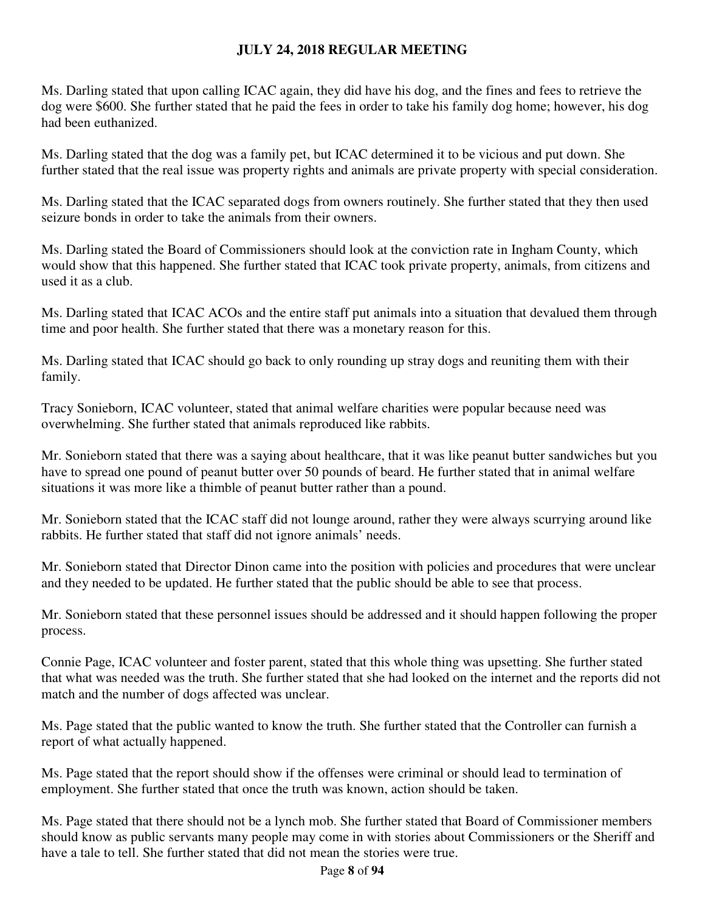Ms. Darling stated that upon calling ICAC again, they did have his dog, and the fines and fees to retrieve the dog were $600. She further stated that he paid the fees in order to take his family dog home; however, his dog had been euthanized.

Ms. Darling stated that the dog was a family pet, but ICAC determined it to be vicious and put down. She further stated that the real issue was property rights and animals are private property with special consideration.

Ms. Darling stated that the ICAC separated dogs from owners routinely. She further stated that they then used seizure bonds in order to take the animals from their owners.

Ms. Darling stated the Board of Commissioners should look at the conviction rate in Ingham County, which would show that this happened. She further stated that ICAC took private property, animals, from citizens and used it as a club.

Ms. Darling stated that ICAC ACOs and the entire staff put animals into a situation that devalued them through time and poor health. She further stated that there was a monetary reason for this.

Ms. Darling stated that ICAC should go back to only rounding up stray dogs and reuniting them with their family.

Tracy Sonieborn, ICAC volunteer, stated that animal welfare charities were popular because need was overwhelming. She further stated that animals reproduced like rabbits.

Mr. Sonieborn stated that there was a saying about healthcare, that it was like peanut butter sandwiches but you have to spread one pound of peanut butter over 50 pounds of beard. He further stated that in animal welfare situations it was more like a thimble of peanut butter rather than a pound.

Mr. Sonieborn stated that the ICAC staff did not lounge around, rather they were always scurrying around like rabbits. He further stated that staff did not ignore animals' needs.

Mr. Sonieborn stated that Director Dinon came into the position with policies and procedures that were unclear and they needed to be updated. He further stated that the public should be able to see that process.

Mr. Sonieborn stated that these personnel issues should be addressed and it should happen following the proper process.

Connie Page, ICAC volunteer and foster parent, stated that this whole thing was upsetting. She further stated that what was needed was the truth. She further stated that she had looked on the internet and the reports did not match and the number of dogs affected was unclear.

Ms. Page stated that the public wanted to know the truth. She further stated that the Controller can furnish a report of what actually happened.

Ms. Page stated that the report should show if the offenses were criminal or should lead to termination of employment. She further stated that once the truth was known, action should be taken.

Ms. Page stated that there should not be a lynch mob. She further stated that Board of Commissioner members should know as public servants many people may come in with stories about Commissioners or the Sheriff and have a tale to tell. She further stated that did not mean the stories were true.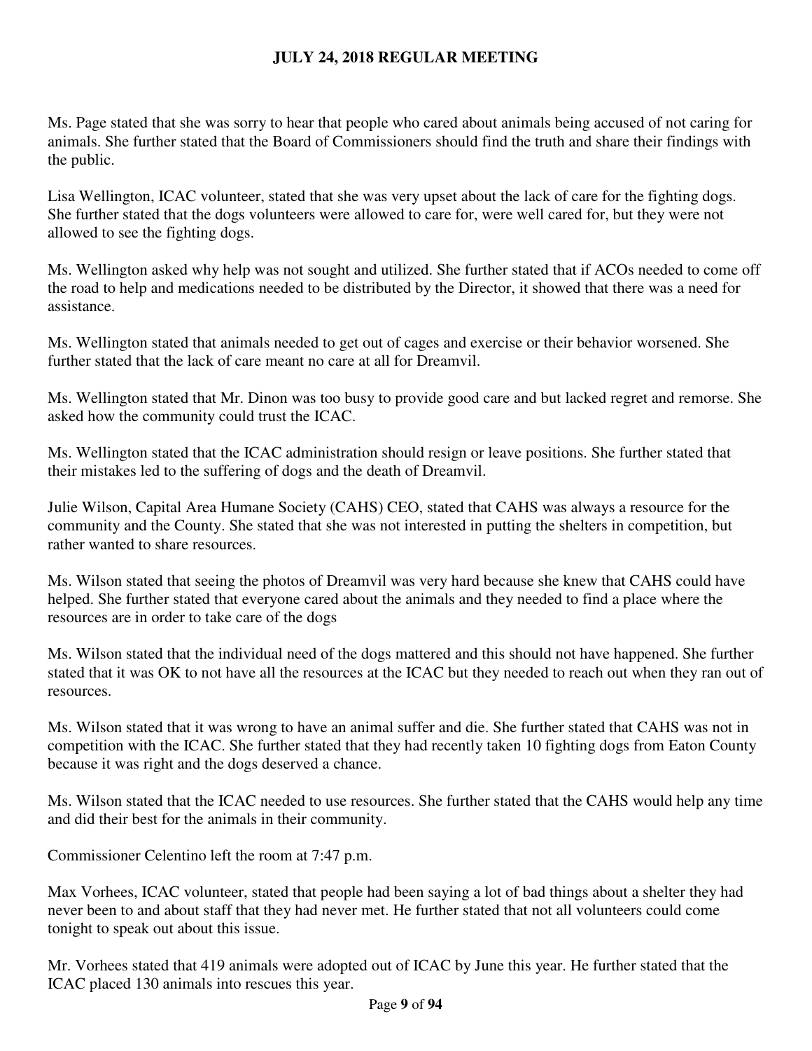Ms. Page stated that she was sorry to hear that people who cared about animals being accused of not caring for animals. She further stated that the Board of Commissioners should find the truth and share their findings with the public.

Lisa Wellington, ICAC volunteer, stated that she was very upset about the lack of care for the fighting dogs. She further stated that the dogs volunteers were allowed to care for, were well cared for, but they were not allowed to see the fighting dogs.

Ms. Wellington asked why help was not sought and utilized. She further stated that if ACOs needed to come off the road to help and medications needed to be distributed by the Director, it showed that there was a need for assistance.

Ms. Wellington stated that animals needed to get out of cages and exercise or their behavior worsened. She further stated that the lack of care meant no care at all for Dreamvil.

Ms. Wellington stated that Mr. Dinon was too busy to provide good care and but lacked regret and remorse. She asked how the community could trust the ICAC.

Ms. Wellington stated that the ICAC administration should resign or leave positions. She further stated that their mistakes led to the suffering of dogs and the death of Dreamvil.

Julie Wilson, Capital Area Humane Society (CAHS) CEO, stated that CAHS was always a resource for the community and the County. She stated that she was not interested in putting the shelters in competition, but rather wanted to share resources.

Ms. Wilson stated that seeing the photos of Dreamvil was very hard because she knew that CAHS could have helped. She further stated that everyone cared about the animals and they needed to find a place where the resources are in order to take care of the dogs

Ms. Wilson stated that the individual need of the dogs mattered and this should not have happened. She further stated that it was OK to not have all the resources at the ICAC but they needed to reach out when they ran out of resources.

Ms. Wilson stated that it was wrong to have an animal suffer and die. She further stated that CAHS was not in competition with the ICAC. She further stated that they had recently taken 10 fighting dogs from Eaton County because it was right and the dogs deserved a chance.

Ms. Wilson stated that the ICAC needed to use resources. She further stated that the CAHS would help any time and did their best for the animals in their community.

Commissioner Celentino left the room at 7:47 p.m.

Max Vorhees, ICAC volunteer, stated that people had been saying a lot of bad things about a shelter they had never been to and about staff that they had never met. He further stated that not all volunteers could come tonight to speak out about this issue.

Mr. Vorhees stated that 419 animals were adopted out of ICAC by June this year. He further stated that the ICAC placed 130 animals into rescues this year.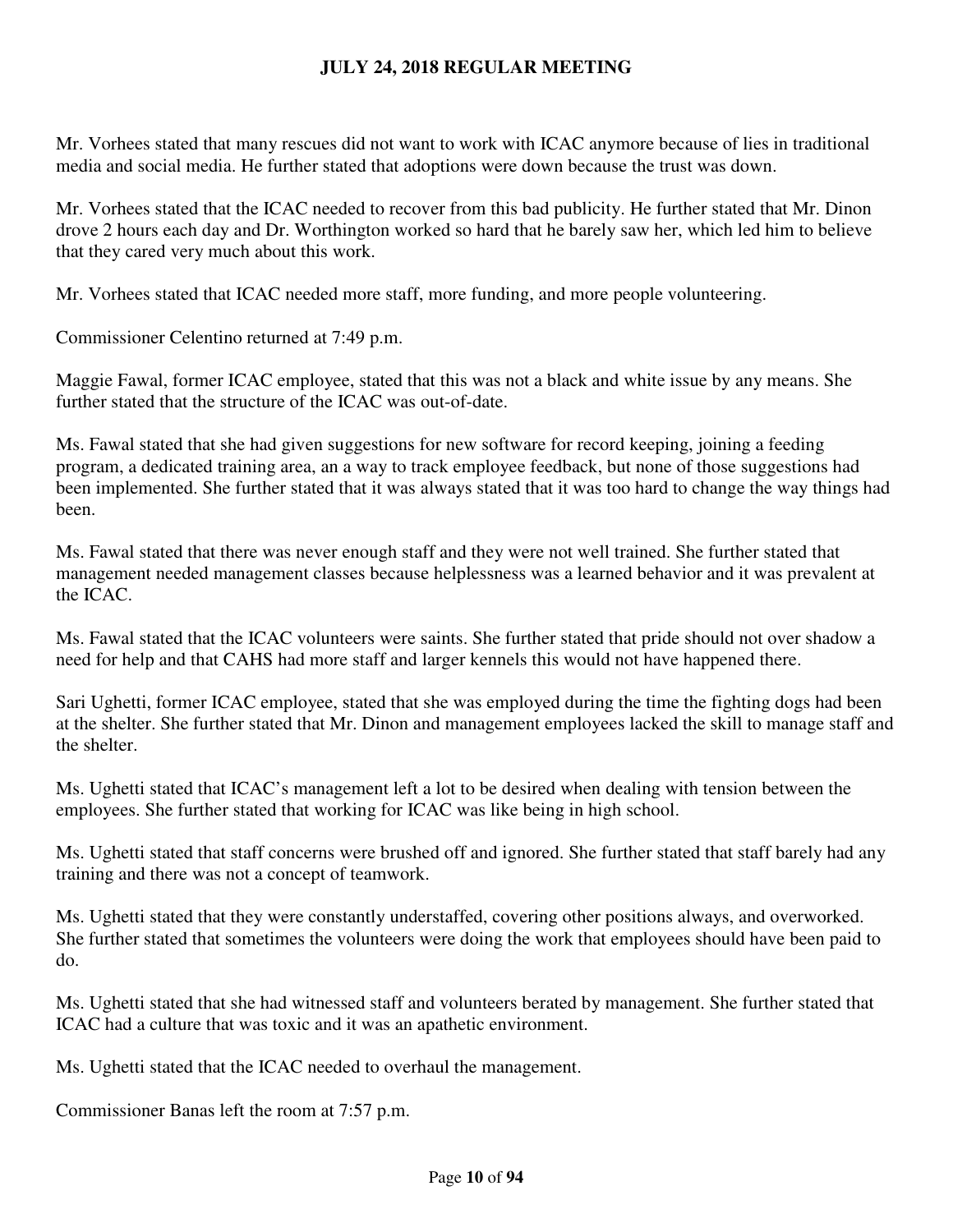Mr. Vorhees stated that many rescues did not want to work with ICAC anymore because of lies in traditional media and social media. He further stated that adoptions were down because the trust was down.

Mr. Vorhees stated that the ICAC needed to recover from this bad publicity. He further stated that Mr. Dinon drove 2 hours each day and Dr. Worthington worked so hard that he barely saw her, which led him to believe that they cared very much about this work.

Mr. Vorhees stated that ICAC needed more staff, more funding, and more people volunteering.

Commissioner Celentino returned at 7:49 p.m.

Maggie Fawal, former ICAC employee, stated that this was not a black and white issue by any means. She further stated that the structure of the ICAC was out-of-date.

Ms. Fawal stated that she had given suggestions for new software for record keeping, joining a feeding program, a dedicated training area, an a way to track employee feedback, but none of those suggestions had been implemented. She further stated that it was always stated that it was too hard to change the way things had been.

Ms. Fawal stated that there was never enough staff and they were not well trained. She further stated that management needed management classes because helplessness was a learned behavior and it was prevalent at the ICAC.

Ms. Fawal stated that the ICAC volunteers were saints. She further stated that pride should not over shadow a need for help and that CAHS had more staff and larger kennels this would not have happened there.

Sari Ughetti, former ICAC employee, stated that she was employed during the time the fighting dogs had been at the shelter. She further stated that Mr. Dinon and management employees lacked the skill to manage staff and the shelter.

Ms. Ughetti stated that ICAC's management left a lot to be desired when dealing with tension between the employees. She further stated that working for ICAC was like being in high school.

Ms. Ughetti stated that staff concerns were brushed off and ignored. She further stated that staff barely had any training and there was not a concept of teamwork.

Ms. Ughetti stated that they were constantly understaffed, covering other positions always, and overworked. She further stated that sometimes the volunteers were doing the work that employees should have been paid to do.

Ms. Ughetti stated that she had witnessed staff and volunteers berated by management. She further stated that ICAC had a culture that was toxic and it was an apathetic environment.

Ms. Ughetti stated that the ICAC needed to overhaul the management.

Commissioner Banas left the room at 7:57 p.m.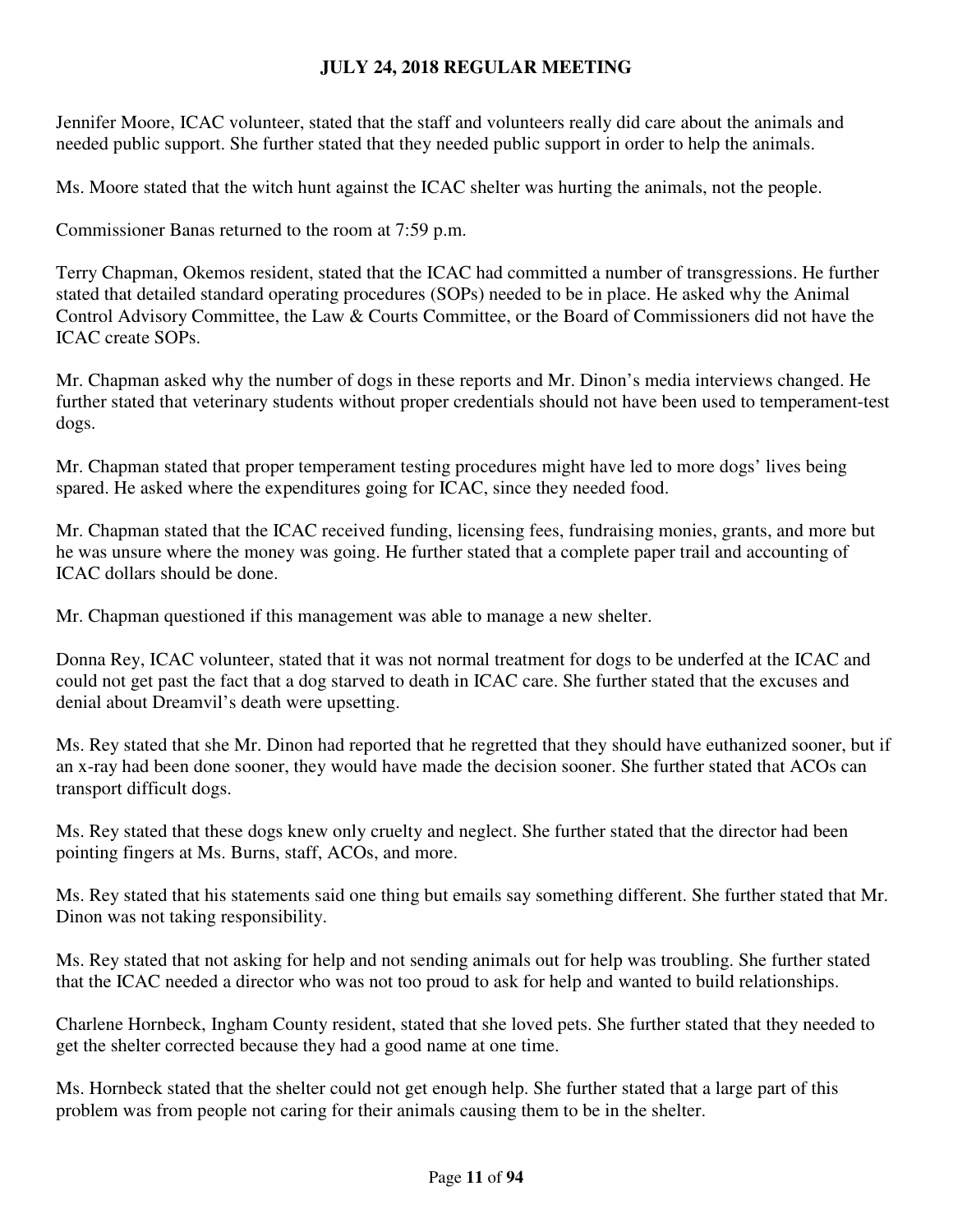Jennifer Moore, ICAC volunteer, stated that the staff and volunteers really did care about the animals and needed public support. She further stated that they needed public support in order to help the animals.

Ms. Moore stated that the witch hunt against the ICAC shelter was hurting the animals, not the people.

Commissioner Banas returned to the room at 7:59 p.m.

Terry Chapman, Okemos resident, stated that the ICAC had committed a number of transgressions. He further stated that detailed standard operating procedures (SOPs) needed to be in place. He asked why the Animal Control Advisory Committee, the Law & Courts Committee, or the Board of Commissioners did not have the ICAC create SOPs.

Mr. Chapman asked why the number of dogs in these reports and Mr. Dinon's media interviews changed. He further stated that veterinary students without proper credentials should not have been used to temperament-test dogs.

Mr. Chapman stated that proper temperament testing procedures might have led to more dogs' lives being spared. He asked where the expenditures going for ICAC, since they needed food.

Mr. Chapman stated that the ICAC received funding, licensing fees, fundraising monies, grants, and more but he was unsure where the money was going. He further stated that a complete paper trail and accounting of ICAC dollars should be done.

Mr. Chapman questioned if this management was able to manage a new shelter.

Donna Rey, ICAC volunteer, stated that it was not normal treatment for dogs to be underfed at the ICAC and could not get past the fact that a dog starved to death in ICAC care. She further stated that the excuses and denial about Dreamvil's death were upsetting.

Ms. Rey stated that she Mr. Dinon had reported that he regretted that they should have euthanized sooner, but if an x-ray had been done sooner, they would have made the decision sooner. She further stated that ACOs can transport difficult dogs.

Ms. Rey stated that these dogs knew only cruelty and neglect. She further stated that the director had been pointing fingers at Ms. Burns, staff, ACOs, and more.

Ms. Rey stated that his statements said one thing but emails say something different. She further stated that Mr. Dinon was not taking responsibility.

Ms. Rey stated that not asking for help and not sending animals out for help was troubling. She further stated that the ICAC needed a director who was not too proud to ask for help and wanted to build relationships.

Charlene Hornbeck, Ingham County resident, stated that she loved pets. She further stated that they needed to get the shelter corrected because they had a good name at one time.

Ms. Hornbeck stated that the shelter could not get enough help. She further stated that a large part of this problem was from people not caring for their animals causing them to be in the shelter.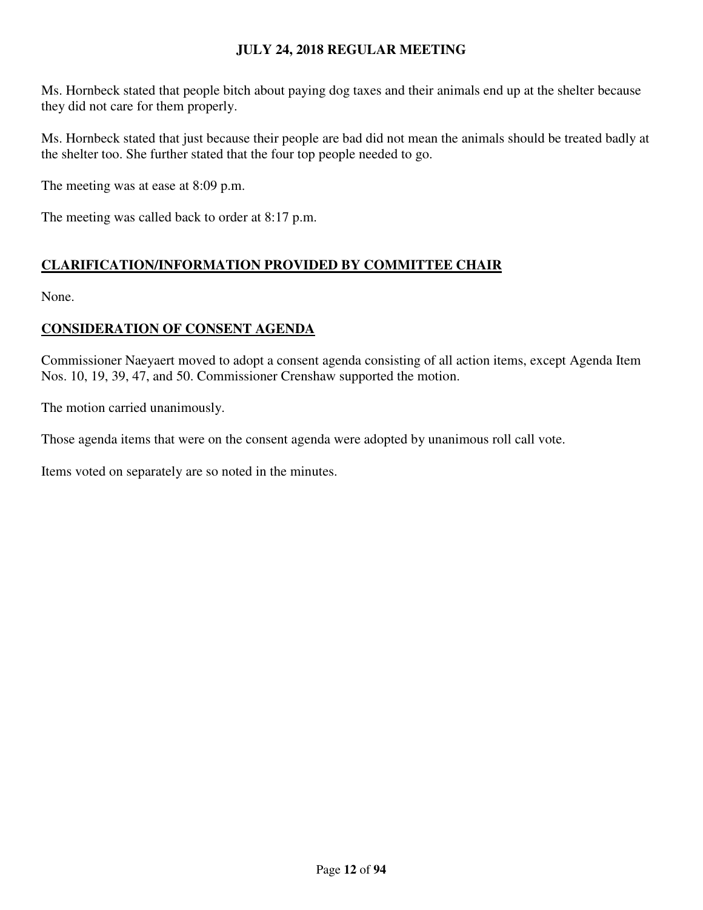Ms. Hornbeck stated that people bitch about paying dog taxes and their animals end up at the shelter because they did not care for them properly.

Ms. Hornbeck stated that just because their people are bad did not mean the animals should be treated badly at the shelter too. She further stated that the four top people needed to go.

The meeting was at ease at 8:09 p.m.

The meeting was called back to order at 8:17 p.m.

## CLARIFICATION/INFORMATION PROVIDED BY COMMITTEE CHAIR

None.

## CONSIDERATION OF CONSENT AGENDA

Commissioner Naeyaert moved to adopt a consent agenda consisting of all action items, except Agenda Item Nos. 10, 19, 39, 47, and 50. Commissioner Crenshaw supported the motion.

The motion carried unanimously.

Those agenda items that were on the consent agenda were adopted by unanimous roll call vote.

Items voted on separately are so noted in the minutes.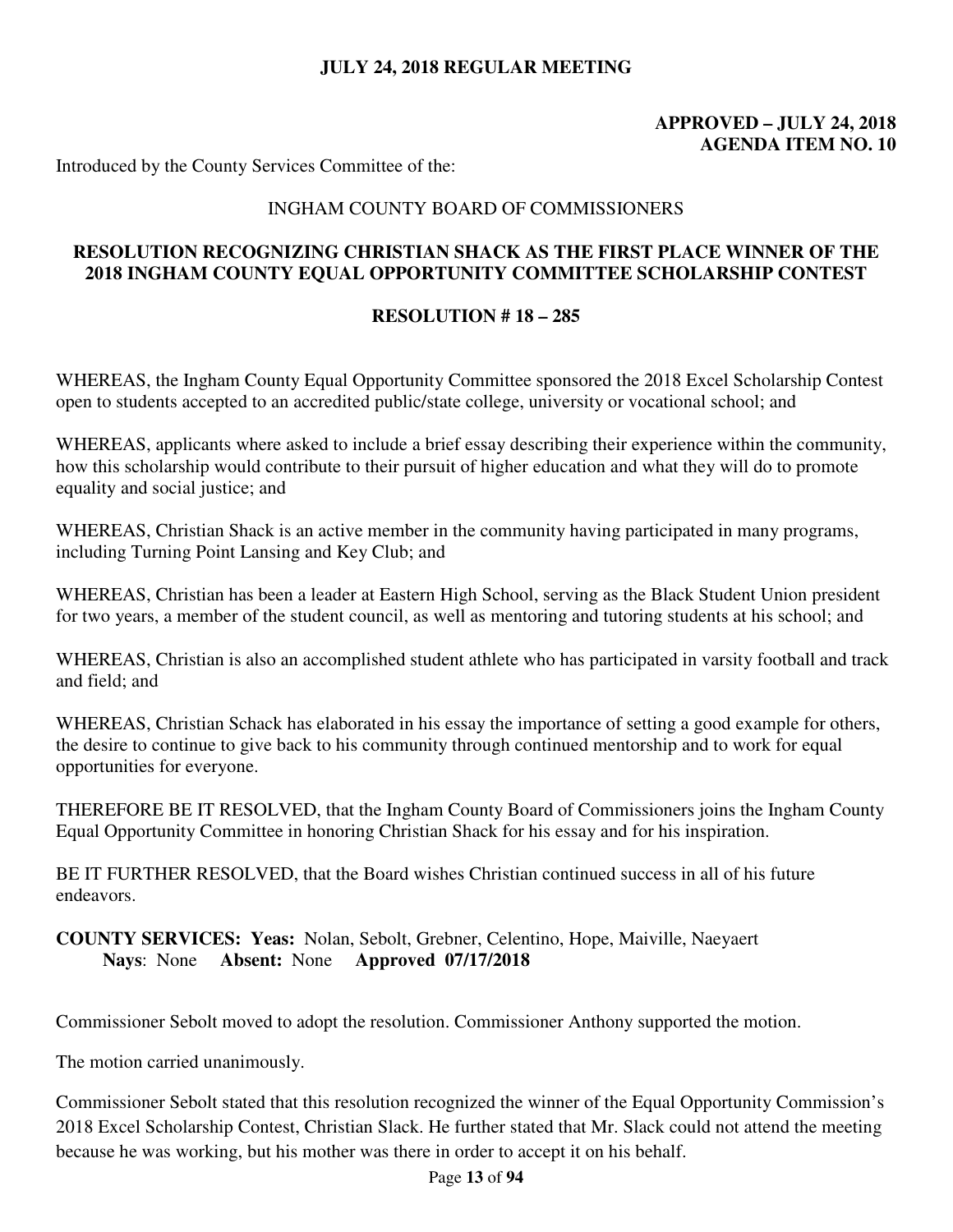**JULY 24, 2018 REGULAR MEETING**

**APPROVED – JULY 24, 2018**
**AGENDA ITEM NO. 10**

Introduced by the County Services Committee of the:

INGHAM COUNTY BOARD OF COMMISSIONERS

**RESOLUTION RECOGNIZING CHRISTIAN SHACK AS THE FIRST PLACE WINNER OF THE 2018 INGHAM COUNTY EQUAL OPPORTUNITY COMMITTEE SCHOLARSHIP CONTEST**

**RESOLUTION # 18 – 285**

WHEREAS, the Ingham County Equal Opportunity Committee sponsored the 2018 Excel Scholarship Contest open to students accepted to an accredited public/state college, university or vocational school; and

WHEREAS, applicants where asked to include a brief essay describing their experience within the community, how this scholarship would contribute to their pursuit of higher education and what they will do to promote equality and social justice; and

WHEREAS, Christian Shack is an active member in the community having participated in many programs, including Turning Point Lansing and Key Club; and

WHEREAS, Christian has been a leader at Eastern High School, serving as the Black Student Union president for two years, a member of the student council, as well as mentoring and tutoring students at his school; and

WHEREAS, Christian is also an accomplished student athlete who has participated in varsity football and track and field; and

WHEREAS, Christian Schack has elaborated in his essay the importance of setting a good example for others, the desire to continue to give back to his community through continued mentorship and to work for equal opportunities for everyone.

THEREFORE BE IT RESOLVED, that the Ingham County Board of Commissioners joins the Ingham County Equal Opportunity Committee in honoring Christian Shack for his essay and for his inspiration.

BE IT FURTHER RESOLVED, that the Board wishes Christian continued success in all of his future endeavors.

**COUNTY SERVICES: Yeas:** Nolan, Sebolt, Grebner, Celentino, Hope, Maiville, Naeyaert
**Nays**: None **Absent:** None **Approved 07/17/2018**

Commissioner Sebolt moved to adopt the resolution. Commissioner Anthony supported the motion.

The motion carried unanimously.

Commissioner Sebolt stated that this resolution recognized the winner of the Equal Opportunity Commission's 2018 Excel Scholarship Contest, Christian Slack. He further stated that Mr. Slack could not attend the meeting because he was working, but his mother was there in order to accept it on his behalf.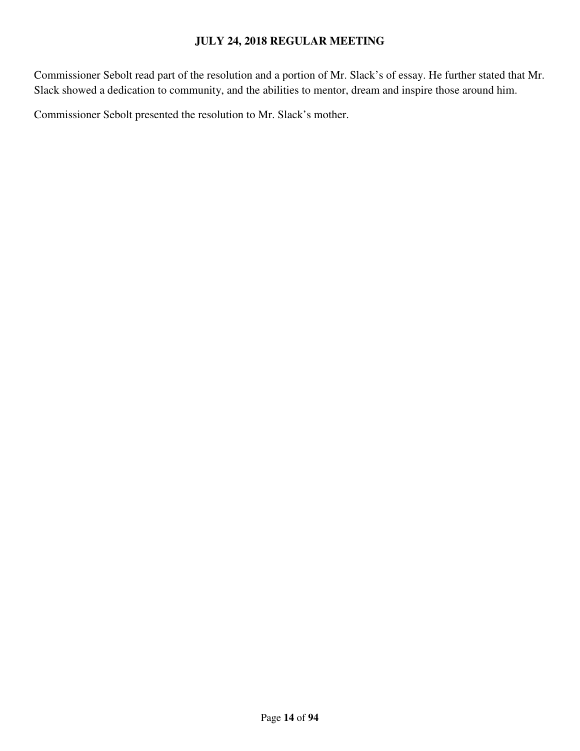Commissioner Sebolt read part of the resolution and a portion of Mr. Slack's of essay. He further stated that Mr. Slack showed a dedication to community, and the abilities to mentor, dream and inspire those around him.

Commissioner Sebolt presented the resolution to Mr. Slack's mother.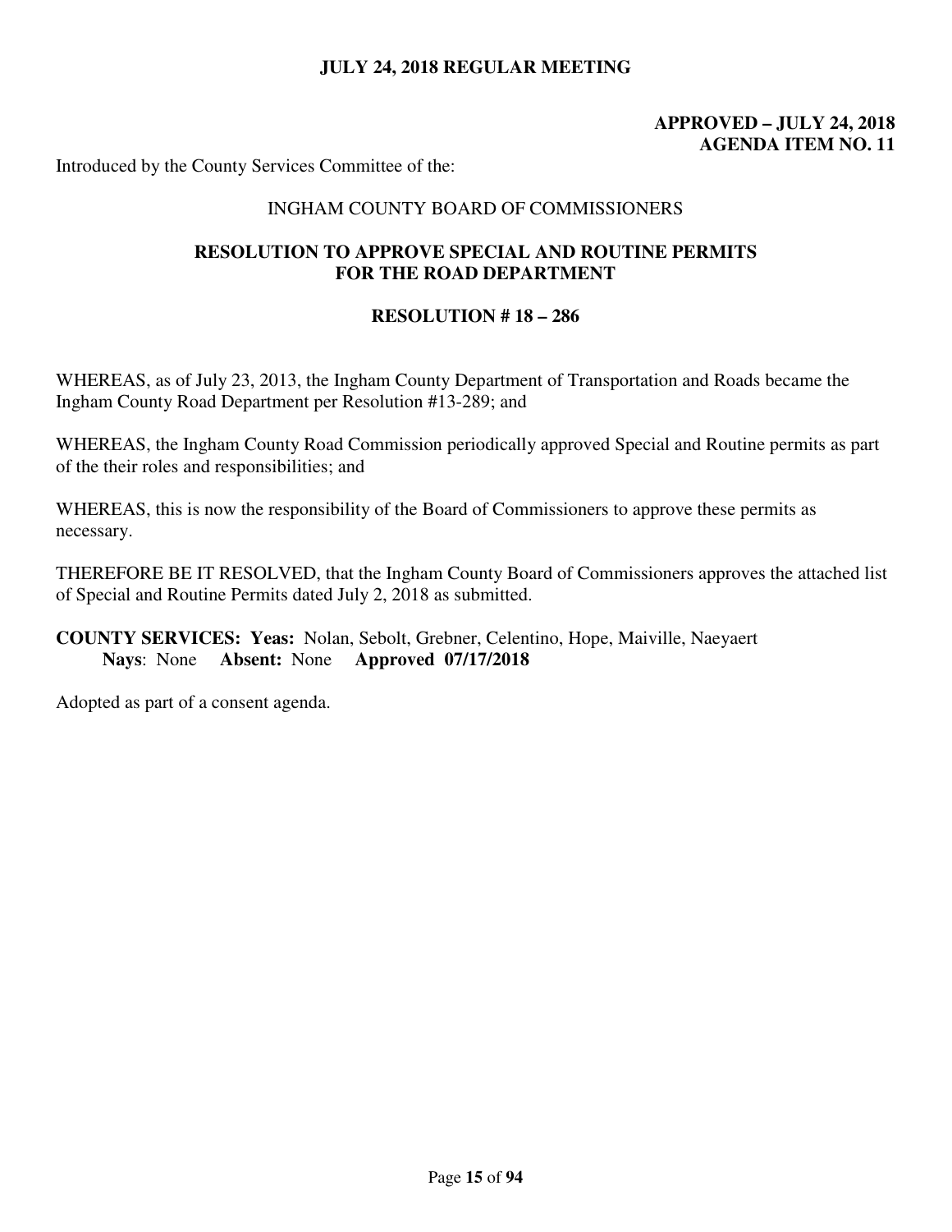**APPROVED – JULY 24, 2018**
**AGENDA ITEM NO. 11**

Introduced by the County Services Committee of the:

INGHAM COUNTY BOARD OF COMMISSIONERS

**RESOLUTION TO APPROVE SPECIAL AND ROUTINE PERMITS FOR THE ROAD DEPARTMENT**

**RESOLUTION # 18 – 286**

WHEREAS, as of July 23, 2013, the Ingham County Department of Transportation and Roads became the Ingham County Road Department per Resolution #13-289; and

WHEREAS, the Ingham County Road Commission periodically approved Special and Routine permits as part of the their roles and responsibilities; and

WHEREAS, this is now the responsibility of the Board of Commissioners to approve these permits as necessary.

THEREFORE BE IT RESOLVED, that the Ingham County Board of Commissioners approves the attached list of Special and Routine Permits dated July 2, 2018 as submitted.

**COUNTY SERVICES: Yeas:** Nolan, Sebolt, Grebner, Celentino, Hope, Maiville, Naeyaert
**Nays**: None **Absent:** None **Approved 07/17/2018**

Adopted as part of a consent agenda.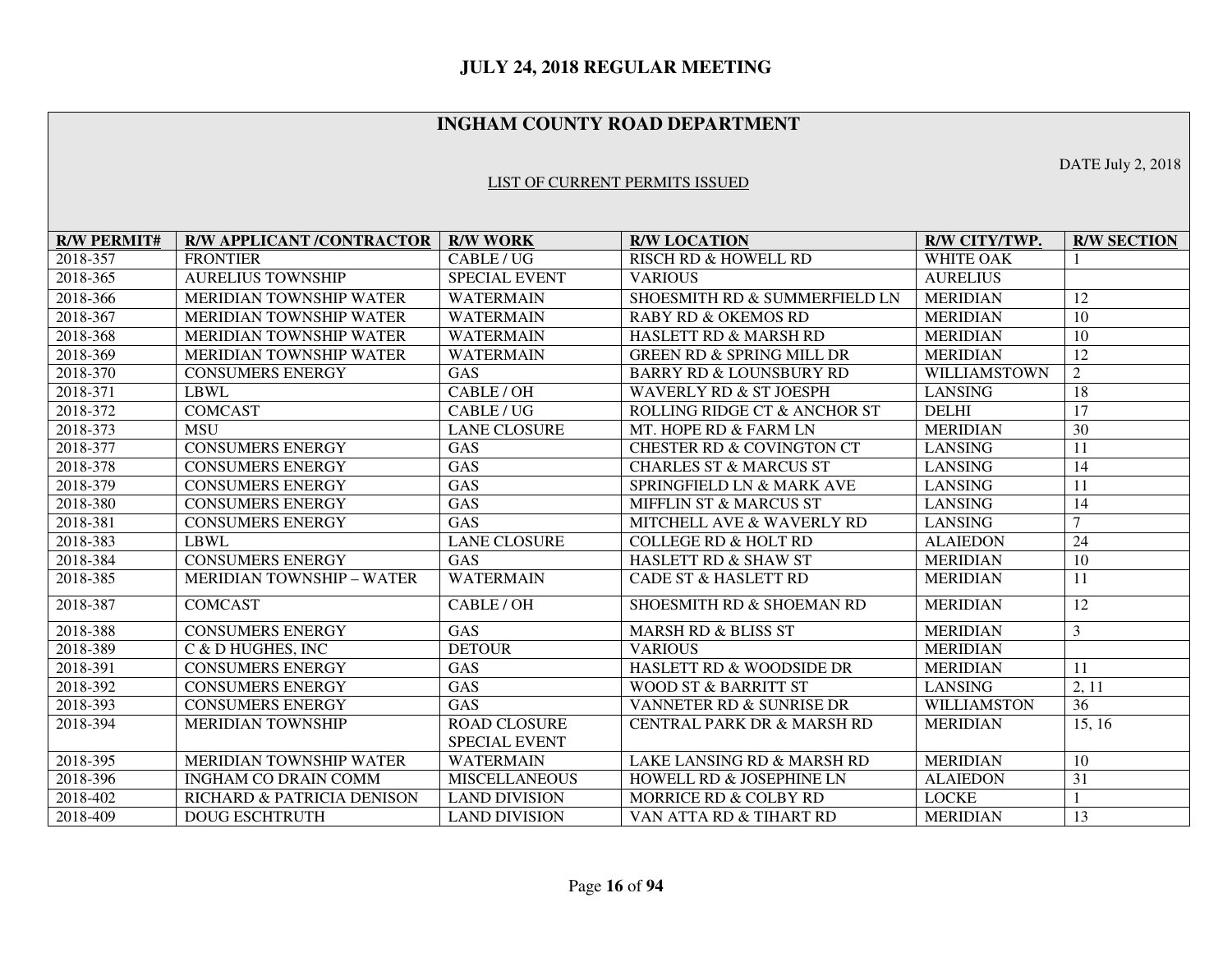## JULY 24, 2018 REGULAR MEETING

### INGHAM COUNTY ROAD DEPARTMENT

DATE July 2, 2018

LIST OF CURRENT PERMITS ISSUED

| R/W PERMIT# | R/W APPLICANT /CONTRACTOR | R/W WORK | R/W LOCATION | R/W CITY/TWP. | R/W SECTION |
|---|---|---|---|---|---|
| 2018-357 | FRONTIER | CABLE / UG | RISCH RD & HOWELL RD | WHITE OAK | 1 |
| 2018-365 | AURELIUS TOWNSHIP | SPECIAL EVENT | VARIOUS | AURELIUS | |
| 2018-366 | MERIDIAN TOWNSHIP WATER | WATERMAIN | SHOESMITH RD & SUMMERFIELD LN | MERIDIAN | 12 |
| 2018-367 | MERIDIAN TOWNSHIP WATER | WATERMAIN | RABY RD & OKEMOS RD | MERIDIAN | 10 |
| 2018-368 | MERIDIAN TOWNSHIP WATER | WATERMAIN | HASLETT RD & MARSH RD | MERIDIAN | 10 |
| 2018-369 | MERIDIAN TOWNSHIP WATER | WATERMAIN | GREEN RD & SPRING MILL DR | MERIDIAN | 12 |
| 2018-370 | CONSUMERS ENERGY | GAS | BARRY RD & LOUNSBURY RD | WILLIAMSTOWN | 2 |
| 2018-371 | LBWL | CABLE / OH | WAVERLY RD & ST JOESPH | LANSING | 18 |
| 2018-372 | COMCAST | CABLE / UG | ROLLING RIDGE CT & ANCHOR ST | DELHI | 17 |
| 2018-373 | MSU | LANE CLOSURE | MT. HOPE RD & FARM LN | MERIDIAN | 30 |
| 2018-377 | CONSUMERS ENERGY | GAS | CHESTER RD & COVINGTON CT | LANSING | 11 |
| 2018-378 | CONSUMERS ENERGY | GAS | CHARLES ST & MARCUS ST | LANSING | 14 |
| 2018-379 | CONSUMERS ENERGY | GAS | SPRINGFIELD LN & MARK AVE | LANSING | 11 |
| 2018-380 | CONSUMERS ENERGY | GAS | MIFFLIN ST & MARCUS ST | LANSING | 14 |
| 2018-381 | CONSUMERS ENERGY | GAS | MITCHELL AVE & WAVERLY RD | LANSING | 7 |
| 2018-383 | LBWL | LANE CLOSURE | COLLEGE RD & HOLT RD | ALAIEDON | 24 |
| 2018-384 | CONSUMERS ENERGY | GAS | HASLETT RD & SHAW ST | MERIDIAN | 10 |
| 2018-385 | MERIDIAN TOWNSHIP – WATER | WATERMAIN | CADE ST & HASLETT RD | MERIDIAN | 11 |
| 2018-387 | COMCAST | CABLE / OH | SHOESMITH RD & SHOEMAN RD | MERIDIAN | 12 |
| 2018-388 | CONSUMERS ENERGY | GAS | MARSH RD & BLISS ST | MERIDIAN | 3 |
| 2018-389 | C & D HUGHES, INC | DETOUR | VARIOUS | MERIDIAN | |
| 2018-391 | CONSUMERS ENERGY | GAS | HASLETT RD & WOODSIDE DR | MERIDIAN | 11 |
| 2018-392 | CONSUMERS ENERGY | GAS | WOOD ST & BARRITT ST | LANSING | 2, 11 |
| 2018-393 | CONSUMERS ENERGY | GAS | VANNETER RD & SUNRISE DR | WILLIAMSTON | 36 |
| 2018-394 | MERIDIAN TOWNSHIP | ROAD CLOSURE SPECIAL EVENT | CENTRAL PARK DR & MARSH RD | MERIDIAN | 15, 16 |
| 2018-395 | MERIDIAN TOWNSHIP WATER | WATERMAIN | LAKE LANSING RD & MARSH RD | MERIDIAN | 10 |
| 2018-396 | INGHAM CO DRAIN COMM | MISCELLANEOUS | HOWELL RD & JOSEPHINE LN | ALAIEDON | 31 |
| 2018-402 | RICHARD & PATRICIA DENISON | LAND DIVISION | MORRICE RD & COLBY RD | LOCKE | 1 |
| 2018-409 | DOUG ESCHTRUTH | LAND DIVISION | VAN ATTA RD & TIHART RD | MERIDIAN | 13 |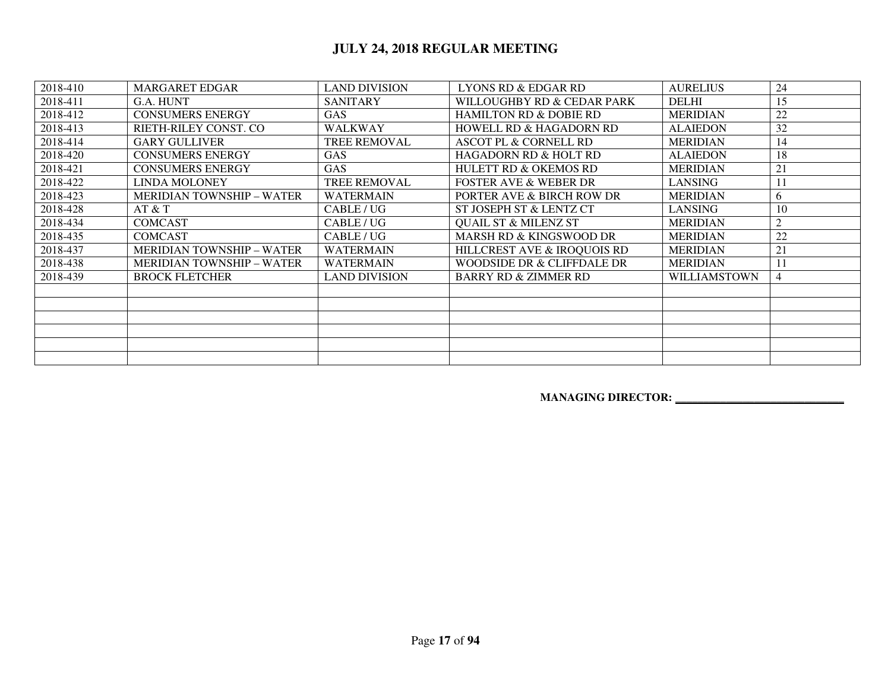## JULY 24, 2018 REGULAR MEETING

| | | | | | |
|---|---|---|---|---|---|
| 2018-410 | MARGARET EDGAR | LAND DIVISION | LYONS RD & EDGAR RD | AURELIUS | 24 |
| 2018-411 | G.A. HUNT | SANITARY | WILLOUGHBY RD & CEDAR PARK | DELHI | 15 |
| 2018-412 | CONSUMERS ENERGY | GAS | HAMILTON RD & DOBIE RD | MERIDIAN | 22 |
| 2018-413 | RIETH-RILEY CONST. CO | WALKWAY | HOWELL RD & HAGADORN RD | ALAIEDON | 32 |
| 2018-414 | GARY GULLIVER | TREE REMOVAL | ASCOT PL & CORNELL RD | MERIDIAN | 14 |
| 2018-420 | CONSUMERS ENERGY | GAS | HAGADORN RD & HOLT RD | ALAIEDON | 18 |
| 2018-421 | CONSUMERS ENERGY | GAS | HULETT RD & OKEMOS RD | MERIDIAN | 21 |
| 2018-422 | LINDA MOLONEY | TREE REMOVAL | FOSTER AVE & WEBER DR | LANSING | 11 |
| 2018-423 | MERIDIAN TOWNSHIP – WATER | WATERMAIN | PORTER AVE & BIRCH ROW DR | MERIDIAN | 6 |
| 2018-428 | AT & T | CABLE / UG | ST JOSEPH ST & LENTZ CT | LANSING | 10 |
| 2018-434 | COMCAST | CABLE / UG | QUAIL ST & MILENZ ST | MERIDIAN | 2 |
| 2018-435 | COMCAST | CABLE / UG | MARSH RD & KINGSWOOD DR | MERIDIAN | 22 |
| 2018-437 | MERIDIAN TOWNSHIP – WATER | WATERMAIN | HILLCREST AVE & IROQUOIS RD | MERIDIAN | 21 |
| 2018-438 | MERIDIAN TOWNSHIP – WATER | WATERMAIN | WOODSIDE DR & CLIFFDALE DR | MERIDIAN | 11 |
| 2018-439 | BROCK FLETCHER | LAND DIVISION | BARRY RD & ZIMMER RD | WILLIAMSTOWN | 4 |
| | | | | | |
| | | | | | |
| | | | | | |
| | | | | | |
| | | | | | |
| | | | | | |

**MANAGING DIRECTOR:** ______________________________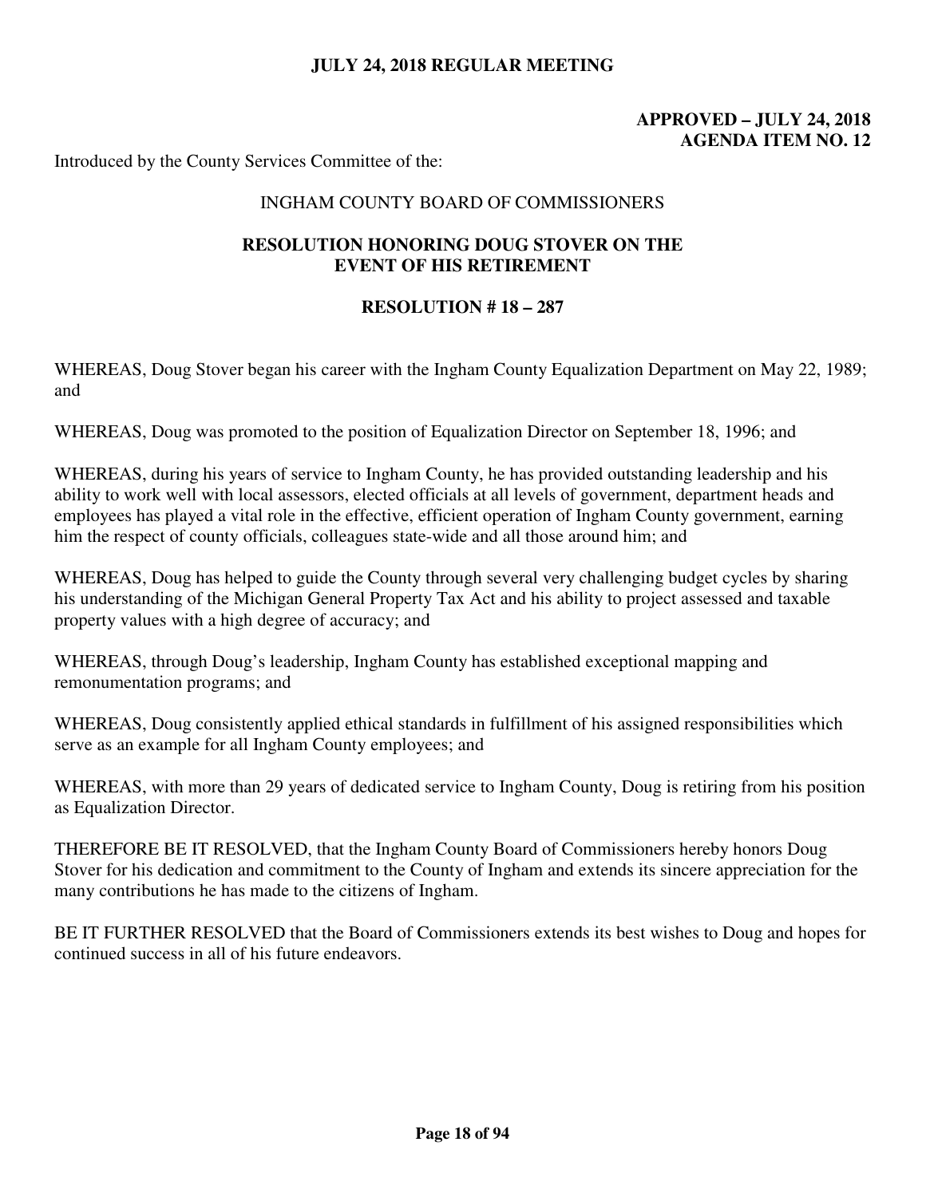**JULY 24, 2018 REGULAR MEETING**

**APPROVED – JULY 24, 2018**
**AGENDA ITEM NO. 12**

Introduced by the County Services Committee of the:

INGHAM COUNTY BOARD OF COMMISSIONERS

## RESOLUTION HONORING DOUG STOVER ON THE EVENT OF HIS RETIREMENT

### RESOLUTION # 18 – 287

WHEREAS, Doug Stover began his career with the Ingham County Equalization Department on May 22, 1989; and

WHEREAS, Doug was promoted to the position of Equalization Director on September 18, 1996; and

WHEREAS, during his years of service to Ingham County, he has provided outstanding leadership and his ability to work well with local assessors, elected officials at all levels of government, department heads and employees has played a vital role in the effective, efficient operation of Ingham County government, earning him the respect of county officials, colleagues state-wide and all those around him; and

WHEREAS, Doug has helped to guide the County through several very challenging budget cycles by sharing his understanding of the Michigan General Property Tax Act and his ability to project assessed and taxable property values with a high degree of accuracy; and

WHEREAS, through Doug's leadership, Ingham County has established exceptional mapping and remonumentation programs; and

WHEREAS, Doug consistently applied ethical standards in fulfillment of his assigned responsibilities which serve as an example for all Ingham County employees; and

WHEREAS, with more than 29 years of dedicated service to Ingham County, Doug is retiring from his position as Equalization Director.

THEREFORE BE IT RESOLVED, that the Ingham County Board of Commissioners hereby honors Doug Stover for his dedication and commitment to the County of Ingham and extends its sincere appreciation for the many contributions he has made to the citizens of Ingham.

BE IT FURTHER RESOLVED that the Board of Commissioners extends its best wishes to Doug and hopes for continued success in all of his future endeavors.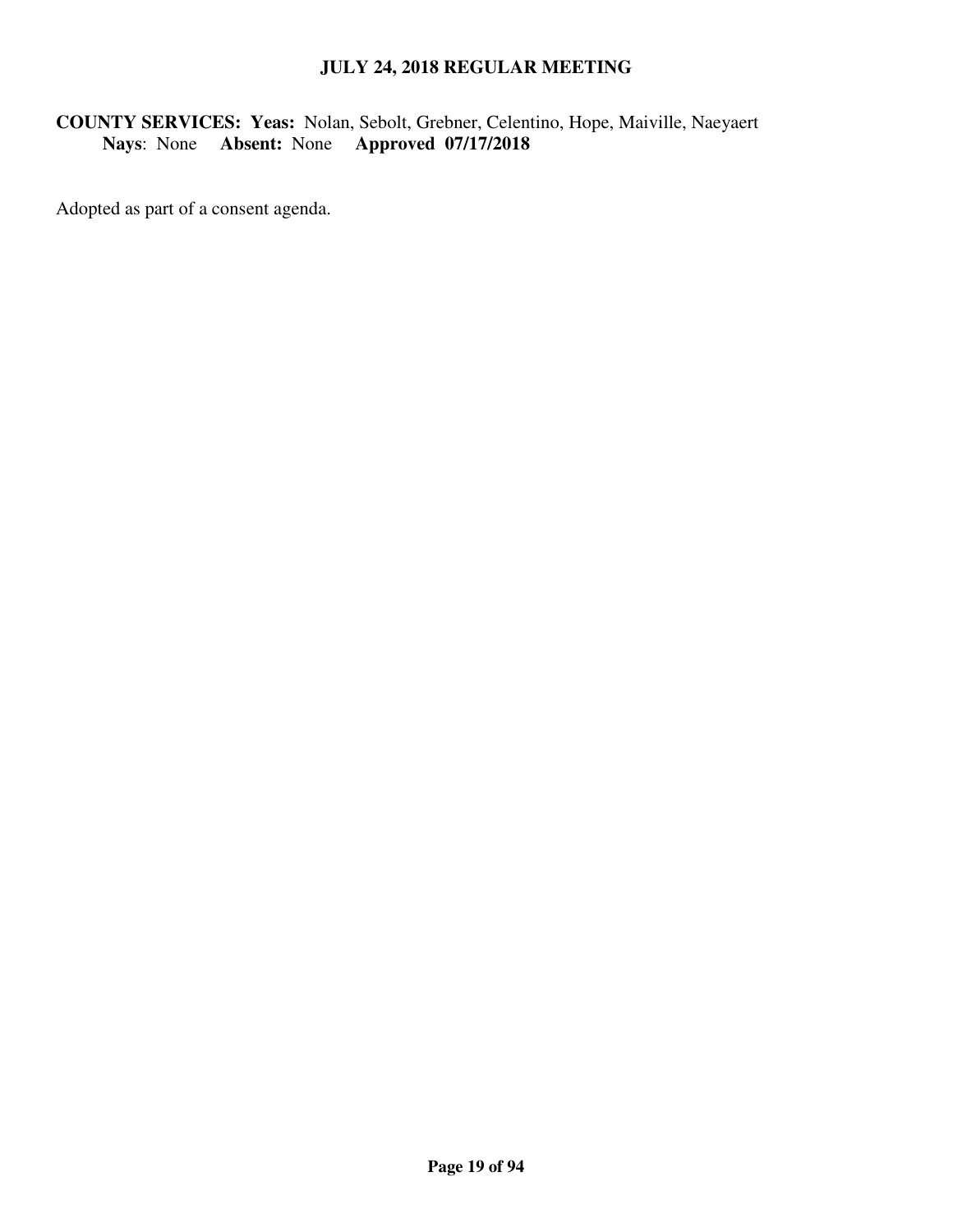**COUNTY SERVICES: Yeas:** Nolan, Sebolt, Grebner, Celentino, Hope, Maiville, Naeyaert
**Nays**: None **Absent:** None **Approved 07/17/2018**

Adopted as part of a consent agenda.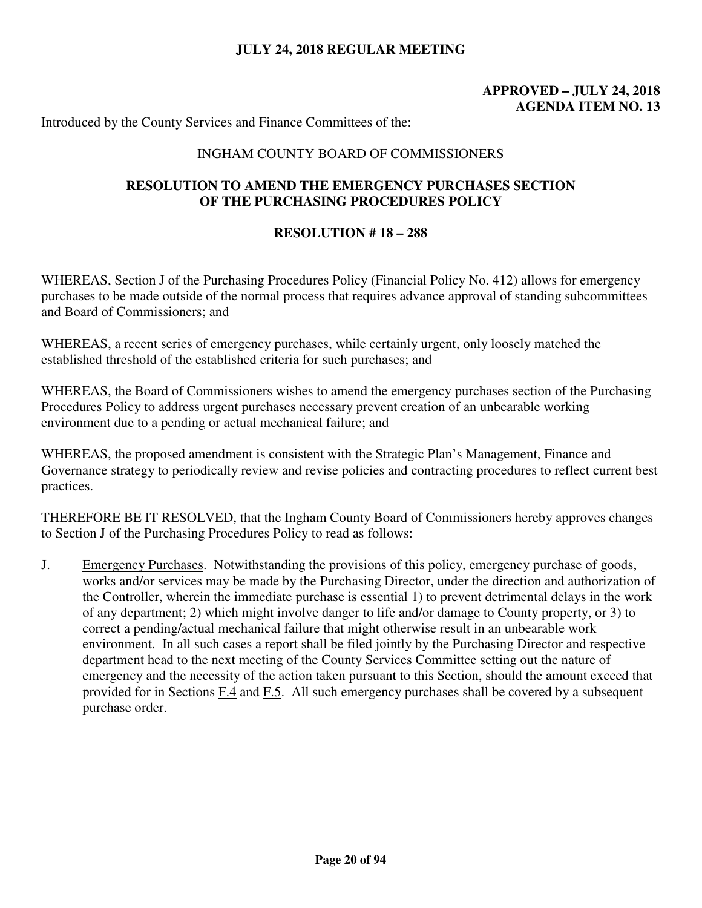**JULY 24, 2018 REGULAR MEETING**

**APPROVED – JULY 24, 2018**
**AGENDA ITEM NO. 13**

Introduced by the County Services and Finance Committees of the:

INGHAM COUNTY BOARD OF COMMISSIONERS

**RESOLUTION TO AMEND THE EMERGENCY PURCHASES SECTION OF THE PURCHASING PROCEDURES POLICY**

**RESOLUTION # 18 – 288**

WHEREAS, Section J of the Purchasing Procedures Policy (Financial Policy No. 412) allows for emergency purchases to be made outside of the normal process that requires advance approval of standing subcommittees and Board of Commissioners; and

WHEREAS, a recent series of emergency purchases, while certainly urgent, only loosely matched the established threshold of the established criteria for such purchases; and

WHEREAS, the Board of Commissioners wishes to amend the emergency purchases section of the Purchasing Procedures Policy to address urgent purchases necessary prevent creation of an unbearable working environment due to a pending or actual mechanical failure; and

WHEREAS, the proposed amendment is consistent with the Strategic Plan's Management, Finance and Governance strategy to periodically review and revise policies and contracting procedures to reflect current best practices.

THEREFORE BE IT RESOLVED, that the Ingham County Board of Commissioners hereby approves changes to Section J of the Purchasing Procedures Policy to read as follows:

J. Emergency Purchases. Notwithstanding the provisions of this policy, emergency purchase of goods, works and/or services may be made by the Purchasing Director, under the direction and authorization of the Controller, wherein the immediate purchase is essential 1) to prevent detrimental delays in the work of any department; 2) which might involve danger to life and/or damage to County property, or 3) to correct a pending/actual mechanical failure that might otherwise result in an unbearable work environment. In all such cases a report shall be filed jointly by the Purchasing Director and respective department head to the next meeting of the County Services Committee setting out the nature of emergency and the necessity of the action taken pursuant to this Section, should the amount exceed that provided for in Sections F.4 and F.5. All such emergency purchases shall be covered by a subsequent purchase order.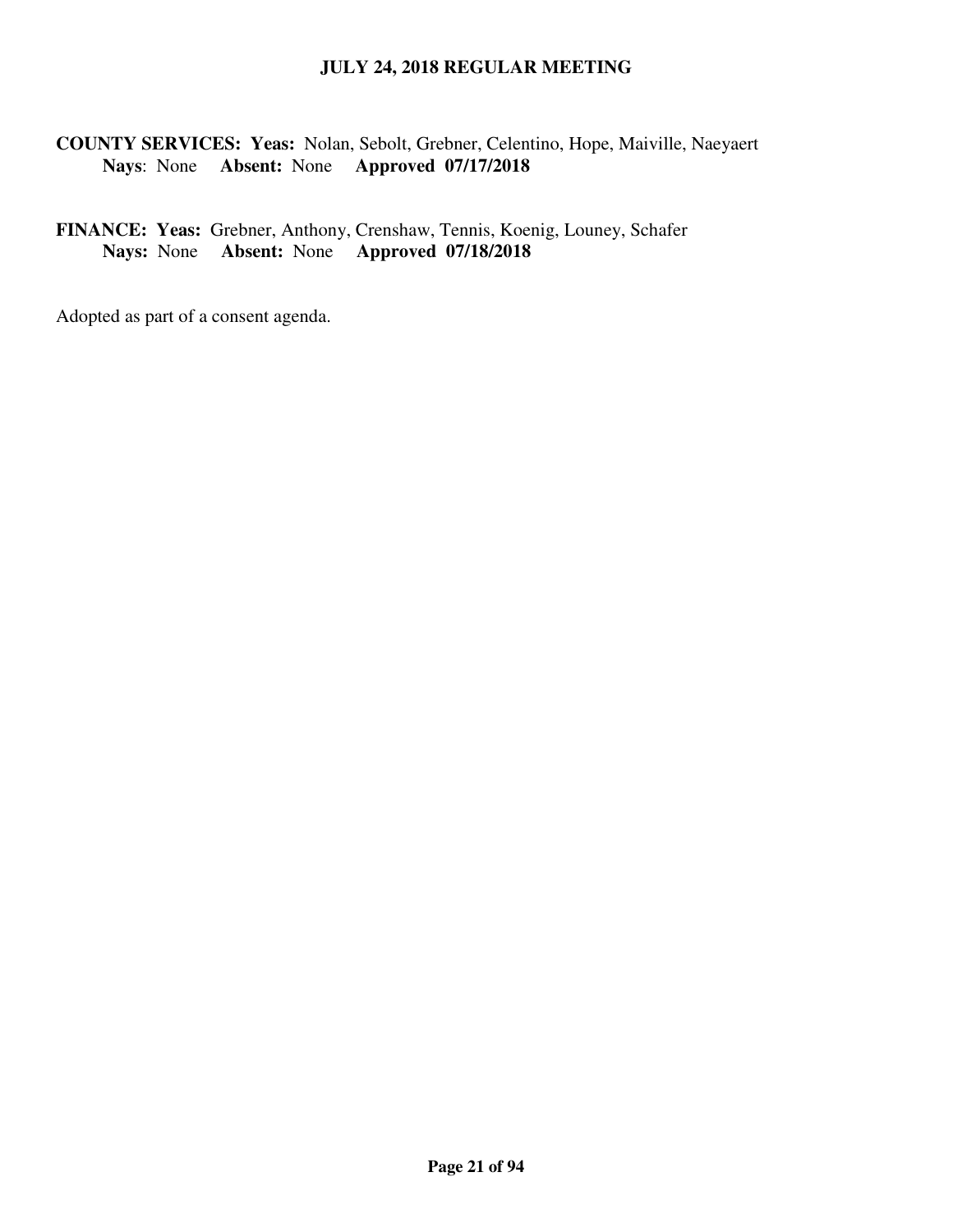**COUNTY SERVICES: Yeas:** Nolan, Sebolt, Grebner, Celentino, Hope, Maiville, Naeyaert
**Nays**: None **Absent:** None **Approved 07/17/2018**

**FINANCE: Yeas:** Grebner, Anthony, Crenshaw, Tennis, Koenig, Louney, Schafer
**Nays:** None **Absent:** None **Approved 07/18/2018**

Adopted as part of a consent agenda.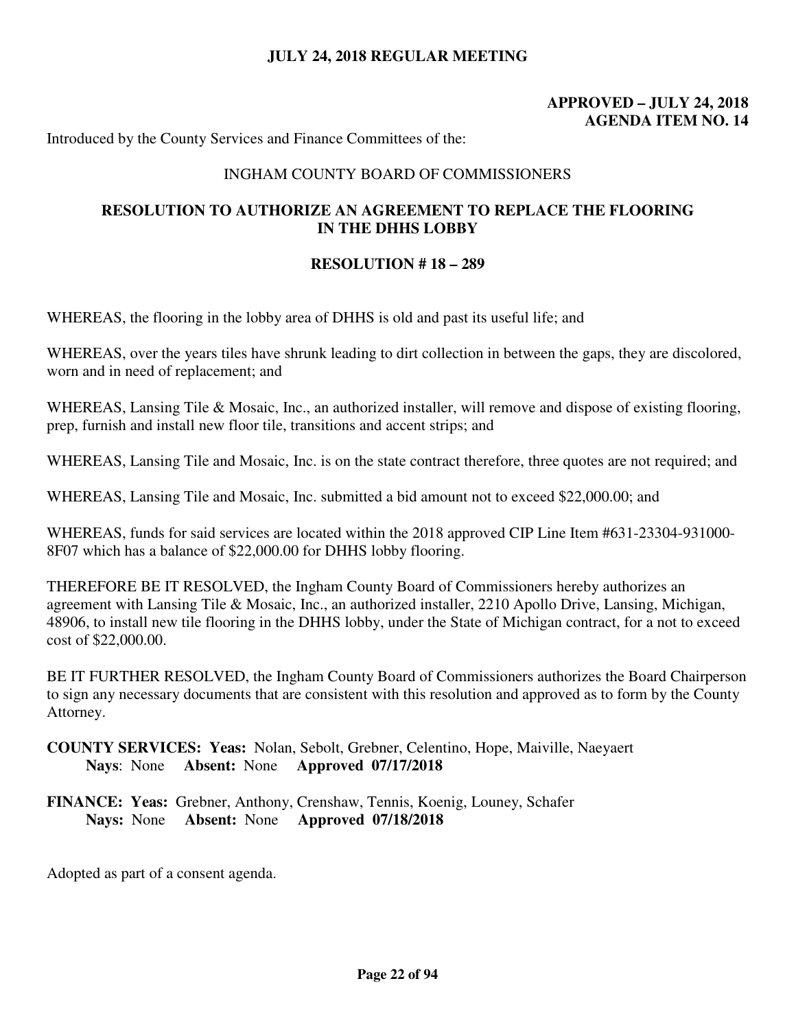**JULY 24, 2018 REGULAR MEETING**

**APPROVED – JULY 24, 2018**
**AGENDA ITEM NO. 14**

Introduced by the County Services and Finance Committees of the:

INGHAM COUNTY BOARD OF COMMISSIONERS

**RESOLUTION TO AUTHORIZE AN AGREEMENT TO REPLACE THE FLOORING IN THE DHHS LOBBY**

**RESOLUTION # 18 – 289**

WHEREAS, the flooring in the lobby area of DHHS is old and past its useful life; and

WHEREAS, over the years tiles have shrunk leading to dirt collection in between the gaps, they are discolored, worn and in need of replacement; and

WHEREAS, Lansing Tile & Mosaic, Inc., an authorized installer, will remove and dispose of existing flooring, prep, furnish and install new floor tile, transitions and accent strips; and

WHEREAS, Lansing Tile and Mosaic, Inc. is on the state contract therefore, three quotes are not required; and

WHEREAS, Lansing Tile and Mosaic, Inc. submitted a bid amount not to exceed $22,000.00; and

WHEREAS, funds for said services are located within the 2018 approved CIP Line Item #631-23304-931000-8F07 which has a balance of $22,000.00 for DHHS lobby flooring.

THEREFORE BE IT RESOLVED, the Ingham County Board of Commissioners hereby authorizes an agreement with Lansing Tile & Mosaic, Inc., an authorized installer, 2210 Apollo Drive, Lansing, Michigan, 48906, to install new tile flooring in the DHHS lobby, under the State of Michigan contract, for a not to exceed cost of $22,000.00.

BE IT FURTHER RESOLVED, the Ingham County Board of Commissioners authorizes the Board Chairperson to sign any necessary documents that are consistent with this resolution and approved as to form by the County Attorney.

**COUNTY SERVICES: Yeas:** Nolan, Sebolt, Grebner, Celentino, Hope, Maiville, Naeyaert
**Nays**: None **Absent:** None **Approved 07/17/2018**

**FINANCE: Yeas:** Grebner, Anthony, Crenshaw, Tennis, Koenig, Louney, Schafer
**Nays:** None **Absent:** None **Approved 07/18/2018**

Adopted as part of a consent agenda.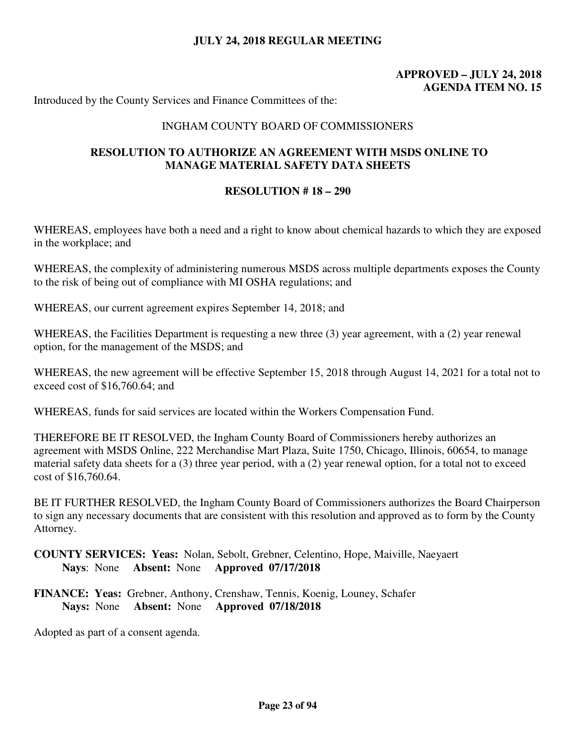**JULY 24, 2018 REGULAR MEETING**

**APPROVED – JULY 24, 2018**
**AGENDA ITEM NO. 15**

Introduced by the County Services and Finance Committees of the:

INGHAM COUNTY BOARD OF COMMISSIONERS

## RESOLUTION TO AUTHORIZE AN AGREEMENT WITH MSDS ONLINE TO MANAGE MATERIAL SAFETY DATA SHEETS

### RESOLUTION # 18 – 290

WHEREAS, employees have both a need and a right to know about chemical hazards to which they are exposed in the workplace; and

WHEREAS, the complexity of administering numerous MSDS across multiple departments exposes the County to the risk of being out of compliance with MI OSHA regulations; and

WHEREAS, our current agreement expires September 14, 2018; and

WHEREAS, the Facilities Department is requesting a new three (3) year agreement, with a (2) year renewal option, for the management of the MSDS; and

WHEREAS, the new agreement will be effective September 15, 2018 through August 14, 2021 for a total not to exceed cost of $16,760.64; and

WHEREAS, funds for said services are located within the Workers Compensation Fund.

THEREFORE BE IT RESOLVED, the Ingham County Board of Commissioners hereby authorizes an agreement with MSDS Online, 222 Merchandise Mart Plaza, Suite 1750, Chicago, Illinois, 60654, to manage material safety data sheets for a (3) three year period, with a (2) year renewal option, for a total not to exceed cost of $16,760.64.

BE IT FURTHER RESOLVED, the Ingham County Board of Commissioners authorizes the Board Chairperson to sign any necessary documents that are consistent with this resolution and approved as to form by the County Attorney.

**COUNTY SERVICES: Yeas:** Nolan, Sebolt, Grebner, Celentino, Hope, Maiville, Naeyaert
**Nays**: None **Absent:** None **Approved 07/17/2018**

**FINANCE: Yeas:** Grebner, Anthony, Crenshaw, Tennis, Koenig, Louney, Schafer
**Nays:** None **Absent:** None **Approved 07/18/2018**

Adopted as part of a consent agenda.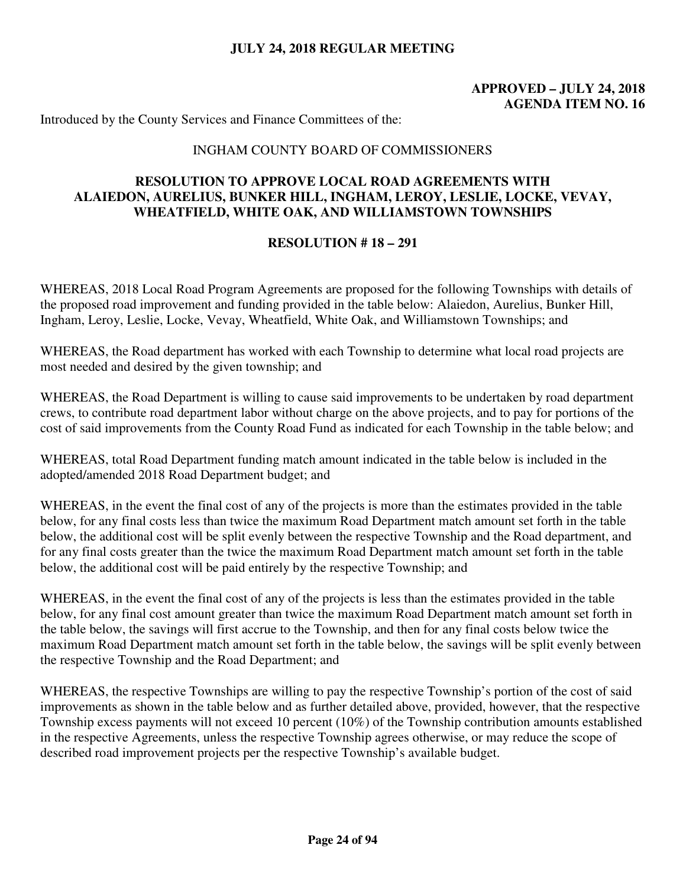**JULY 24, 2018 REGULAR MEETING**

**APPROVED – JULY 24, 2018**
**AGENDA ITEM NO. 16**

Introduced by the County Services and Finance Committees of the:

INGHAM COUNTY BOARD OF COMMISSIONERS

## RESOLUTION TO APPROVE LOCAL ROAD AGREEMENTS WITH ALAIEDON, AURELIUS, BUNKER HILL, INGHAM, LEROY, LESLIE, LOCKE, VEVAY, WHEATFIELD, WHITE OAK, AND WILLIAMSTOWN TOWNSHIPS

### RESOLUTION # 18 – 291

WHEREAS, 2018 Local Road Program Agreements are proposed for the following Townships with details of the proposed road improvement and funding provided in the table below: Alaiedon, Aurelius, Bunker Hill, Ingham, Leroy, Leslie, Locke, Vevay, Wheatfield, White Oak, and Williamstown Townships; and

WHEREAS, the Road department has worked with each Township to determine what local road projects are most needed and desired by the given township; and

WHEREAS, the Road Department is willing to cause said improvements to be undertaken by road department crews, to contribute road department labor without charge on the above projects, and to pay for portions of the cost of said improvements from the County Road Fund as indicated for each Township in the table below; and

WHEREAS, total Road Department funding match amount indicated in the table below is included in the adopted/amended 2018 Road Department budget; and

WHEREAS, in the event the final cost of any of the projects is more than the estimates provided in the table below, for any final costs less than twice the maximum Road Department match amount set forth in the table below, the additional cost will be split evenly between the respective Township and the Road department, and for any final costs greater than the twice the maximum Road Department match amount set forth in the table below, the additional cost will be paid entirely by the respective Township; and

WHEREAS, in the event the final cost of any of the projects is less than the estimates provided in the table below, for any final cost amount greater than twice the maximum Road Department match amount set forth in the table below, the savings will first accrue to the Township, and then for any final costs below twice the maximum Road Department match amount set forth in the table below, the savings will be split evenly between the respective Township and the Road Department; and

WHEREAS, the respective Townships are willing to pay the respective Township's portion of the cost of said improvements as shown in the table below and as further detailed above, provided, however, that the respective Township excess payments will not exceed 10 percent (10%) of the Township contribution amounts established in the respective Agreements, unless the respective Township agrees otherwise, or may reduce the scope of described road improvement projects per the respective Township's available budget.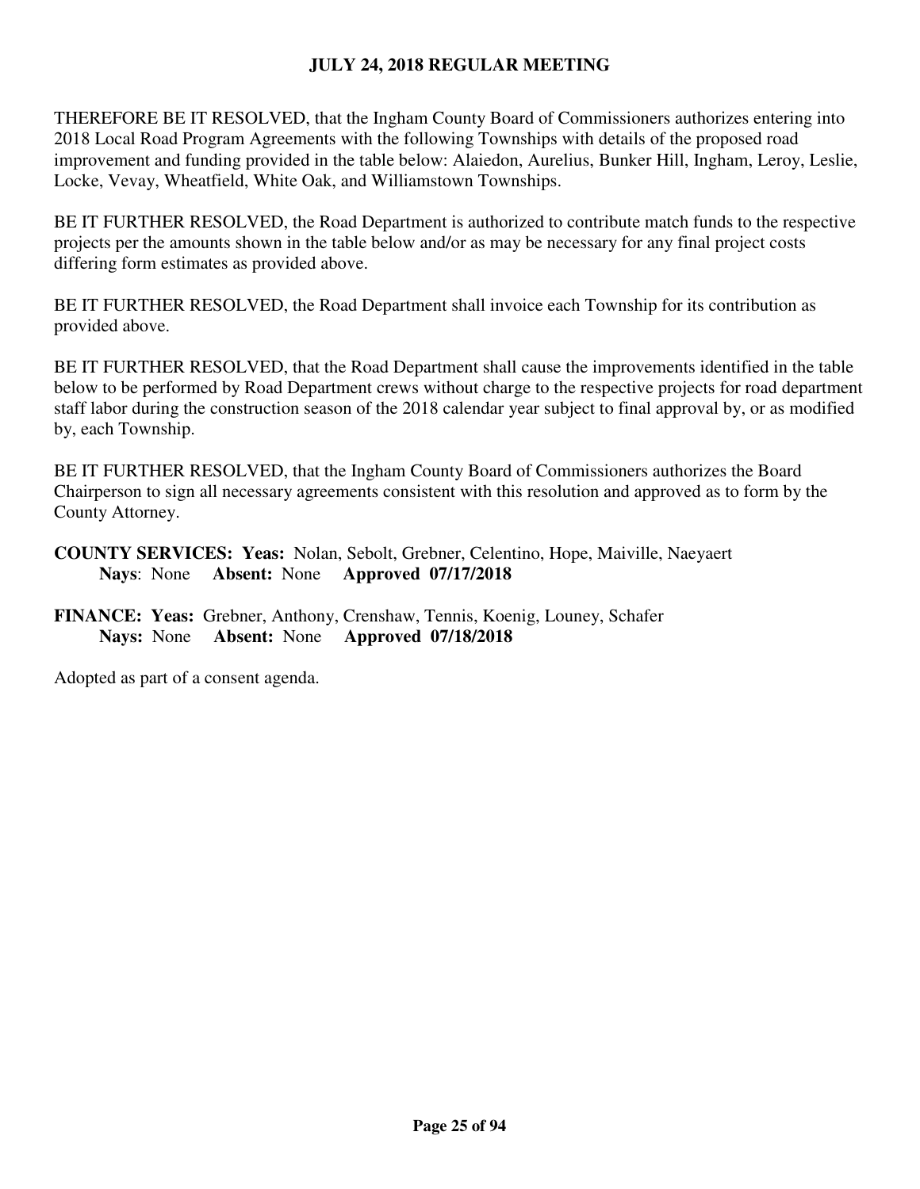THEREFORE BE IT RESOLVED, that the Ingham County Board of Commissioners authorizes entering into 2018 Local Road Program Agreements with the following Townships with details of the proposed road improvement and funding provided in the table below: Alaiedon, Aurelius, Bunker Hill, Ingham, Leroy, Leslie, Locke, Vevay, Wheatfield, White Oak, and Williamstown Townships.

BE IT FURTHER RESOLVED, the Road Department is authorized to contribute match funds to the respective projects per the amounts shown in the table below and/or as may be necessary for any final project costs differing form estimates as provided above.

BE IT FURTHER RESOLVED, the Road Department shall invoice each Township for its contribution as provided above.

BE IT FURTHER RESOLVED, that the Road Department shall cause the improvements identified in the table below to be performed by Road Department crews without charge to the respective projects for road department staff labor during the construction season of the 2018 calendar year subject to final approval by, or as modified by, each Township.

BE IT FURTHER RESOLVED, that the Ingham County Board of Commissioners authorizes the Board Chairperson to sign all necessary agreements consistent with this resolution and approved as to form by the County Attorney.

**COUNTY SERVICES: Yeas:** Nolan, Sebolt, Grebner, Celentino, Hope, Maiville, Naeyaert
**Nays**: None **Absent:** None **Approved 07/17/2018**

**FINANCE: Yeas:** Grebner, Anthony, Crenshaw, Tennis, Koenig, Louney, Schafer
**Nays:** None **Absent:** None **Approved 07/18/2018**

Adopted as part of a consent agenda.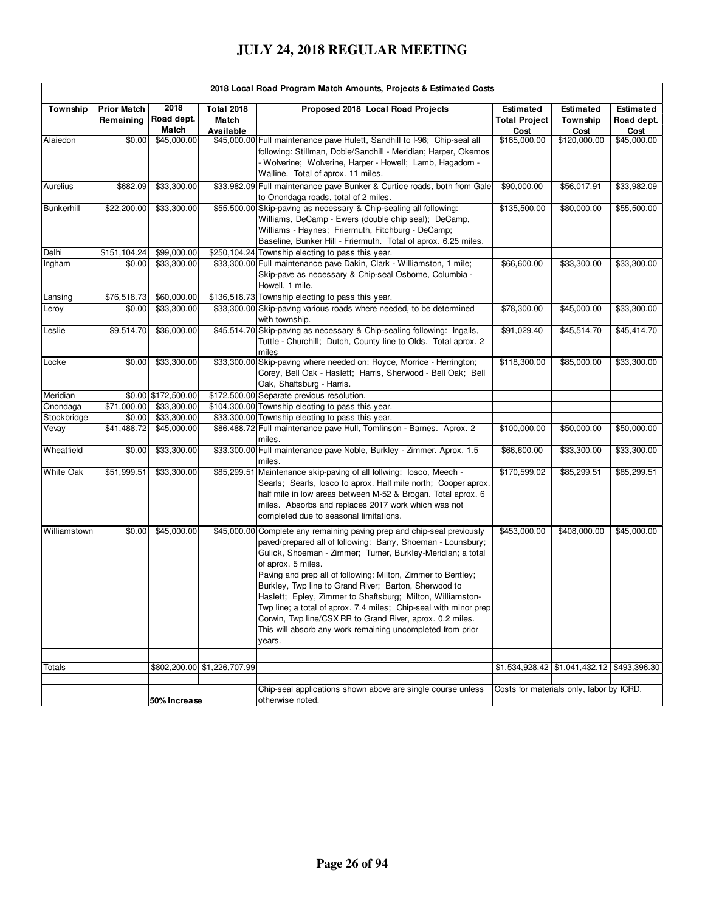# JULY 24, 2018 REGULAR MEETING

| 2018 Local Road Program Match Amounts, Projects & Estimated Costs | | | | | | | |
|---|---|---|---|---|---|---|---|
| **Township** | **Prior Match Remaining** | **2018 Road dept. Match** | **Total 2018 Match Available** | **Proposed 2018 Local Road Projects** | **Estimated Total Project Cost** | **Estimated Township Cost** | **Estimated Road dept. Cost** |
| Alaiedon | $0.00 | $45,000.00 | $45,000.00 | Full maintenance pave Hulett, Sandhill to I-96; Chip-seal all following: Stillman, Dobie/Sandhill - Meridian; Harper, Okemos - Wolverine; Wolverine, Harper - Howell; Lamb, Hagadorn - Walline. Total of aprox. 11 miles. | $165,000.00 | $120,000.00 | $45,000.00 |
| Aurelius | $682.09 | $33,300.00 | $33,982.09 | Full maintenance pave Bunker & Curtice roads, both from Gale to Onondaga roads, total of 2 miles. | $90,000.00 | $56,017.91 | $33,982.09 |
| Bunkerhill | $22,200.00 | $33,300.00 | $55,500.00 | Skip-paving as necessary & Chip-sealing all following: Williams, DeCamp - Ewers (double chip seal); DeCamp, Williams - Haynes; Friermuth, Fitchburg - DeCamp; Baseline, Bunker Hill - Friermuth. Total of aprox. 6.25 miles. | $135,500.00 | $80,000.00 | $55,500.00 |
| Delhi | $151,104.24 | $99,000.00 | $250,104.24 | Township electing to pass this year. | | | |
| Ingham | $0.00 | $33,300.00 | $33,300.00 | Full maintenance pave Dakin, Clark - Williamston, 1 mile; Skip-pave as necessary & Chip-seal Osborne, Columbia - Howell, 1 mile. | $66,600.00 | $33,300.00 | $33,300.00 |
| Lansing | $76,518.73 | $60,000.00 | $136,518.73 | Township electing to pass this year. | | | |
| Leroy | $0.00 | $33,300.00 | $33,300.00 | Skip-paving various roads where needed, to be determined with township. | $78,300.00 | $45,000.00 | $33,300.00 |
| Leslie | $9,514.70 | $36,000.00 | $45,514.70 | Skip-paving as necessary & Chip-sealing following: Ingalls, Tuttle - Churchill; Dutch, County line to Olds. Total aprox. 2 miles | $91,029.40 | $45,514.70 | $45,414.70 |
| Locke | $0.00 | $33,300.00 | $33,300.00 | Skip-paving where needed on: Royce, Morrice - Herrington; Corey, Bell Oak - Haslett; Harris, Sherwood - Bell Oak; Bell Oak, Shaftsburg - Harris. | $118,300.00 | $85,000.00 | $33,300.00 |
| Meridian | $0.00 | $172,500.00 | $172,500.00 | Separate previous resolution. | | | |
| Onondaga | $71,000.00 | $33,300.00 | $104,300.00 | Township electing to pass this year. | | | |
| Stockbridge | $0.00 | $33,300.00 | $33,300.00 | Township electing to pass this year. | | | |
| Vevay | $41,488.72 | $45,000.00 | $86,488.72 | Full maintenance pave Hull, Tomlinson - Barnes. Aprox. 2 miles. | $100,000.00 | $50,000.00 | $50,000.00 |
| Wheatfield | $0.00 | $33,300.00 | $33,300.00 | Full maintenance pave Noble, Burkley - Zimmer. Aprox. 1.5 miles. | $66,600.00 | $33,300.00 | $33,300.00 |
| White Oak | $51,999.51 | $33,300.00 | $85,299.51 | Maintenance skip-paving of all follwing: Iosco, Meech - Searls; Searls, Iosco to aprox. Half mile north; Cooper aprox. half mile in low areas between M-52 & Brogan. Total aprox. 6 miles. Absorbs and replaces 2017 work which was not completed due to seasonal limitations. | $170,599.02 | $85,299.51 | $85,299.51 |
| Williamstown | $0.00 | $45,000.00 | $45,000.00 | Complete any remaining paving prep and chip-seal previously paved/prepared all of following: Barry, Shoeman - Lounsbury; Gulick, Shoeman - Zimmer; Turner, Burkley-Meridian; a total of aprox. 5 miles. Paving and prep all of following: Milton, Zimmer to Bentley; Burkley, Twp line to Grand River; Barton, Sherwood to Haslett; Epley, Zimmer to Shaftsburg; Milton, Williamston-Twp line; a total of aprox. 7.4 miles; Chip-seal with minor prep Corwin, Twp line/CSX RR to Grand River, aprox. 0.2 miles. This will absorb any work remaining uncompleted from prior years. | $453,000.00 | $408,000.00 | $45,000.00 |
| | | | | | | | |
| Totals | | $802,200.00 | $1,226,707.99 | | $1,534,928.42 | $1,041,432.12 | $493,396.30 |
| | | | | | | | |
| | | **50% Increase** | | Chip-seal applications shown above are single course unless otherwise noted. | Costs for materials only, labor by ICRD. | | |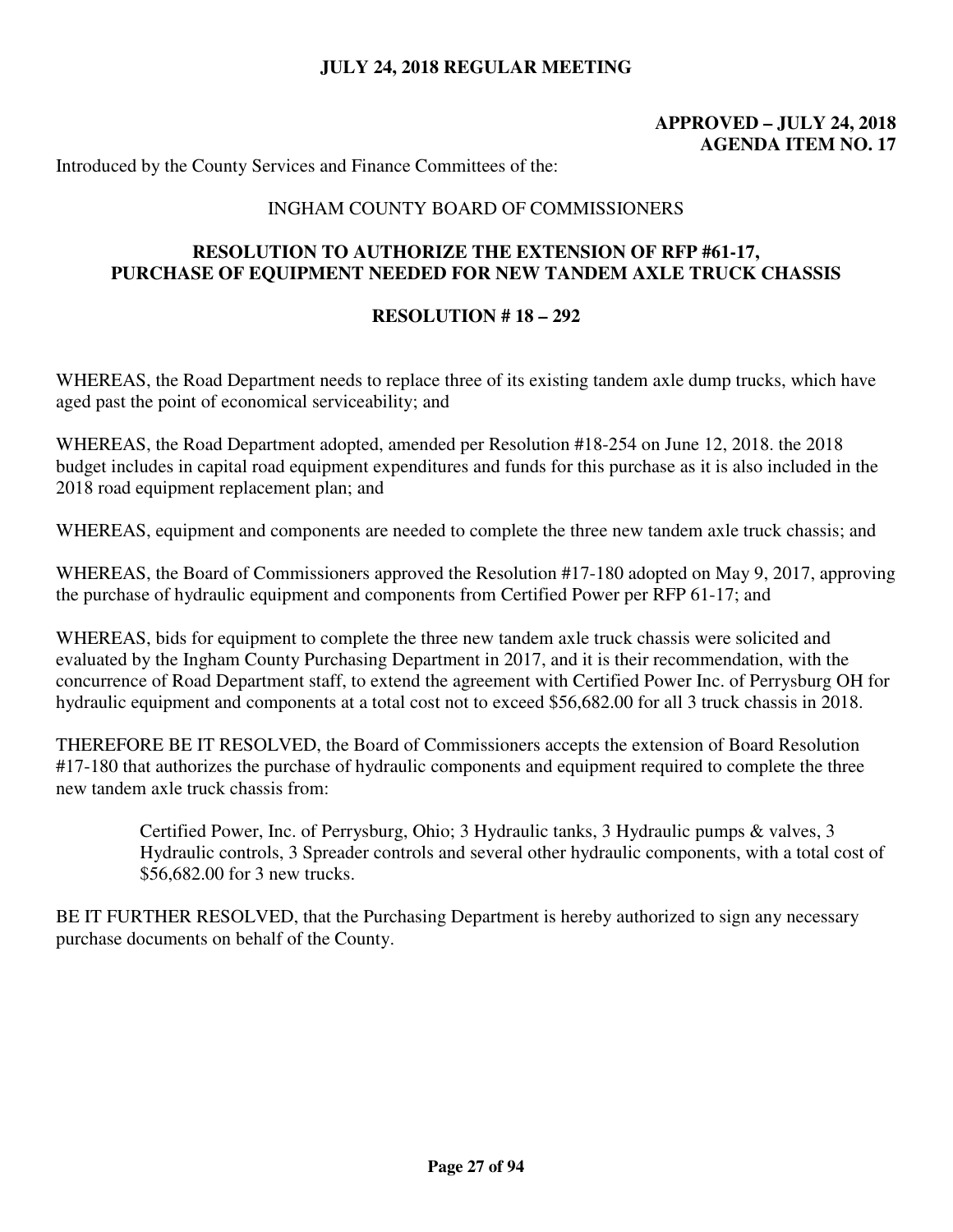**JULY 24, 2018 REGULAR MEETING**

**APPROVED – JULY 24, 2018**
**AGENDA ITEM NO. 17**

Introduced by the County Services and Finance Committees of the:

INGHAM COUNTY BOARD OF COMMISSIONERS

**RESOLUTION TO AUTHORIZE THE EXTENSION OF RFP #61-17, PURCHASE OF EQUIPMENT NEEDED FOR NEW TANDEM AXLE TRUCK CHASSIS**

**RESOLUTION # 18 – 292**

WHEREAS, the Road Department needs to replace three of its existing tandem axle dump trucks, which have aged past the point of economical serviceability; and

WHEREAS, the Road Department adopted, amended per Resolution #18-254 on June 12, 2018. the 2018 budget includes in capital road equipment expenditures and funds for this purchase as it is also included in the 2018 road equipment replacement plan; and

WHEREAS, equipment and components are needed to complete the three new tandem axle truck chassis; and

WHEREAS, the Board of Commissioners approved the Resolution #17-180 adopted on May 9, 2017, approving the purchase of hydraulic equipment and components from Certified Power per RFP 61-17; and

WHEREAS, bids for equipment to complete the three new tandem axle truck chassis were solicited and evaluated by the Ingham County Purchasing Department in 2017, and it is their recommendation, with the concurrence of Road Department staff, to extend the agreement with Certified Power Inc. of Perrysburg OH for hydraulic equipment and components at a total cost not to exceed $56,682.00 for all 3 truck chassis in 2018.

THEREFORE BE IT RESOLVED, the Board of Commissioners accepts the extension of Board Resolution #17-180 that authorizes the purchase of hydraulic components and equipment required to complete the three new tandem axle truck chassis from:

> Certified Power, Inc. of Perrysburg, Ohio; 3 Hydraulic tanks, 3 Hydraulic pumps & valves, 3 Hydraulic controls, 3 Spreader controls and several other hydraulic components, with a total cost of $56,682.00 for 3 new trucks.

BE IT FURTHER RESOLVED, that the Purchasing Department is hereby authorized to sign any necessary purchase documents on behalf of the County.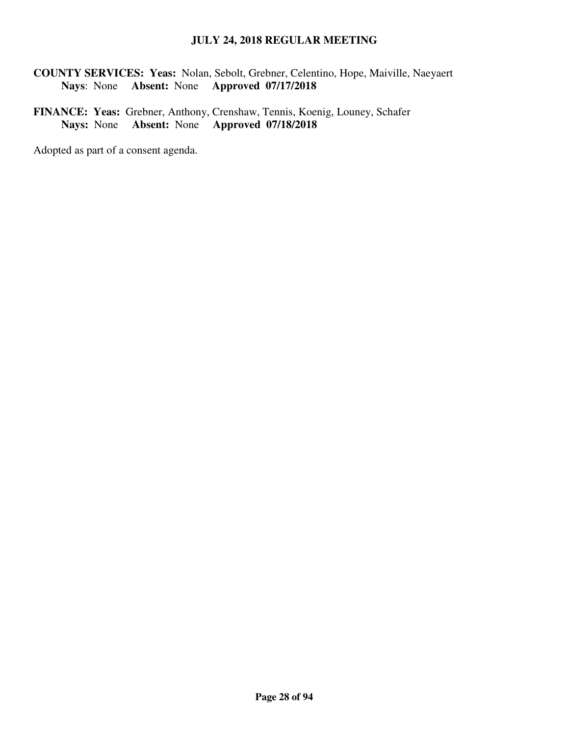**COUNTY SERVICES: Yeas:** Nolan, Sebolt, Grebner, Celentino, Hope, Maiville, Naeyaert
**Nays**: None **Absent:** None **Approved 07/17/2018**

**FINANCE: Yeas:** Grebner, Anthony, Crenshaw, Tennis, Koenig, Louney, Schafer
**Nays:** None **Absent:** None **Approved 07/18/2018**

Adopted as part of a consent agenda.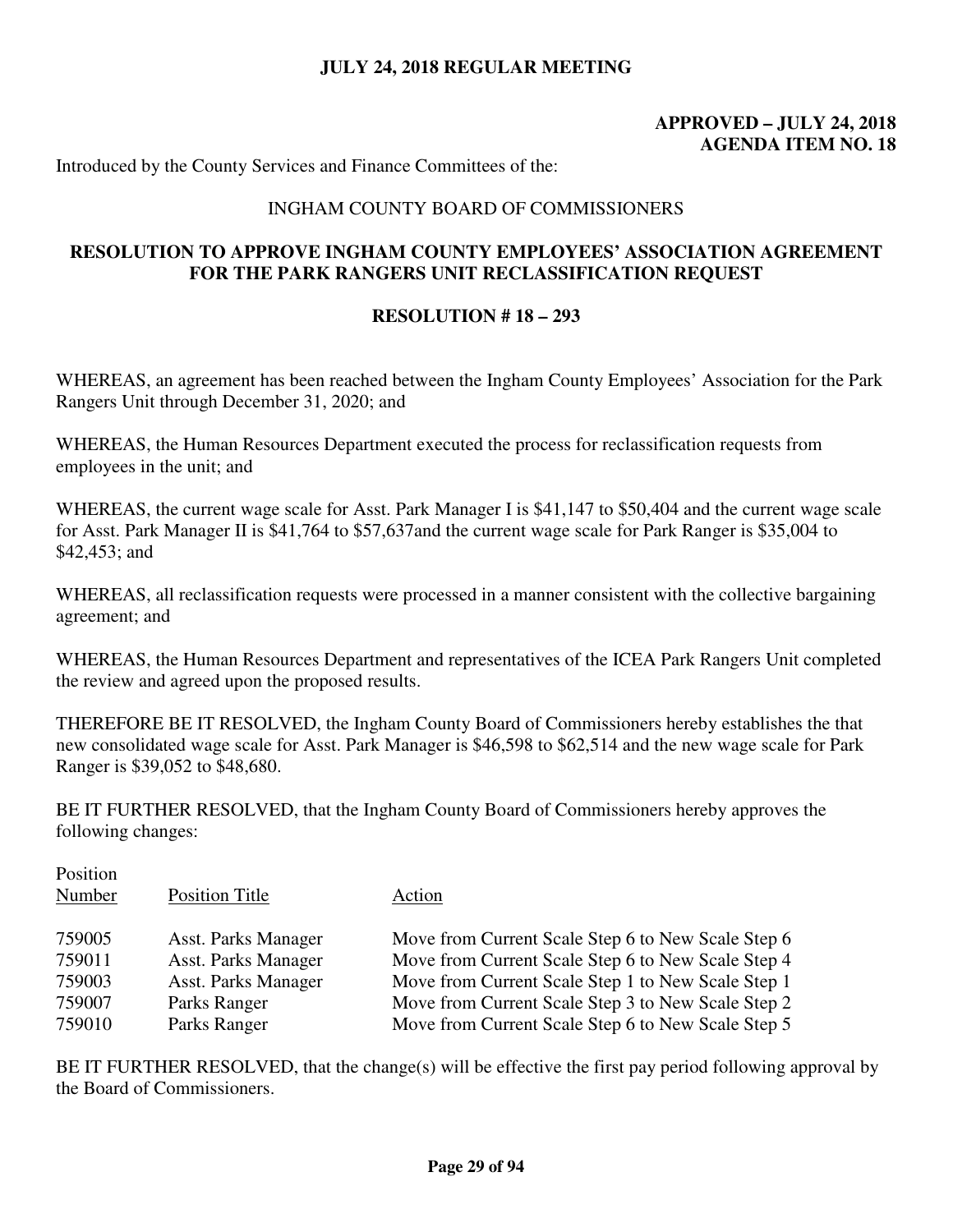**JULY 24, 2018 REGULAR MEETING**

**APPROVED – JULY 24, 2018**
**AGENDA ITEM NO. 18**

Introduced by the County Services and Finance Committees of the:

INGHAM COUNTY BOARD OF COMMISSIONERS

## RESOLUTION TO APPROVE INGHAM COUNTY EMPLOYEES' ASSOCIATION AGREEMENT FOR THE PARK RANGERS UNIT RECLASSIFICATION REQUEST

### RESOLUTION # 18 – 293

WHEREAS, an agreement has been reached between the Ingham County Employees' Association for the Park Rangers Unit through December 31, 2020; and

WHEREAS, the Human Resources Department executed the process for reclassification requests from employees in the unit; and

WHEREAS, the current wage scale for Asst. Park Manager I is $41,147 to $50,404 and the current wage scale for Asst. Park Manager II is $41,764 to $57,637and the current wage scale for Park Ranger is $35,004 to $42,453; and

WHEREAS, all reclassification requests were processed in a manner consistent with the collective bargaining agreement; and

WHEREAS, the Human Resources Department and representatives of the ICEA Park Rangers Unit completed the review and agreed upon the proposed results.

THEREFORE BE IT RESOLVED, the Ingham County Board of Commissioners hereby establishes the that new consolidated wage scale for Asst. Park Manager is $46,598 to $62,514 and the new wage scale for Park Ranger is $39,052 to $48,680.

BE IT FURTHER RESOLVED, that the Ingham County Board of Commissioners hereby approves the following changes:

| Position Number | Position Title | Action |
|---|---|---|
| 759005 | Asst. Parks Manager | Move from Current Scale Step 6 to New Scale Step 6 |
| 759011 | Asst. Parks Manager | Move from Current Scale Step 6 to New Scale Step 4 |
| 759003 | Asst. Parks Manager | Move from Current Scale Step 1 to New Scale Step 1 |
| 759007 | Parks Ranger | Move from Current Scale Step 3 to New Scale Step 2 |
| 759010 | Parks Ranger | Move from Current Scale Step 6 to New Scale Step 5 |

BE IT FURTHER RESOLVED, that the change(s) will be effective the first pay period following approval by the Board of Commissioners.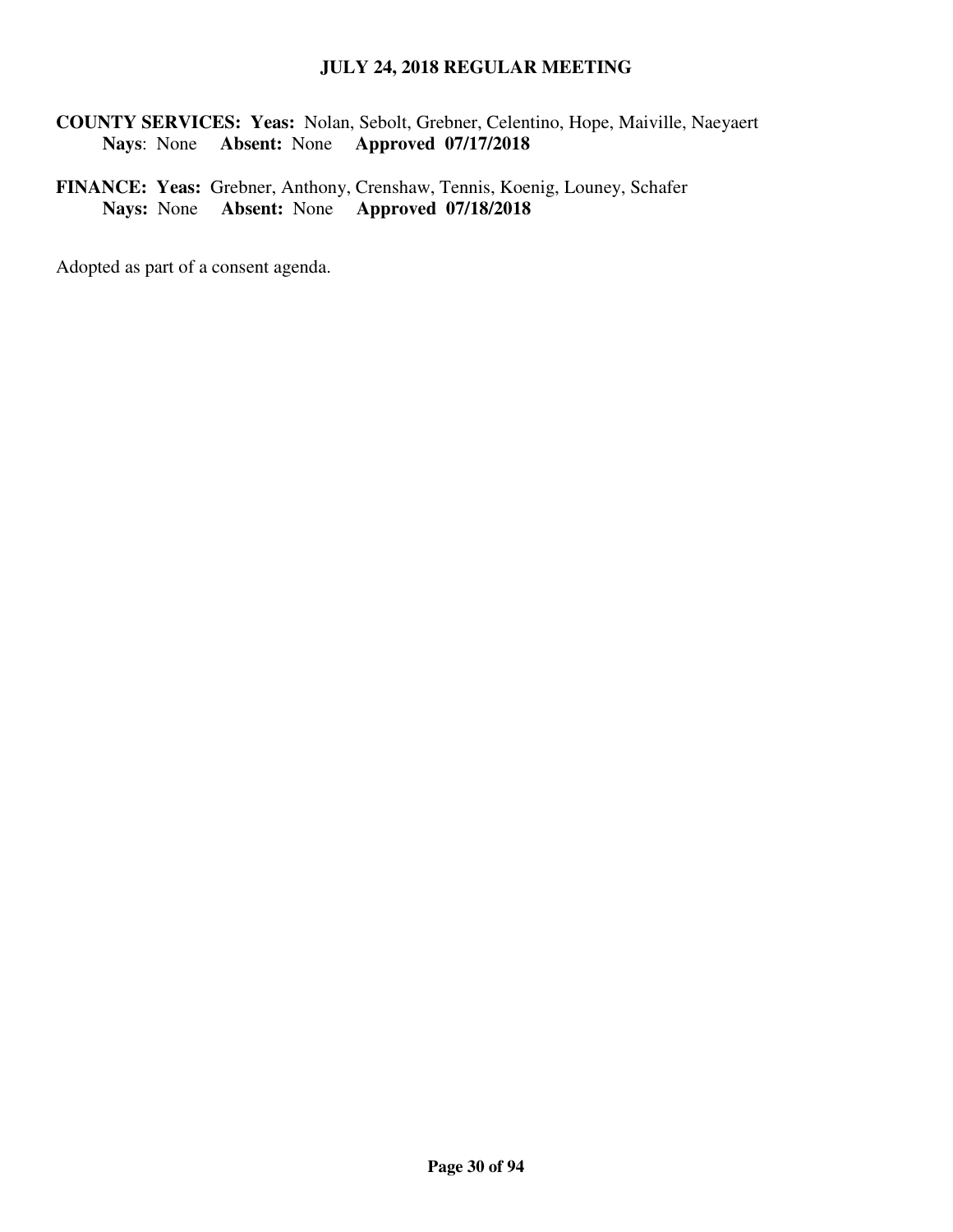**COUNTY SERVICES: Yeas:** Nolan, Sebolt, Grebner, Celentino, Hope, Maiville, Naeyaert
**Nays**: None **Absent:** None **Approved 07/17/2018**

**FINANCE: Yeas:** Grebner, Anthony, Crenshaw, Tennis, Koenig, Louney, Schafer
**Nays:** None **Absent:** None **Approved 07/18/2018**

Adopted as part of a consent agenda.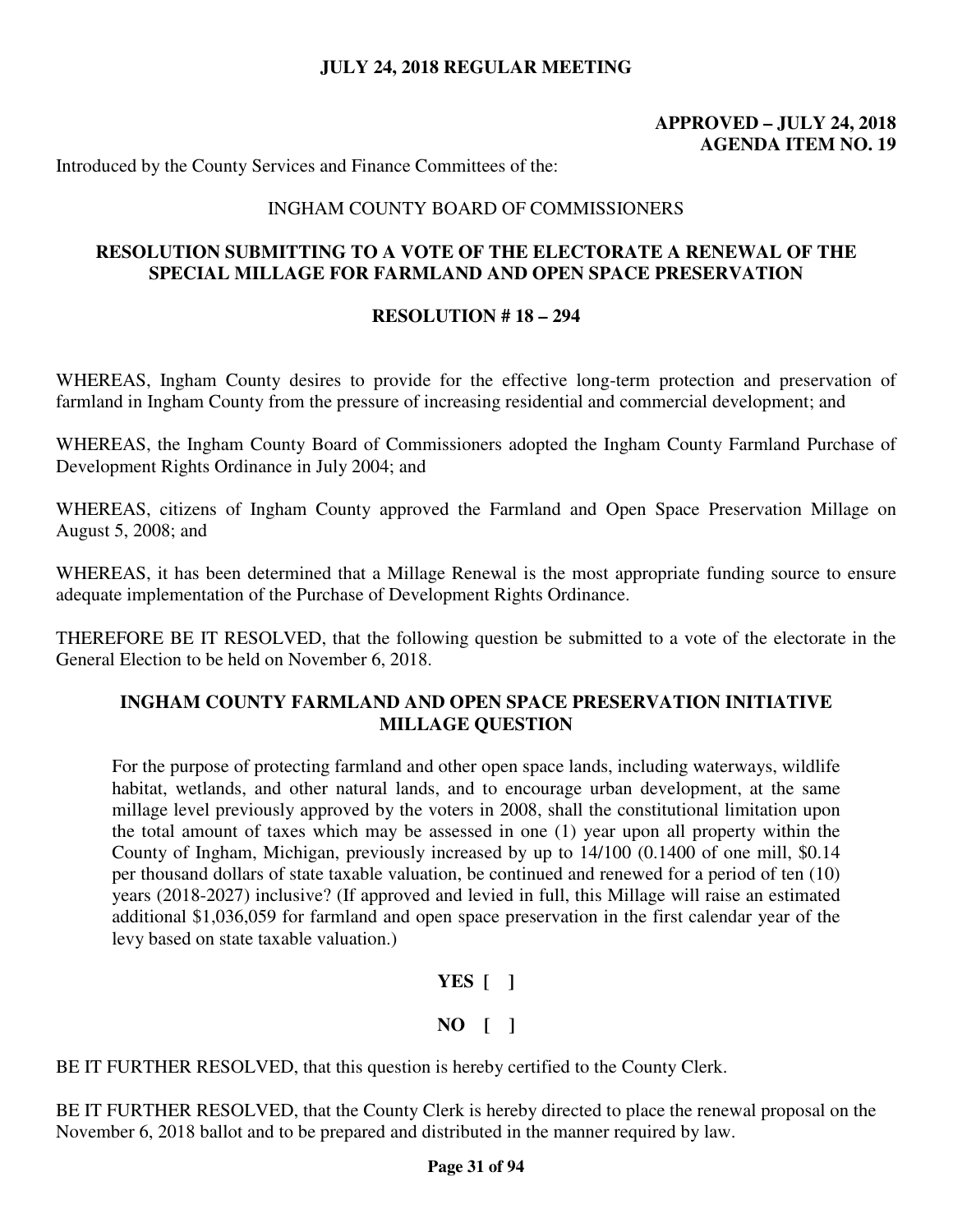**JULY 24, 2018 REGULAR MEETING**

**APPROVED – JULY 24, 2018**
**AGENDA ITEM NO. 19**

Introduced by the County Services and Finance Committees of the:

INGHAM COUNTY BOARD OF COMMISSIONERS

## RESOLUTION SUBMITTING TO A VOTE OF THE ELECTORATE A RENEWAL OF THE SPECIAL MILLAGE FOR FARMLAND AND OPEN SPACE PRESERVATION

### RESOLUTION # 18 – 294

WHEREAS, Ingham County desires to provide for the effective long-term protection and preservation of farmland in Ingham County from the pressure of increasing residential and commercial development; and

WHEREAS, the Ingham County Board of Commissioners adopted the Ingham County Farmland Purchase of Development Rights Ordinance in July 2004; and

WHEREAS, citizens of Ingham County approved the Farmland and Open Space Preservation Millage on August 5, 2008; and

WHEREAS, it has been determined that a Millage Renewal is the most appropriate funding source to ensure adequate implementation of the Purchase of Development Rights Ordinance.

THEREFORE BE IT RESOLVED, that the following question be submitted to a vote of the electorate in the General Election to be held on November 6, 2018.

### INGHAM COUNTY FARMLAND AND OPEN SPACE PRESERVATION INITIATIVE MILLAGE QUESTION

> For the purpose of protecting farmland and other open space lands, including waterways, wildlife habitat, wetlands, and other natural lands, and to encourage urban development, at the same millage level previously approved by the voters in 2008, shall the constitutional limitation upon the total amount of taxes which may be assessed in one (1) year upon all property within the County of Ingham, Michigan, previously increased by up to 14/100 (0.1400 of one mill, $0.14 per thousand dollars of state taxable valuation, be continued and renewed for a period of ten (10) years (2018-2027) inclusive? (If approved and levied in full, this Millage will raise an estimated additional $1,036,059 for farmland and open space preservation in the first calendar year of the levy based on state taxable valuation.)

**YES [ ]**

**NO [ ]**

BE IT FURTHER RESOLVED, that this question is hereby certified to the County Clerk.

BE IT FURTHER RESOLVED, that the County Clerk is hereby directed to place the renewal proposal on the November 6, 2018 ballot and to be prepared and distributed in the manner required by law.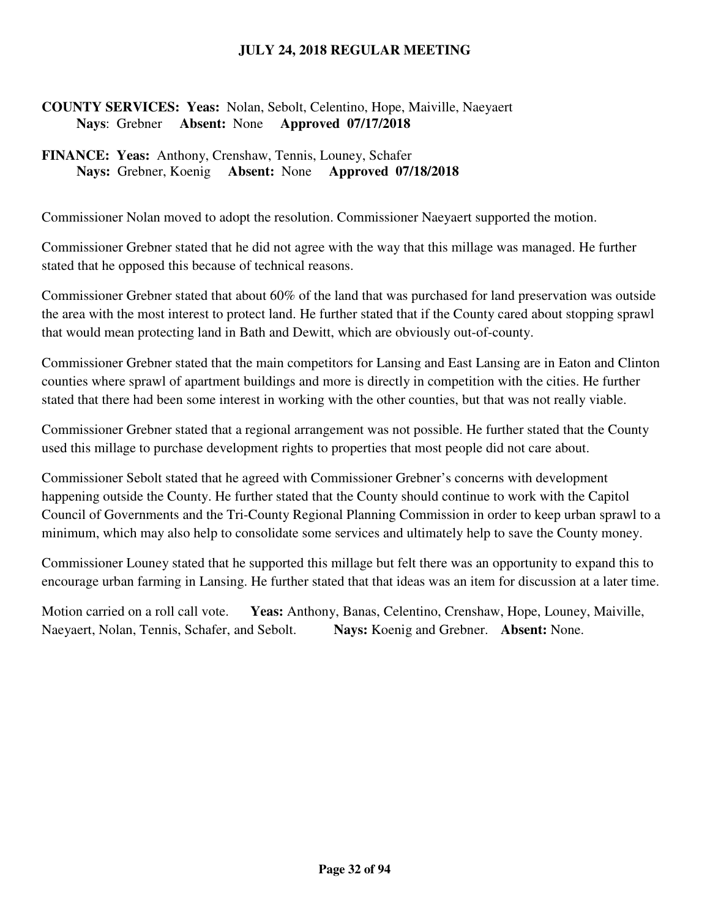**COUNTY SERVICES: Yeas:** Nolan, Sebolt, Celentino, Hope, Maiville, Naeyaert
**Nays**: Grebner **Absent:** None **Approved 07/17/2018**

**FINANCE: Yeas:** Anthony, Crenshaw, Tennis, Louney, Schafer
**Nays:** Grebner, Koenig **Absent:** None **Approved 07/18/2018**

Commissioner Nolan moved to adopt the resolution. Commissioner Naeyaert supported the motion.

Commissioner Grebner stated that he did not agree with the way that this millage was managed. He further stated that he opposed this because of technical reasons.

Commissioner Grebner stated that about 60% of the land that was purchased for land preservation was outside the area with the most interest to protect land. He further stated that if the County cared about stopping sprawl that would mean protecting land in Bath and Dewitt, which are obviously out-of-county.

Commissioner Grebner stated that the main competitors for Lansing and East Lansing are in Eaton and Clinton counties where sprawl of apartment buildings and more is directly in competition with the cities. He further stated that there had been some interest in working with the other counties, but that was not really viable.

Commissioner Grebner stated that a regional arrangement was not possible. He further stated that the County used this millage to purchase development rights to properties that most people did not care about.

Commissioner Sebolt stated that he agreed with Commissioner Grebner's concerns with development happening outside the County. He further stated that the County should continue to work with the Capitol Council of Governments and the Tri-County Regional Planning Commission in order to keep urban sprawl to a minimum, which may also help to consolidate some services and ultimately help to save the County money.

Commissioner Louney stated that he supported this millage but felt there was an opportunity to expand this to encourage urban farming in Lansing. He further stated that that ideas was an item for discussion at a later time.

Motion carried on a roll call vote. **Yeas:** Anthony, Banas, Celentino, Crenshaw, Hope, Louney, Maiville, Naeyaert, Nolan, Tennis, Schafer, and Sebolt. **Nays:** Koenig and Grebner. **Absent:** None.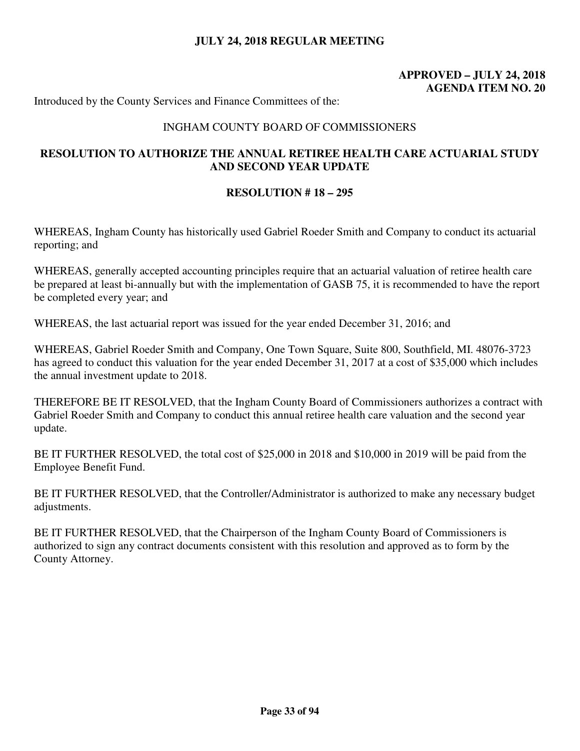**JULY 24, 2018 REGULAR MEETING**

**APPROVED – JULY 24, 2018**
**AGENDA ITEM NO. 20**

Introduced by the County Services and Finance Committees of the:

INGHAM COUNTY BOARD OF COMMISSIONERS

## RESOLUTION TO AUTHORIZE THE ANNUAL RETIREE HEALTH CARE ACTUARIAL STUDY AND SECOND YEAR UPDATE

### RESOLUTION # 18 – 295

WHEREAS, Ingham County has historically used Gabriel Roeder Smith and Company to conduct its actuarial reporting; and

WHEREAS, generally accepted accounting principles require that an actuarial valuation of retiree health care be prepared at least bi-annually but with the implementation of GASB 75, it is recommended to have the report be completed every year; and

WHEREAS, the last actuarial report was issued for the year ended December 31, 2016; and

WHEREAS, Gabriel Roeder Smith and Company, One Town Square, Suite 800, Southfield, MI. 48076-3723 has agreed to conduct this valuation for the year ended December 31, 2017 at a cost of $35,000 which includes the annual investment update to 2018.

THEREFORE BE IT RESOLVED, that the Ingham County Board of Commissioners authorizes a contract with Gabriel Roeder Smith and Company to conduct this annual retiree health care valuation and the second year update.

BE IT FURTHER RESOLVED, the total cost of $25,000 in 2018 and $10,000 in 2019 will be paid from the Employee Benefit Fund.

BE IT FURTHER RESOLVED, that the Controller/Administrator is authorized to make any necessary budget adjustments.

BE IT FURTHER RESOLVED, that the Chairperson of the Ingham County Board of Commissioners is authorized to sign any contract documents consistent with this resolution and approved as to form by the County Attorney.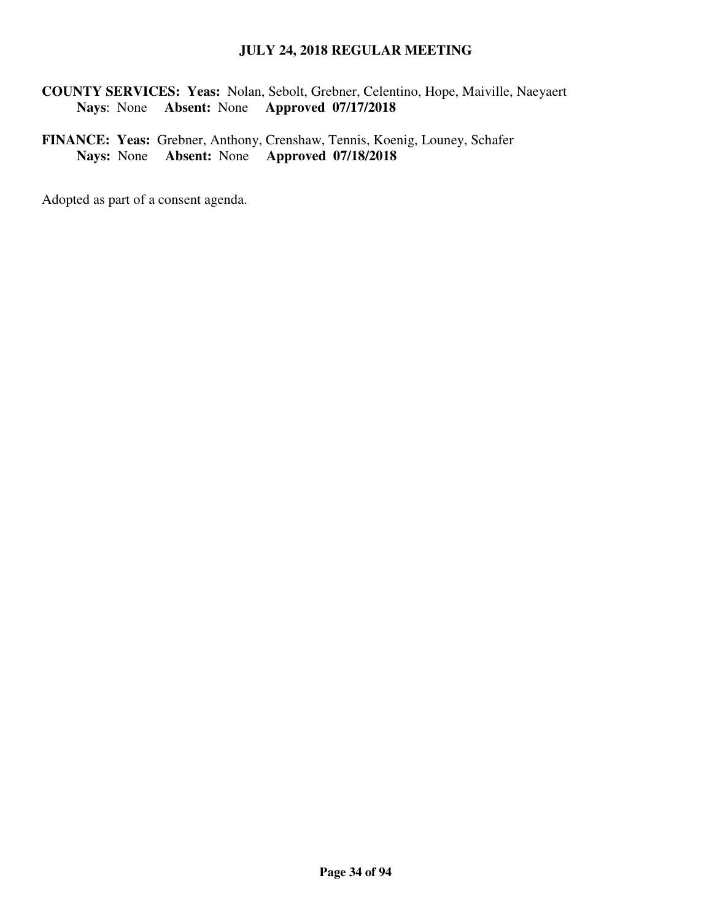**COUNTY SERVICES: Yeas:** Nolan, Sebolt, Grebner, Celentino, Hope, Maiville, Naeyaert
**Nays**: None **Absent:** None **Approved 07/17/2018**

**FINANCE: Yeas:** Grebner, Anthony, Crenshaw, Tennis, Koenig, Louney, Schafer
**Nays:** None **Absent:** None **Approved 07/18/2018**

Adopted as part of a consent agenda.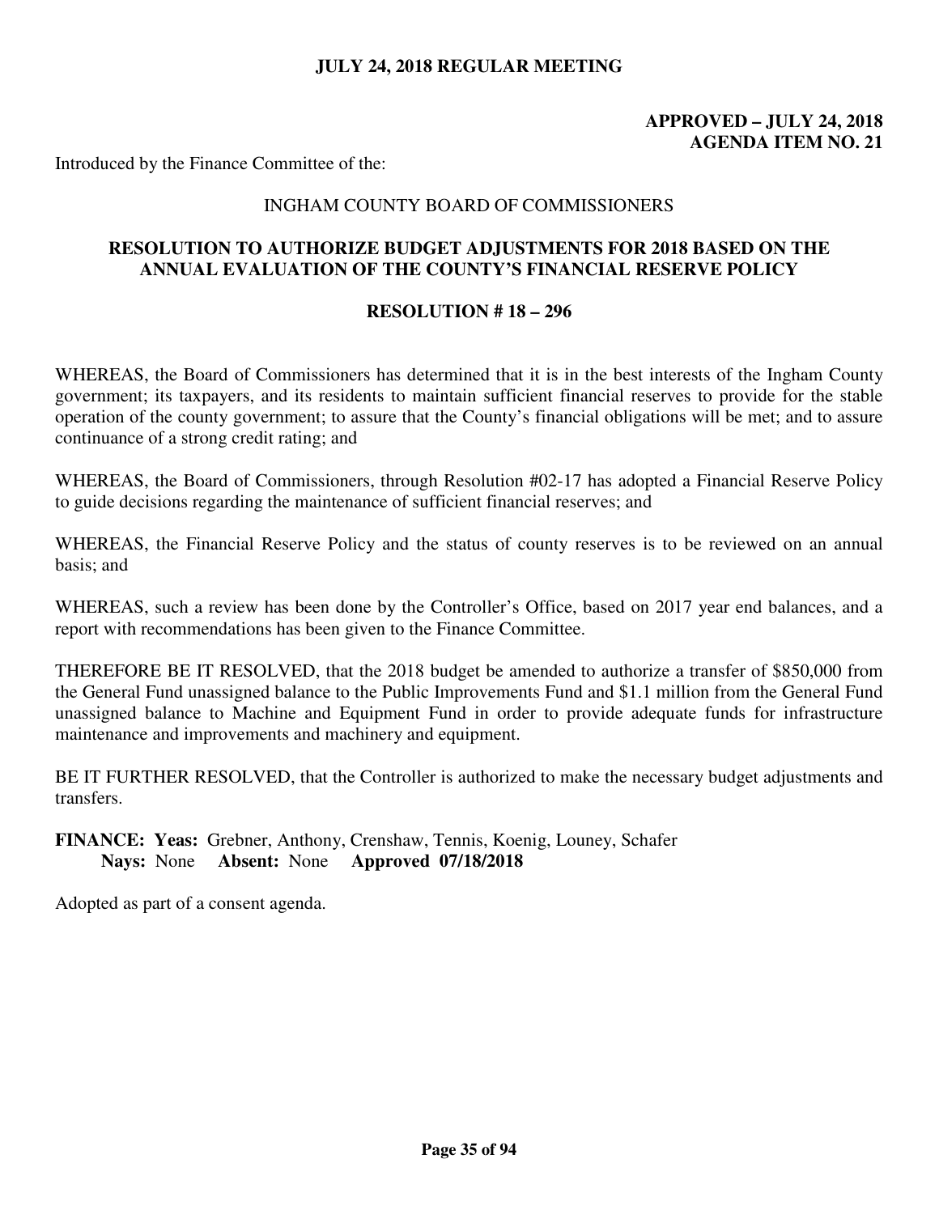**JULY 24, 2018 REGULAR MEETING**

**APPROVED – JULY 24, 2018**
**AGENDA ITEM NO. 21**

Introduced by the Finance Committee of the:

INGHAM COUNTY BOARD OF COMMISSIONERS

**RESOLUTION TO AUTHORIZE BUDGET ADJUSTMENTS FOR 2018 BASED ON THE ANNUAL EVALUATION OF THE COUNTY'S FINANCIAL RESERVE POLICY**

**RESOLUTION # 18 – 296**

WHEREAS, the Board of Commissioners has determined that it is in the best interests of the Ingham County government; its taxpayers, and its residents to maintain sufficient financial reserves to provide for the stable operation of the county government; to assure that the County's financial obligations will be met; and to assure continuance of a strong credit rating; and

WHEREAS, the Board of Commissioners, through Resolution #02-17 has adopted a Financial Reserve Policy to guide decisions regarding the maintenance of sufficient financial reserves; and

WHEREAS, the Financial Reserve Policy and the status of county reserves is to be reviewed on an annual basis; and

WHEREAS, such a review has been done by the Controller's Office, based on 2017 year end balances, and a report with recommendations has been given to the Finance Committee.

THEREFORE BE IT RESOLVED, that the 2018 budget be amended to authorize a transfer of $850,000 from the General Fund unassigned balance to the Public Improvements Fund and $1.1 million from the General Fund unassigned balance to Machine and Equipment Fund in order to provide adequate funds for infrastructure maintenance and improvements and machinery and equipment.

BE IT FURTHER RESOLVED, that the Controller is authorized to make the necessary budget adjustments and transfers.

**FINANCE: Yeas:** Grebner, Anthony, Crenshaw, Tennis, Koenig, Louney, Schafer
**Nays:** None **Absent:** None **Approved 07/18/2018**

Adopted as part of a consent agenda.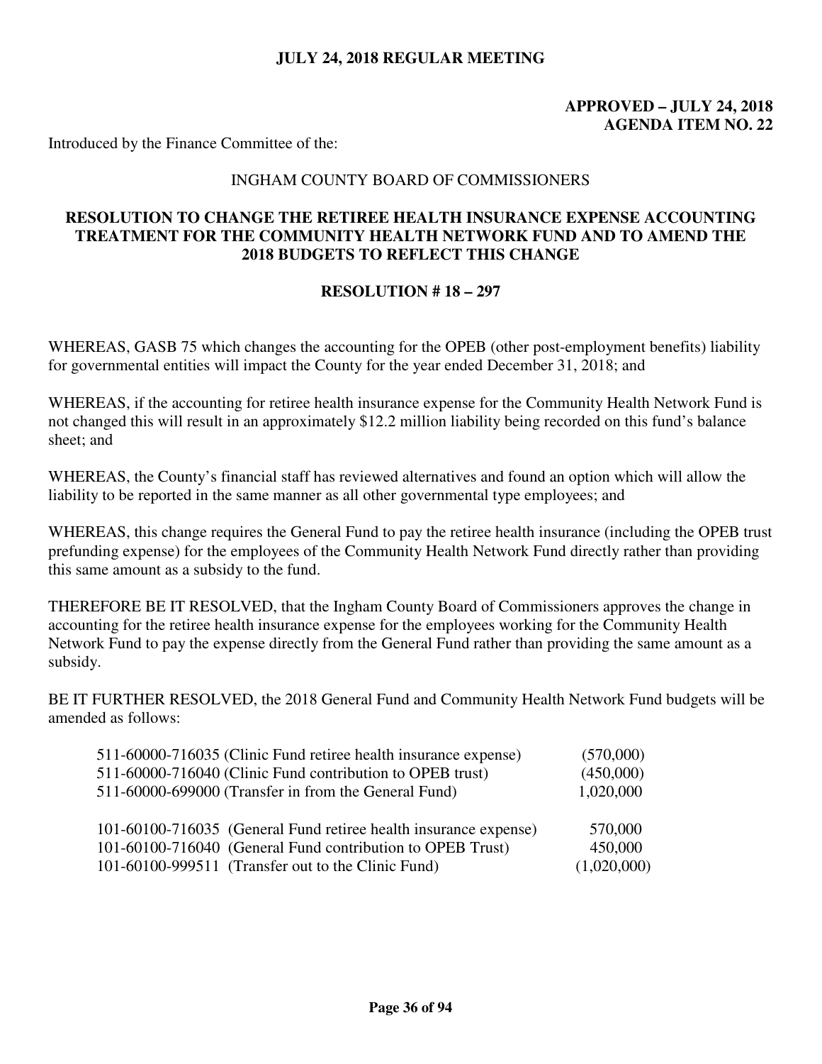**JULY 24, 2018 REGULAR MEETING**

**APPROVED – JULY 24, 2018**
**AGENDA ITEM NO. 22**

Introduced by the Finance Committee of the:

INGHAM COUNTY BOARD OF COMMISSIONERS

**RESOLUTION TO CHANGE THE RETIREE HEALTH INSURANCE EXPENSE ACCOUNTING TREATMENT FOR THE COMMUNITY HEALTH NETWORK FUND AND TO AMEND THE 2018 BUDGETS TO REFLECT THIS CHANGE**

**RESOLUTION # 18 – 297**

WHEREAS, GASB 75 which changes the accounting for the OPEB (other post-employment benefits) liability for governmental entities will impact the County for the year ended December 31, 2018; and

WHEREAS, if the accounting for retiree health insurance expense for the Community Health Network Fund is not changed this will result in an approximately $12.2 million liability being recorded on this fund's balance sheet; and

WHEREAS, the County's financial staff has reviewed alternatives and found an option which will allow the liability to be reported in the same manner as all other governmental type employees; and

WHEREAS, this change requires the General Fund to pay the retiree health insurance (including the OPEB trust prefunding expense) for the employees of the Community Health Network Fund directly rather than providing this same amount as a subsidy to the fund.

THEREFORE BE IT RESOLVED, that the Ingham County Board of Commissioners approves the change in accounting for the retiree health insurance expense for the employees working for the Community Health Network Fund to pay the expense directly from the General Fund rather than providing the same amount as a subsidy.

BE IT FURTHER RESOLVED, the 2018 General Fund and Community Health Network Fund budgets will be amended as follows:

| Account | Amount |
|---|---|
| 511-60000-716035 (Clinic Fund retiree health insurance expense) | (570,000) |
| 511-60000-716040 (Clinic Fund contribution to OPEB trust) | (450,000) |
| 511-60000-699000 (Transfer in from the General Fund) | 1,020,000 |
| | |
| 101-60100-716035 (General Fund retiree health insurance expense) | 570,000 |
| 101-60100-716040 (General Fund contribution to OPEB Trust) | 450,000 |
| 101-60100-999511 (Transfer out to the Clinic Fund) | (1,020,000) |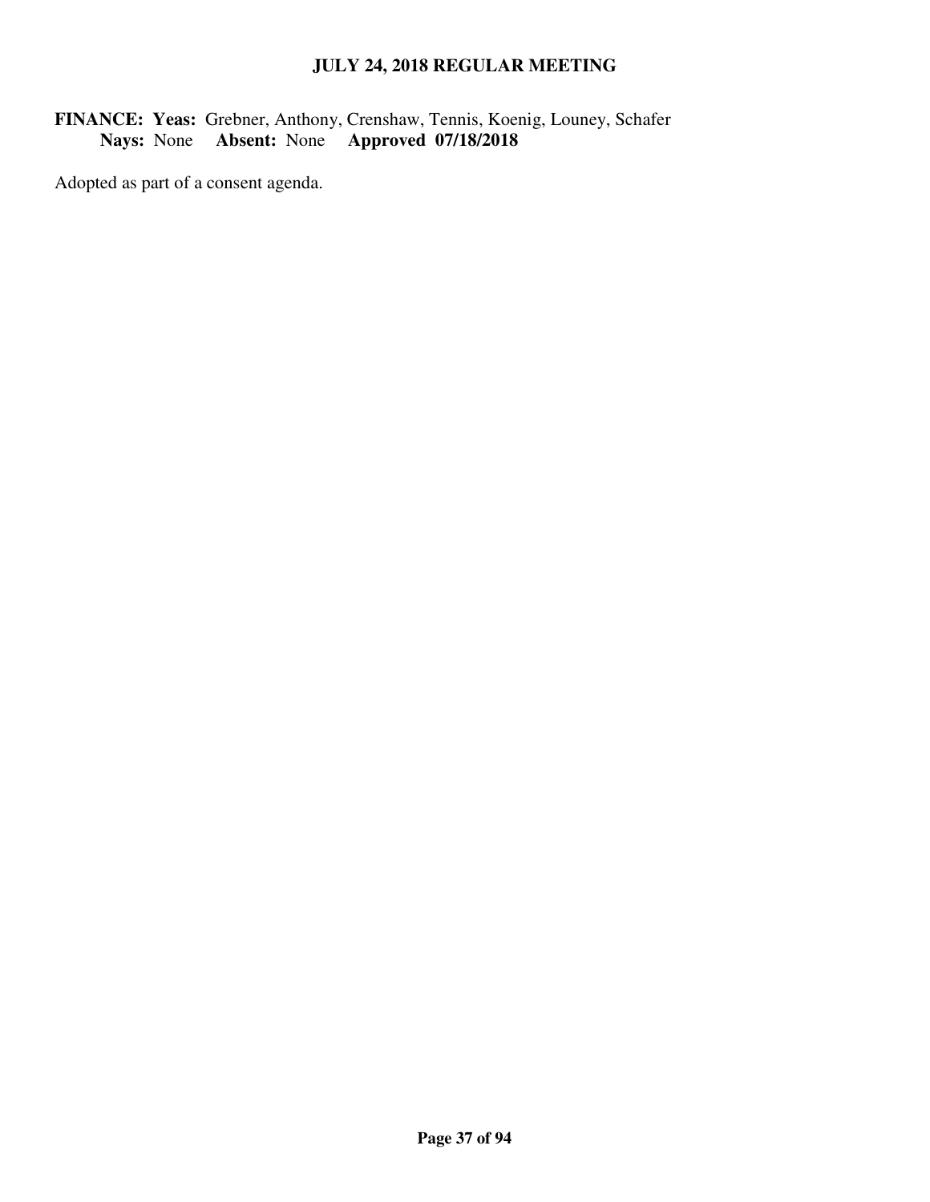**FINANCE: Yeas:** Grebner, Anthony, Crenshaw, Tennis, Koenig, Louney, Schafer
**Nays:** None **Absent:** None **Approved 07/18/2018**

Adopted as part of a consent agenda.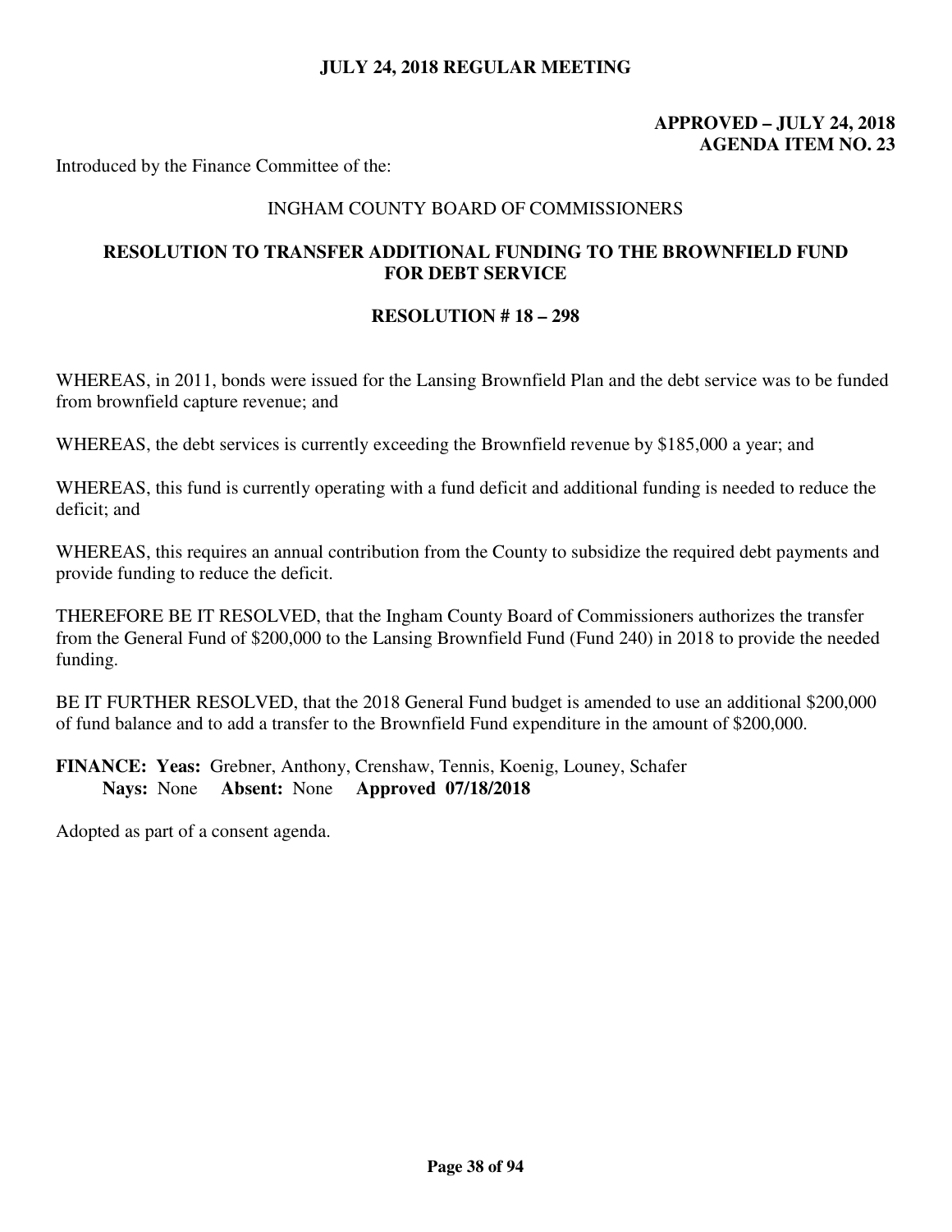**APPROVED – JULY 24, 2018**
**AGENDA ITEM NO. 23**

Introduced by the Finance Committee of the:

INGHAM COUNTY BOARD OF COMMISSIONERS

## RESOLUTION TO TRANSFER ADDITIONAL FUNDING TO THE BROWNFIELD FUND FOR DEBT SERVICE

### RESOLUTION # 18 – 298

WHEREAS, in 2011, bonds were issued for the Lansing Brownfield Plan and the debt service was to be funded from brownfield capture revenue; and

WHEREAS, the debt services is currently exceeding the Brownfield revenue by $185,000 a year; and

WHEREAS, this fund is currently operating with a fund deficit and additional funding is needed to reduce the deficit; and

WHEREAS, this requires an annual contribution from the County to subsidize the required debt payments and provide funding to reduce the deficit.

THEREFORE BE IT RESOLVED, that the Ingham County Board of Commissioners authorizes the transfer from the General Fund of $200,000 to the Lansing Brownfield Fund (Fund 240) in 2018 to provide the needed funding.

BE IT FURTHER RESOLVED, that the 2018 General Fund budget is amended to use an additional $200,000 of fund balance and to add a transfer to the Brownfield Fund expenditure in the amount of $200,000.

**FINANCE: Yeas:** Grebner, Anthony, Crenshaw, Tennis, Koenig, Louney, Schafer
**Nays:** None **Absent:** None **Approved 07/18/2018**

Adopted as part of a consent agenda.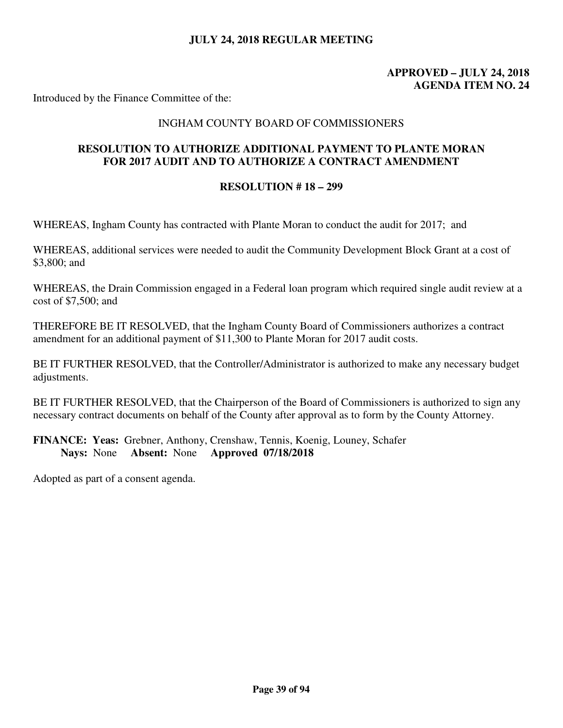**JULY 24, 2018 REGULAR MEETING**

**APPROVED – JULY 24, 2018**
**AGENDA ITEM NO. 24**

Introduced by the Finance Committee of the:

INGHAM COUNTY BOARD OF COMMISSIONERS

## RESOLUTION TO AUTHORIZE ADDITIONAL PAYMENT TO PLANTE MORAN FOR 2017 AUDIT AND TO AUTHORIZE A CONTRACT AMENDMENT

**RESOLUTION # 18 – 299**

WHEREAS, Ingham County has contracted with Plante Moran to conduct the audit for 2017; and

WHEREAS, additional services were needed to audit the Community Development Block Grant at a cost of $3,800; and

WHEREAS, the Drain Commission engaged in a Federal loan program which required single audit review at a cost of $7,500; and

THEREFORE BE IT RESOLVED, that the Ingham County Board of Commissioners authorizes a contract amendment for an additional payment of $11,300 to Plante Moran for 2017 audit costs.

BE IT FURTHER RESOLVED, that the Controller/Administrator is authorized to make any necessary budget adjustments.

BE IT FURTHER RESOLVED, that the Chairperson of the Board of Commissioners is authorized to sign any necessary contract documents on behalf of the County after approval as to form by the County Attorney.

**FINANCE: Yeas:** Grebner, Anthony, Crenshaw, Tennis, Koenig, Louney, Schafer
**Nays:** None **Absent:** None **Approved 07/18/2018**

Adopted as part of a consent agenda.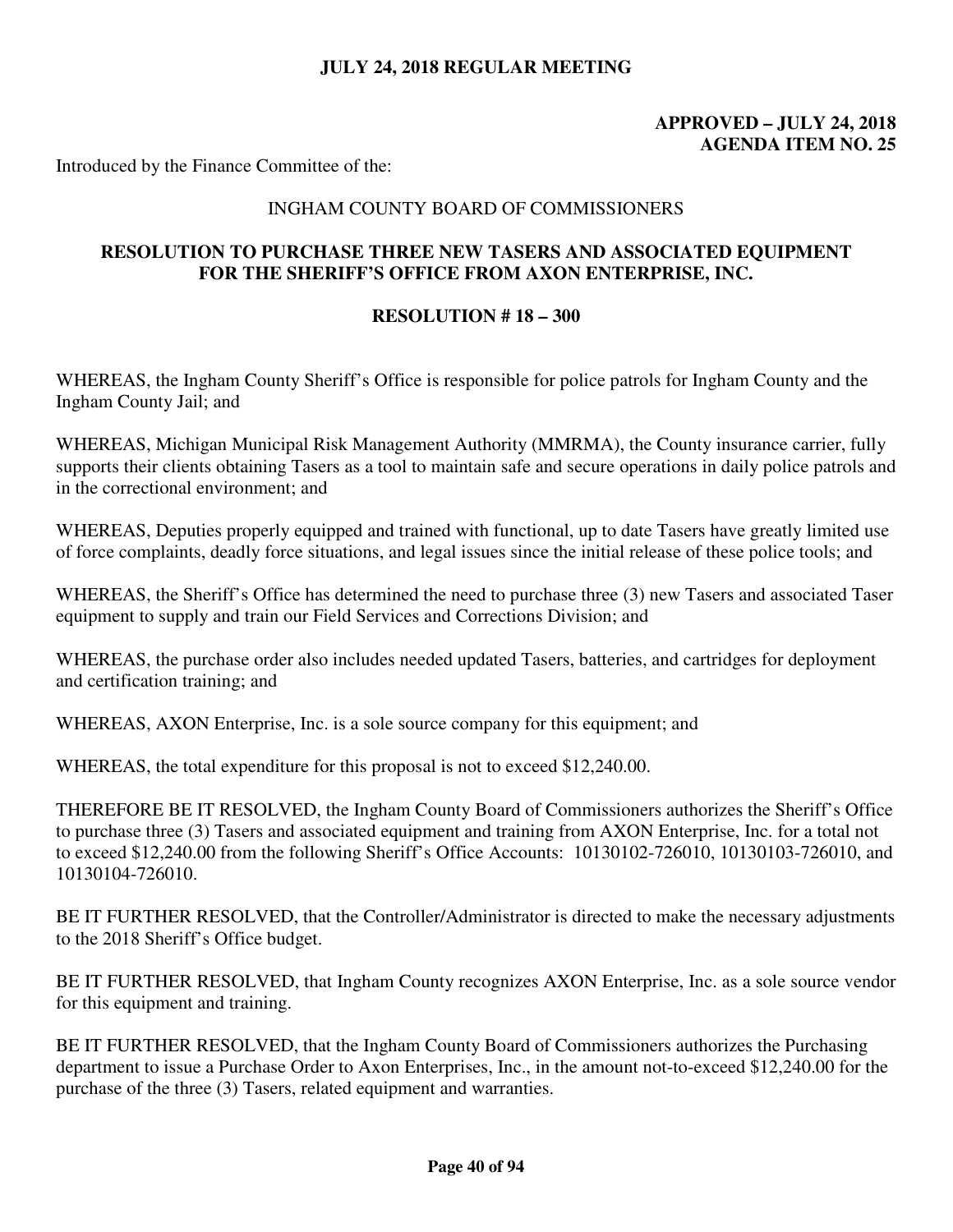**JULY 24, 2018 REGULAR MEETING**

**APPROVED – JULY 24, 2018**
**AGENDA ITEM NO. 25**

Introduced by the Finance Committee of the:

INGHAM COUNTY BOARD OF COMMISSIONERS

## RESOLUTION TO PURCHASE THREE NEW TASERS AND ASSOCIATED EQUIPMENT FOR THE SHERIFF'S OFFICE FROM AXON ENTERPRISE, INC.

### RESOLUTION # 18 – 300

WHEREAS, the Ingham County Sheriff's Office is responsible for police patrols for Ingham County and the Ingham County Jail; and

WHEREAS, Michigan Municipal Risk Management Authority (MMRMA), the County insurance carrier, fully supports their clients obtaining Tasers as a tool to maintain safe and secure operations in daily police patrols and in the correctional environment; and

WHEREAS, Deputies properly equipped and trained with functional, up to date Tasers have greatly limited use of force complaints, deadly force situations, and legal issues since the initial release of these police tools; and

WHEREAS, the Sheriff's Office has determined the need to purchase three (3) new Tasers and associated Taser equipment to supply and train our Field Services and Corrections Division; and

WHEREAS, the purchase order also includes needed updated Tasers, batteries, and cartridges for deployment and certification training; and

WHEREAS, AXON Enterprise, Inc. is a sole source company for this equipment; and

WHEREAS, the total expenditure for this proposal is not to exceed $12,240.00.

THEREFORE BE IT RESOLVED, the Ingham County Board of Commissioners authorizes the Sheriff's Office to purchase three (3) Tasers and associated equipment and training from AXON Enterprise, Inc. for a total not to exceed $12,240.00 from the following Sheriff's Office Accounts: 10130102-726010, 10130103-726010, and 10130104-726010.

BE IT FURTHER RESOLVED, that the Controller/Administrator is directed to make the necessary adjustments to the 2018 Sheriff's Office budget.

BE IT FURTHER RESOLVED, that Ingham County recognizes AXON Enterprise, Inc. as a sole source vendor for this equipment and training.

BE IT FURTHER RESOLVED, that the Ingham County Board of Commissioners authorizes the Purchasing department to issue a Purchase Order to Axon Enterprises, Inc., in the amount not-to-exceed $12,240.00 for the purchase of the three (3) Tasers, related equipment and warranties.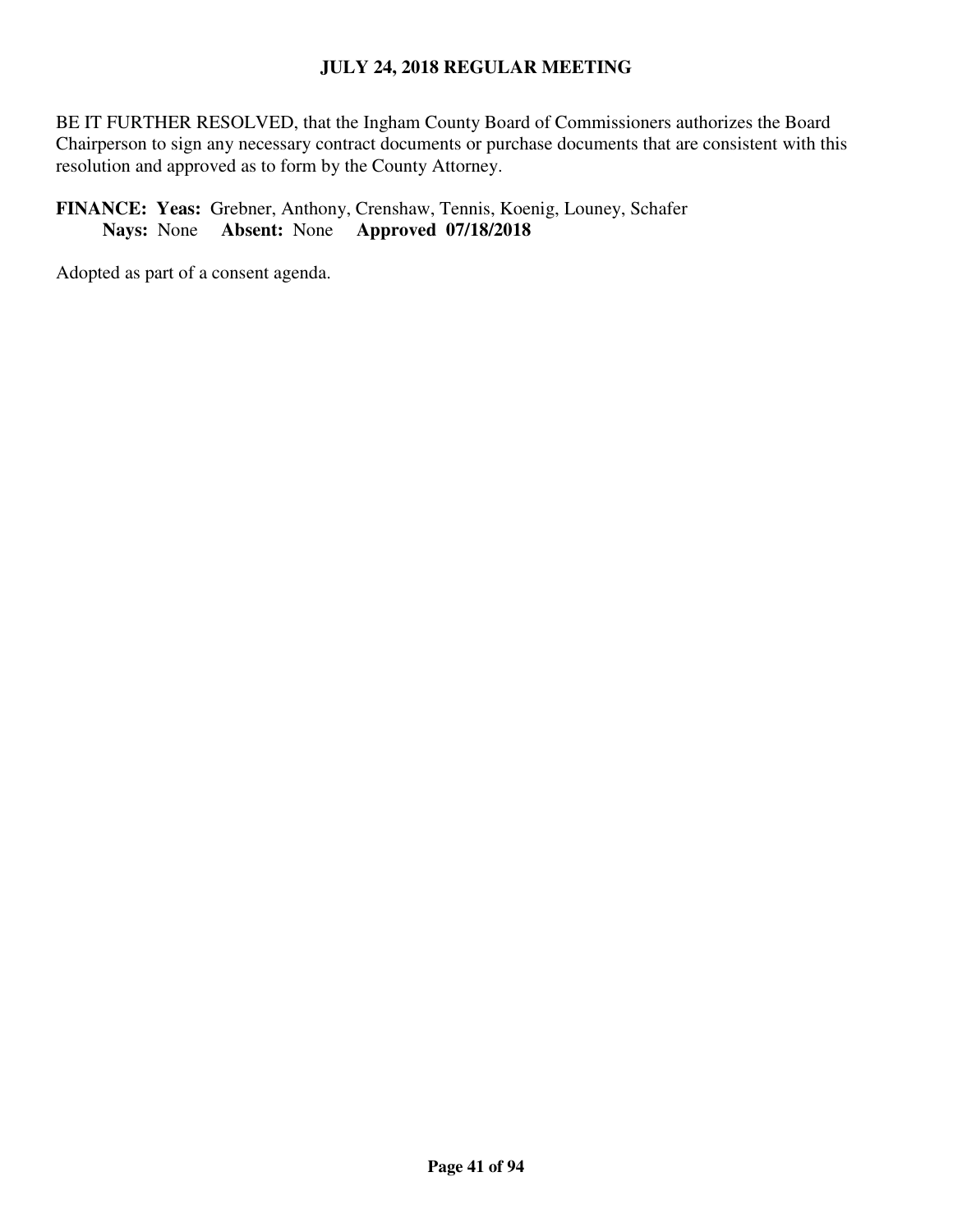BE IT FURTHER RESOLVED, that the Ingham County Board of Commissioners authorizes the Board Chairperson to sign any necessary contract documents or purchase documents that are consistent with this resolution and approved as to form by the County Attorney.

**FINANCE: Yeas:** Grebner, Anthony, Crenshaw, Tennis, Koenig, Louney, Schafer
**Nays:** None **Absent:** None **Approved 07/18/2018**

Adopted as part of a consent agenda.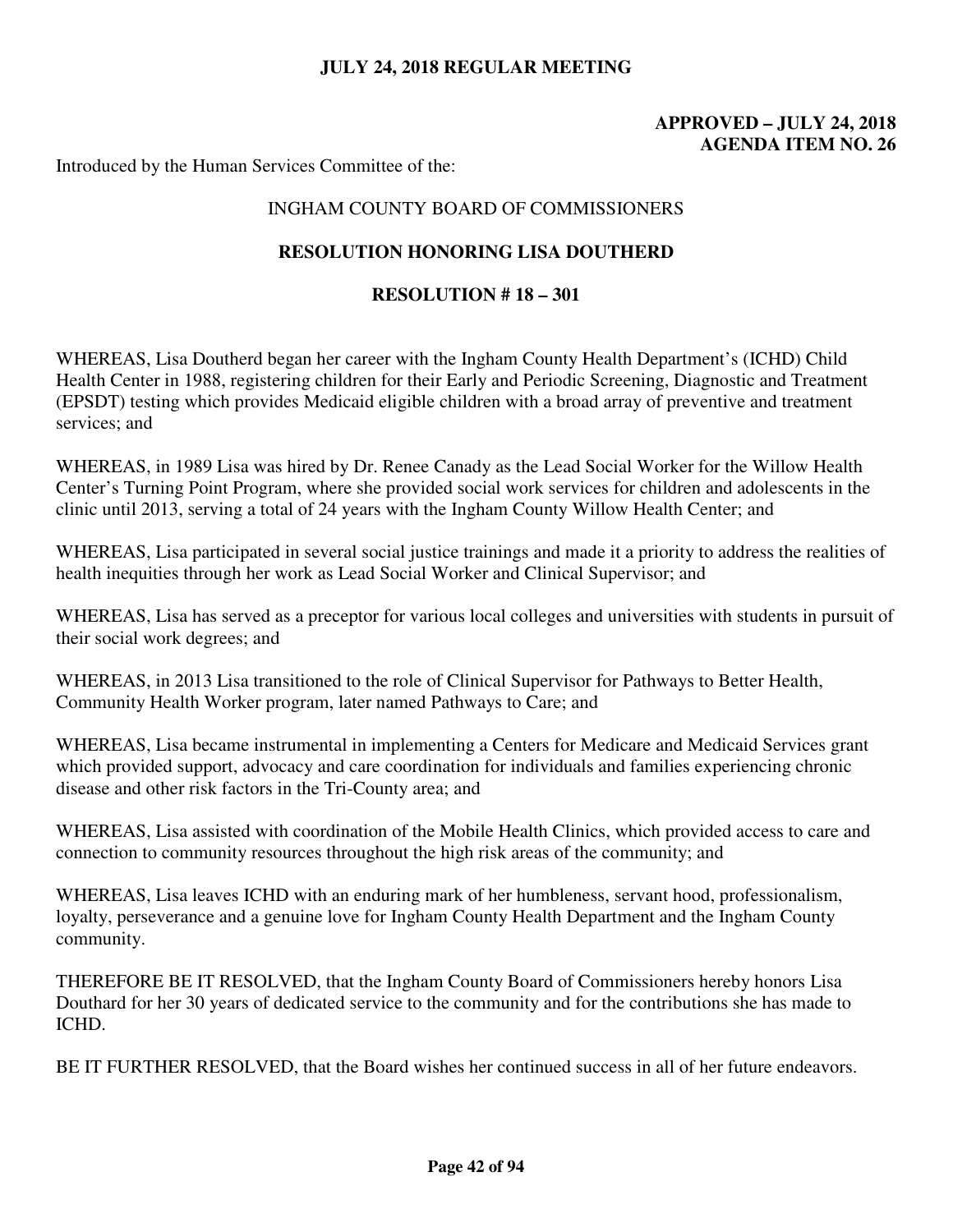**JULY 24, 2018 REGULAR MEETING**

**APPROVED – JULY 24, 2018**
**AGENDA ITEM NO. 26**

Introduced by the Human Services Committee of the:

INGHAM COUNTY BOARD OF COMMISSIONERS

**RESOLUTION HONORING LISA DOUTHERD**

**RESOLUTION # 18 – 301**

WHEREAS, Lisa Doutherd began her career with the Ingham County Health Department's (ICHD) Child Health Center in 1988, registering children for their Early and Periodic Screening, Diagnostic and Treatment (EPSDT) testing which provides Medicaid eligible children with a broad array of preventive and treatment services; and

WHEREAS, in 1989 Lisa was hired by Dr. Renee Canady as the Lead Social Worker for the Willow Health Center's Turning Point Program, where she provided social work services for children and adolescents in the clinic until 2013, serving a total of 24 years with the Ingham County Willow Health Center; and

WHEREAS, Lisa participated in several social justice trainings and made it a priority to address the realities of health inequities through her work as Lead Social Worker and Clinical Supervisor; and

WHEREAS, Lisa has served as a preceptor for various local colleges and universities with students in pursuit of their social work degrees; and

WHEREAS, in 2013 Lisa transitioned to the role of Clinical Supervisor for Pathways to Better Health, Community Health Worker program, later named Pathways to Care; and

WHEREAS, Lisa became instrumental in implementing a Centers for Medicare and Medicaid Services grant which provided support, advocacy and care coordination for individuals and families experiencing chronic disease and other risk factors in the Tri-County area; and

WHEREAS, Lisa assisted with coordination of the Mobile Health Clinics, which provided access to care and connection to community resources throughout the high risk areas of the community; and

WHEREAS, Lisa leaves ICHD with an enduring mark of her humbleness, servant hood, professionalism, loyalty, perseverance and a genuine love for Ingham County Health Department and the Ingham County community.

THEREFORE BE IT RESOLVED, that the Ingham County Board of Commissioners hereby honors Lisa Douthard for her 30 years of dedicated service to the community and for the contributions she has made to ICHD.

BE IT FURTHER RESOLVED, that the Board wishes her continued success in all of her future endeavors.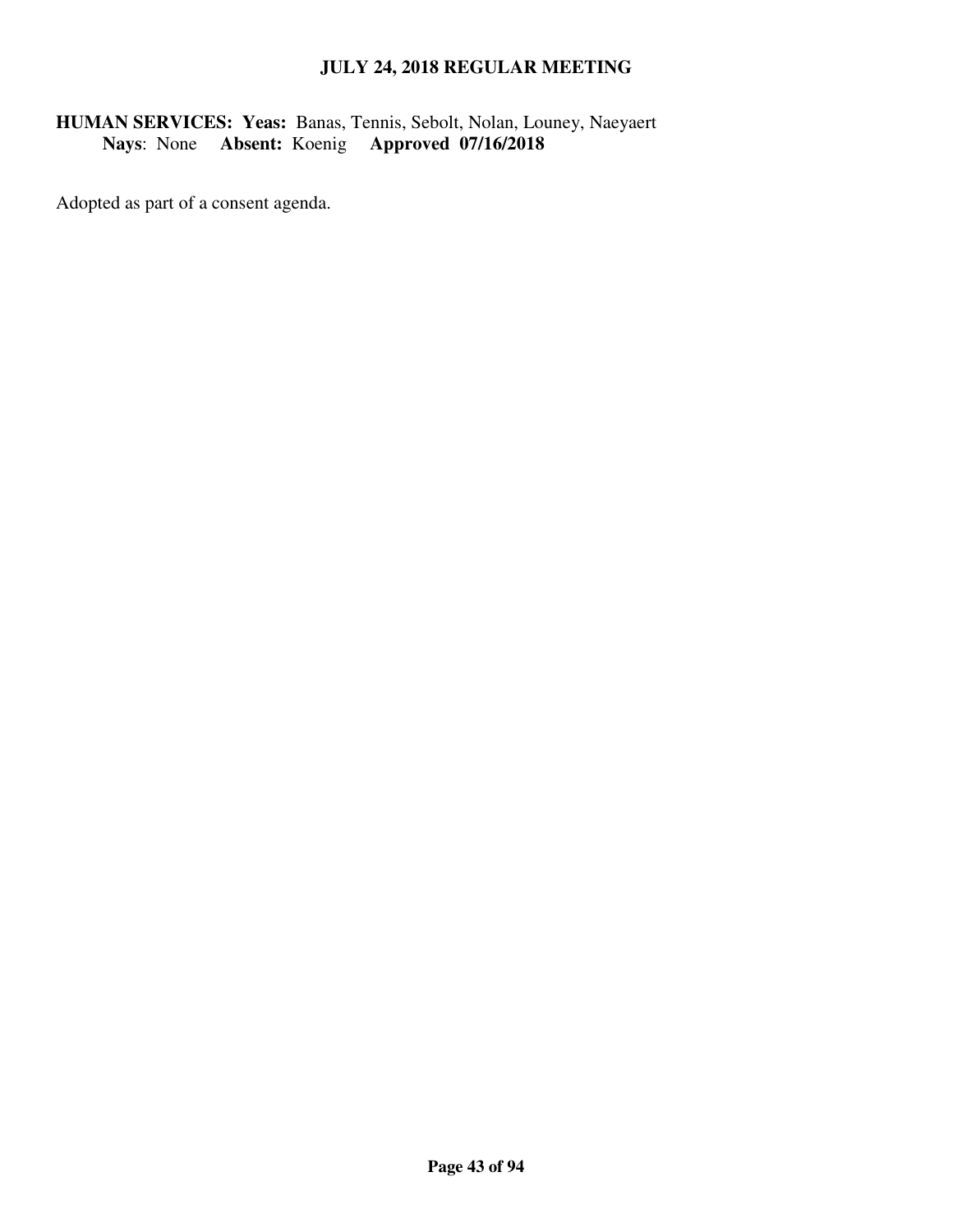**HUMAN SERVICES: Yeas:** Banas, Tennis, Sebolt, Nolan, Louney, Naeyaert
**Nays**: None **Absent:** Koenig **Approved 07/16/2018**

Adopted as part of a consent agenda.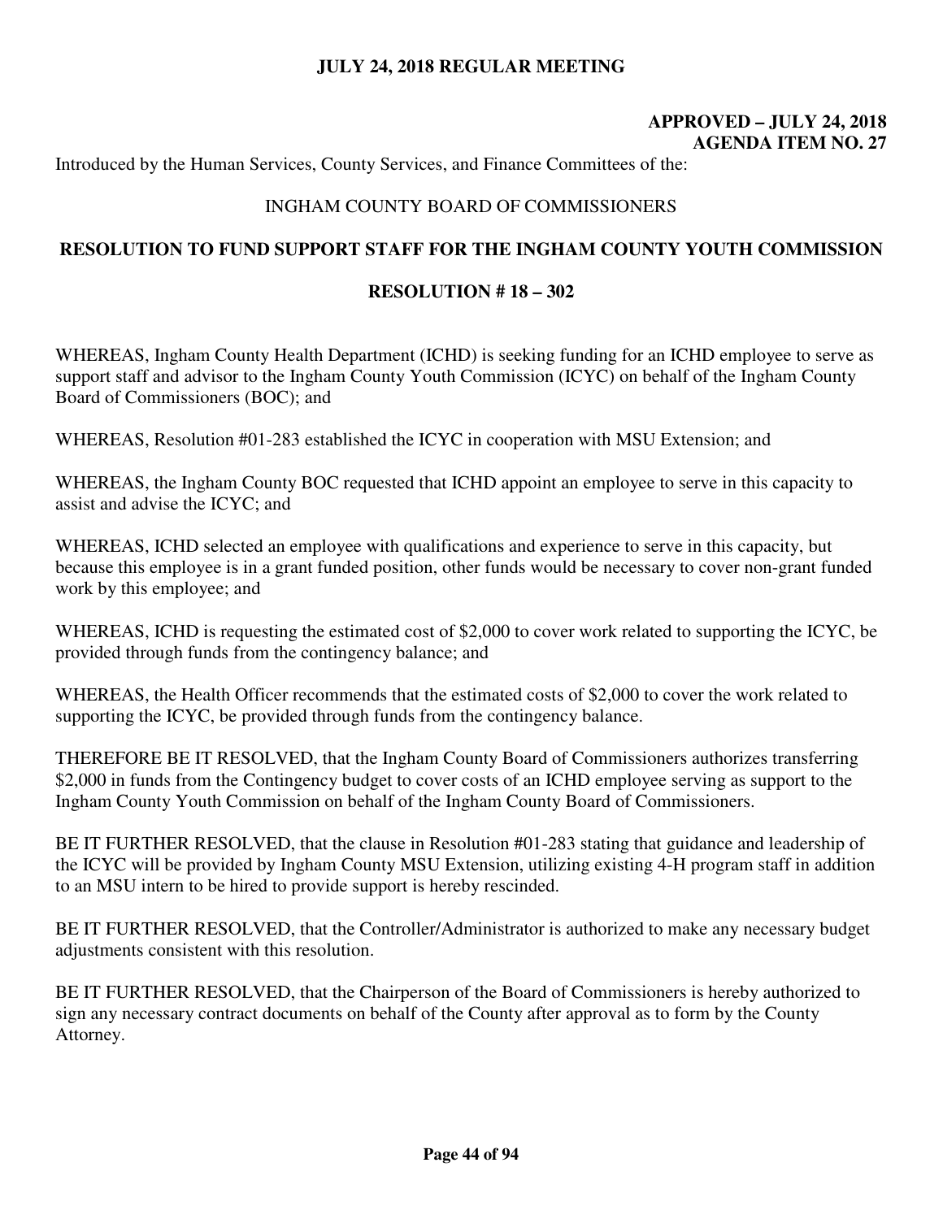**JULY 24, 2018 REGULAR MEETING**

**APPROVED – JULY 24, 2018**
**AGENDA ITEM NO. 27**

Introduced by the Human Services, County Services, and Finance Committees of the:

INGHAM COUNTY BOARD OF COMMISSIONERS

## RESOLUTION TO FUND SUPPORT STAFF FOR THE INGHAM COUNTY YOUTH COMMISSION

### RESOLUTION # 18 – 302

WHEREAS, Ingham County Health Department (ICHD) is seeking funding for an ICHD employee to serve as support staff and advisor to the Ingham County Youth Commission (ICYC) on behalf of the Ingham County Board of Commissioners (BOC); and

WHEREAS, Resolution #01-283 established the ICYC in cooperation with MSU Extension; and

WHEREAS, the Ingham County BOC requested that ICHD appoint an employee to serve in this capacity to assist and advise the ICYC; and

WHEREAS, ICHD selected an employee with qualifications and experience to serve in this capacity, but because this employee is in a grant funded position, other funds would be necessary to cover non-grant funded work by this employee; and

WHEREAS, ICHD is requesting the estimated cost of $2,000 to cover work related to supporting the ICYC, be provided through funds from the contingency balance; and

WHEREAS, the Health Officer recommends that the estimated costs of $2,000 to cover the work related to supporting the ICYC, be provided through funds from the contingency balance.

THEREFORE BE IT RESOLVED, that the Ingham County Board of Commissioners authorizes transferring $2,000 in funds from the Contingency budget to cover costs of an ICHD employee serving as support to the Ingham County Youth Commission on behalf of the Ingham County Board of Commissioners.

BE IT FURTHER RESOLVED, that the clause in Resolution #01-283 stating that guidance and leadership of the ICYC will be provided by Ingham County MSU Extension, utilizing existing 4-H program staff in addition to an MSU intern to be hired to provide support is hereby rescinded.

BE IT FURTHER RESOLVED, that the Controller/Administrator is authorized to make any necessary budget adjustments consistent with this resolution.

BE IT FURTHER RESOLVED, that the Chairperson of the Board of Commissioners is hereby authorized to sign any necessary contract documents on behalf of the County after approval as to form by the County Attorney.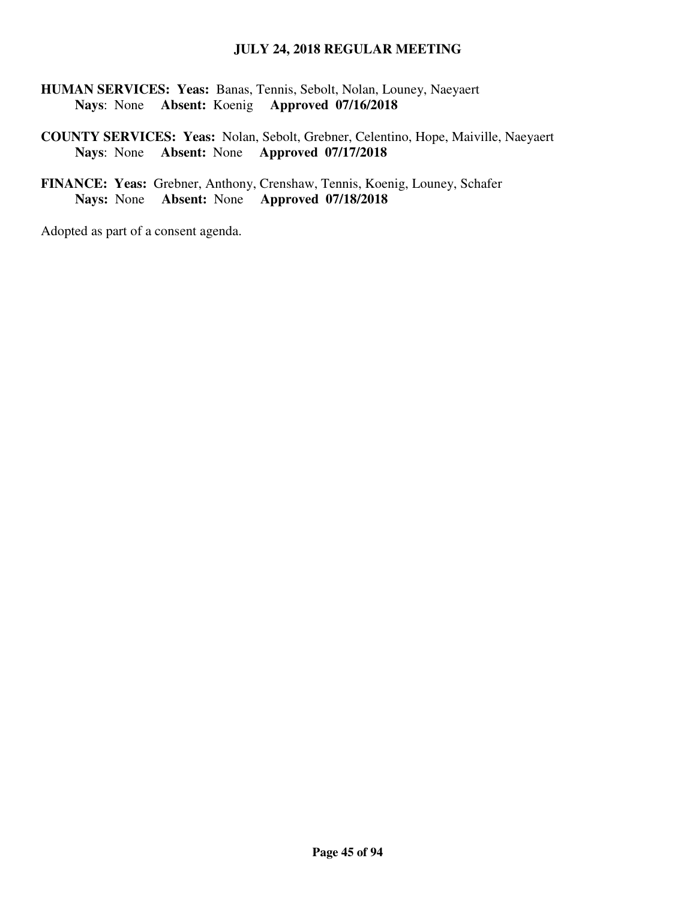**HUMAN SERVICES: Yeas:** Banas, Tennis, Sebolt, Nolan, Louney, Naeyaert
**Nays**: None **Absent:** Koenig **Approved 07/16/2018**

**COUNTY SERVICES: Yeas:** Nolan, Sebolt, Grebner, Celentino, Hope, Maiville, Naeyaert
**Nays**: None **Absent:** None **Approved 07/17/2018**

**FINANCE: Yeas:** Grebner, Anthony, Crenshaw, Tennis, Koenig, Louney, Schafer
**Nays:** None **Absent:** None **Approved 07/18/2018**

Adopted as part of a consent agenda.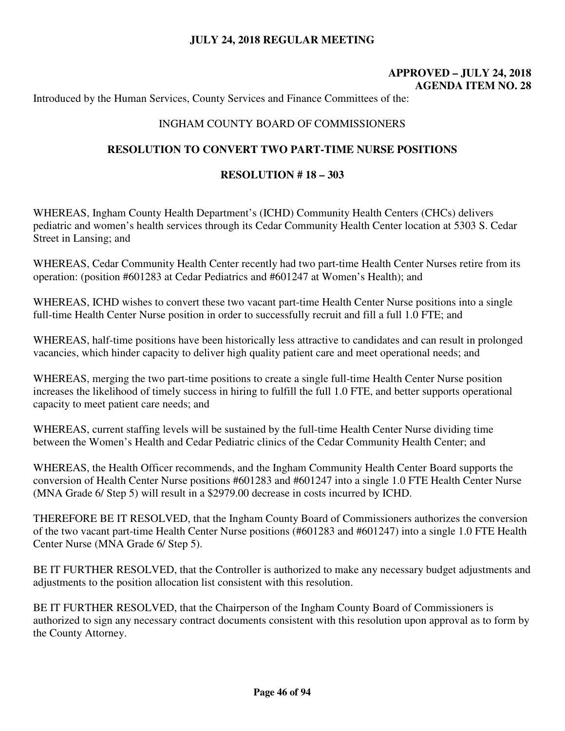**JULY 24, 2018 REGULAR MEETING**

**APPROVED – JULY 24, 2018**
**AGENDA ITEM NO. 28**

Introduced by the Human Services, County Services and Finance Committees of the:

INGHAM COUNTY BOARD OF COMMISSIONERS

## RESOLUTION TO CONVERT TWO PART-TIME NURSE POSITIONS

### RESOLUTION # 18 – 303

WHEREAS, Ingham County Health Department's (ICHD) Community Health Centers (CHCs) delivers pediatric and women's health services through its Cedar Community Health Center location at 5303 S. Cedar Street in Lansing; and

WHEREAS, Cedar Community Health Center recently had two part-time Health Center Nurses retire from its operation: (position #601283 at Cedar Pediatrics and #601247 at Women's Health); and

WHEREAS, ICHD wishes to convert these two vacant part-time Health Center Nurse positions into a single full-time Health Center Nurse position in order to successfully recruit and fill a full 1.0 FTE; and

WHEREAS, half-time positions have been historically less attractive to candidates and can result in prolonged vacancies, which hinder capacity to deliver high quality patient care and meet operational needs; and

WHEREAS, merging the two part-time positions to create a single full-time Health Center Nurse position increases the likelihood of timely success in hiring to fulfill the full 1.0 FTE, and better supports operational capacity to meet patient care needs; and

WHEREAS, current staffing levels will be sustained by the full-time Health Center Nurse dividing time between the Women's Health and Cedar Pediatric clinics of the Cedar Community Health Center; and

WHEREAS, the Health Officer recommends, and the Ingham Community Health Center Board supports the conversion of Health Center Nurse positions #601283 and #601247 into a single 1.0 FTE Health Center Nurse (MNA Grade 6/ Step 5) will result in a $2979.00 decrease in costs incurred by ICHD.

THEREFORE BE IT RESOLVED, that the Ingham County Board of Commissioners authorizes the conversion of the two vacant part-time Health Center Nurse positions (#601283 and #601247) into a single 1.0 FTE Health Center Nurse (MNA Grade 6/ Step 5).

BE IT FURTHER RESOLVED, that the Controller is authorized to make any necessary budget adjustments and adjustments to the position allocation list consistent with this resolution.

BE IT FURTHER RESOLVED, that the Chairperson of the Ingham County Board of Commissioners is authorized to sign any necessary contract documents consistent with this resolution upon approval as to form by the County Attorney.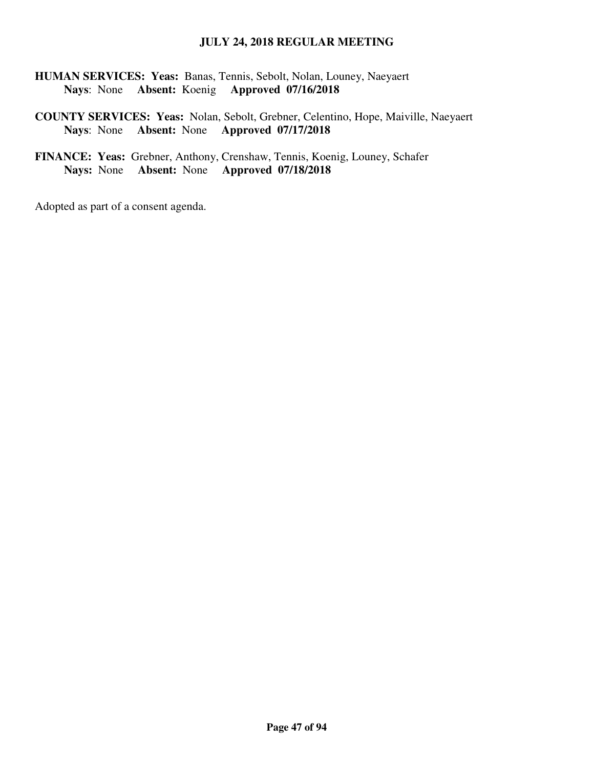**HUMAN SERVICES: Yeas:** Banas, Tennis, Sebolt, Nolan, Louney, Naeyaert
**Nays**: None **Absent:** Koenig **Approved 07/16/2018**

**COUNTY SERVICES: Yeas:** Nolan, Sebolt, Grebner, Celentino, Hope, Maiville, Naeyaert
**Nays**: None **Absent:** None **Approved 07/17/2018**

**FINANCE: Yeas:** Grebner, Anthony, Crenshaw, Tennis, Koenig, Louney, Schafer
**Nays:** None **Absent:** None **Approved 07/18/2018**

Adopted as part of a consent agenda.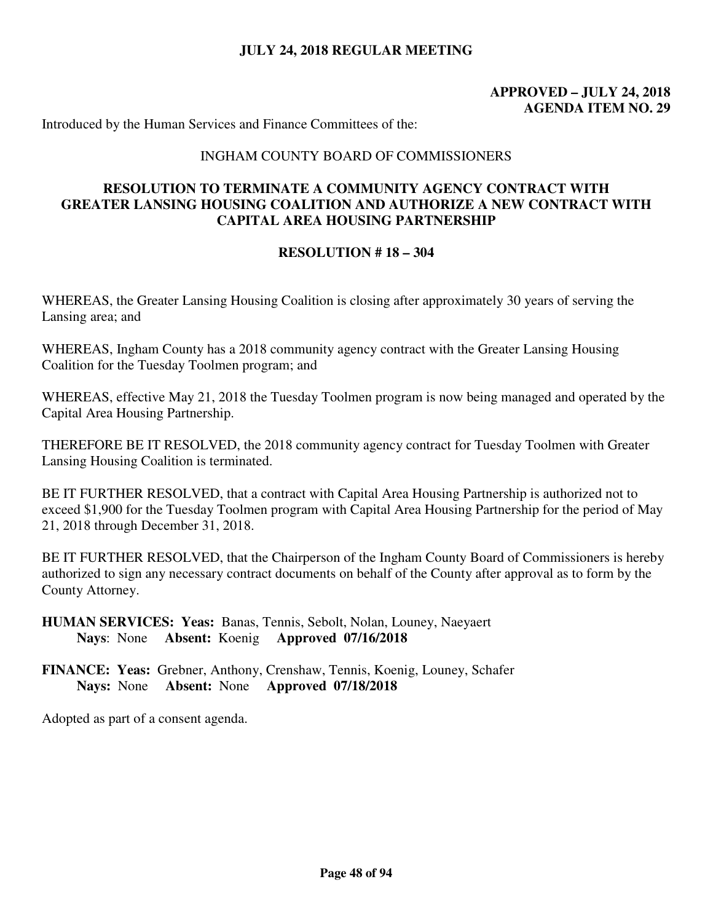**JULY 24, 2018 REGULAR MEETING**

**APPROVED – JULY 24, 2018**
**AGENDA ITEM NO. 29**

Introduced by the Human Services and Finance Committees of the:

INGHAM COUNTY BOARD OF COMMISSIONERS

## RESOLUTION TO TERMINATE A COMMUNITY AGENCY CONTRACT WITH GREATER LANSING HOUSING COALITION AND AUTHORIZE A NEW CONTRACT WITH CAPITAL AREA HOUSING PARTNERSHIP

### RESOLUTION # 18 – 304

WHEREAS, the Greater Lansing Housing Coalition is closing after approximately 30 years of serving the Lansing area; and

WHEREAS, Ingham County has a 2018 community agency contract with the Greater Lansing Housing Coalition for the Tuesday Toolmen program; and

WHEREAS, effective May 21, 2018 the Tuesday Toolmen program is now being managed and operated by the Capital Area Housing Partnership.

THEREFORE BE IT RESOLVED, the 2018 community agency contract for Tuesday Toolmen with Greater Lansing Housing Coalition is terminated.

BE IT FURTHER RESOLVED, that a contract with Capital Area Housing Partnership is authorized not to exceed $1,900 for the Tuesday Toolmen program with Capital Area Housing Partnership for the period of May 21, 2018 through December 31, 2018.

BE IT FURTHER RESOLVED, that the Chairperson of the Ingham County Board of Commissioners is hereby authorized to sign any necessary contract documents on behalf of the County after approval as to form by the County Attorney.

**HUMAN SERVICES: Yeas:** Banas, Tennis, Sebolt, Nolan, Louney, Naeyaert
**Nays**: None **Absent:** Koenig **Approved 07/16/2018**

**FINANCE: Yeas:** Grebner, Anthony, Crenshaw, Tennis, Koenig, Louney, Schafer
**Nays:** None **Absent:** None **Approved 07/18/2018**

Adopted as part of a consent agenda.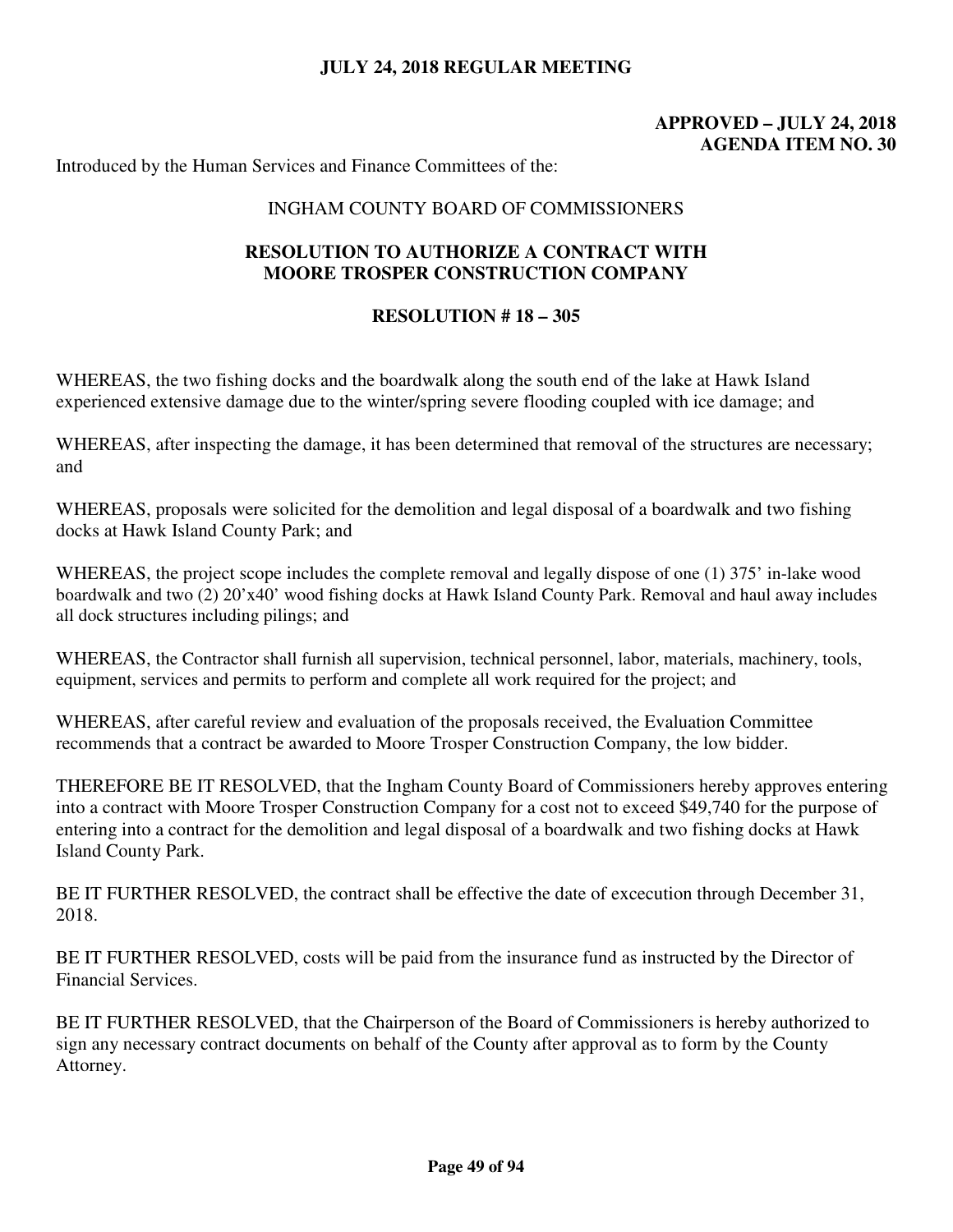**JULY 24, 2018 REGULAR MEETING**

**APPROVED – JULY 24, 2018**
**AGENDA ITEM NO. 30**

Introduced by the Human Services and Finance Committees of the:

INGHAM COUNTY BOARD OF COMMISSIONERS

## RESOLUTION TO AUTHORIZE A CONTRACT WITH MOORE TROSPER CONSTRUCTION COMPANY

### RESOLUTION # 18 – 305

WHEREAS, the two fishing docks and the boardwalk along the south end of the lake at Hawk Island experienced extensive damage due to the winter/spring severe flooding coupled with ice damage; and

WHEREAS, after inspecting the damage, it has been determined that removal of the structures are necessary; and

WHEREAS, proposals were solicited for the demolition and legal disposal of a boardwalk and two fishing docks at Hawk Island County Park; and

WHEREAS, the project scope includes the complete removal and legally dispose of one (1) 375' in-lake wood boardwalk and two (2) 20'x40' wood fishing docks at Hawk Island County Park. Removal and haul away includes all dock structures including pilings; and

WHEREAS, the Contractor shall furnish all supervision, technical personnel, labor, materials, machinery, tools, equipment, services and permits to perform and complete all work required for the project; and

WHEREAS, after careful review and evaluation of the proposals received, the Evaluation Committee recommends that a contract be awarded to Moore Trosper Construction Company, the low bidder.

THEREFORE BE IT RESOLVED, that the Ingham County Board of Commissioners hereby approves entering into a contract with Moore Trosper Construction Company for a cost not to exceed $49,740 for the purpose of entering into a contract for the demolition and legal disposal of a boardwalk and two fishing docks at Hawk Island County Park.

BE IT FURTHER RESOLVED, the contract shall be effective the date of excecution through December 31, 2018.

BE IT FURTHER RESOLVED, costs will be paid from the insurance fund as instructed by the Director of Financial Services.

BE IT FURTHER RESOLVED, that the Chairperson of the Board of Commissioners is hereby authorized to sign any necessary contract documents on behalf of the County after approval as to form by the County Attorney.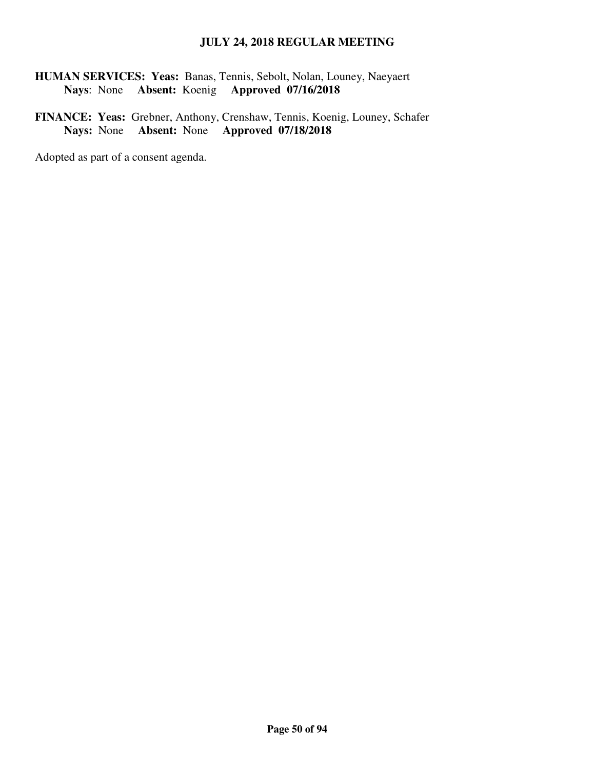**HUMAN SERVICES: Yeas:** Banas, Tennis, Sebolt, Nolan, Louney, Naeyaert
**Nays**: None **Absent:** Koenig **Approved 07/16/2018**

**FINANCE: Yeas:** Grebner, Anthony, Crenshaw, Tennis, Koenig, Louney, Schafer
**Nays:** None **Absent:** None **Approved 07/18/2018**

Adopted as part of a consent agenda.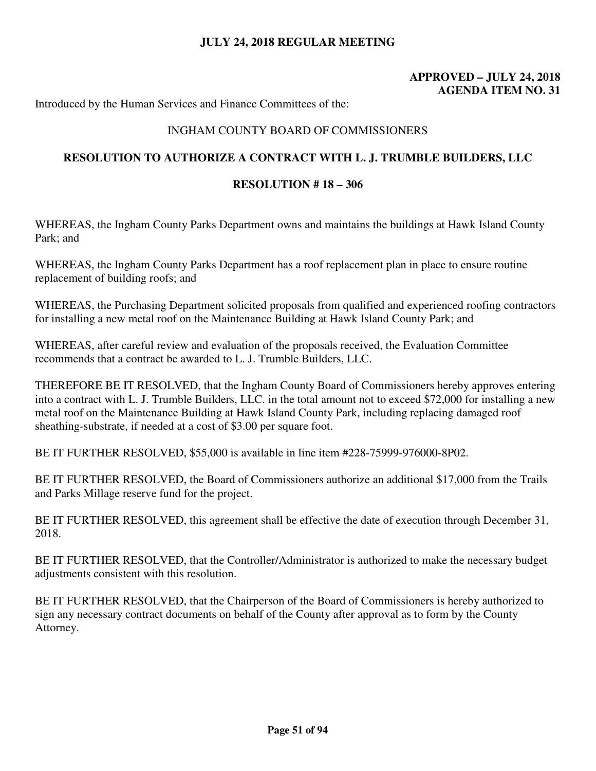**JULY 24, 2018 REGULAR MEETING**

**APPROVED – JULY 24, 2018**
**AGENDA ITEM NO. 31**

Introduced by the Human Services and Finance Committees of the:

INGHAM COUNTY BOARD OF COMMISSIONERS

## RESOLUTION TO AUTHORIZE A CONTRACT WITH L. J. TRUMBLE BUILDERS, LLC

### RESOLUTION # 18 – 306

WHEREAS, the Ingham County Parks Department owns and maintains the buildings at Hawk Island County Park; and

WHEREAS, the Ingham County Parks Department has a roof replacement plan in place to ensure routine replacement of building roofs; and

WHEREAS, the Purchasing Department solicited proposals from qualified and experienced roofing contractors for installing a new metal roof on the Maintenance Building at Hawk Island County Park; and

WHEREAS, after careful review and evaluation of the proposals received, the Evaluation Committee recommends that a contract be awarded to L. J. Trumble Builders, LLC.

THEREFORE BE IT RESOLVED, that the Ingham County Board of Commissioners hereby approves entering into a contract with L. J. Trumble Builders, LLC. in the total amount not to exceed $72,000 for installing a new metal roof on the Maintenance Building at Hawk Island County Park, including replacing damaged roof sheathing-substrate, if needed at a cost of $3.00 per square foot.

BE IT FURTHER RESOLVED, $55,000 is available in line item #228-75999-976000-8P02.

BE IT FURTHER RESOLVED, the Board of Commissioners authorize an additional $17,000 from the Trails and Parks Millage reserve fund for the project.

BE IT FURTHER RESOLVED, this agreement shall be effective the date of execution through December 31, 2018.

BE IT FURTHER RESOLVED, that the Controller/Administrator is authorized to make the necessary budget adjustments consistent with this resolution.

BE IT FURTHER RESOLVED, that the Chairperson of the Board of Commissioners is hereby authorized to sign any necessary contract documents on behalf of the County after approval as to form by the County Attorney.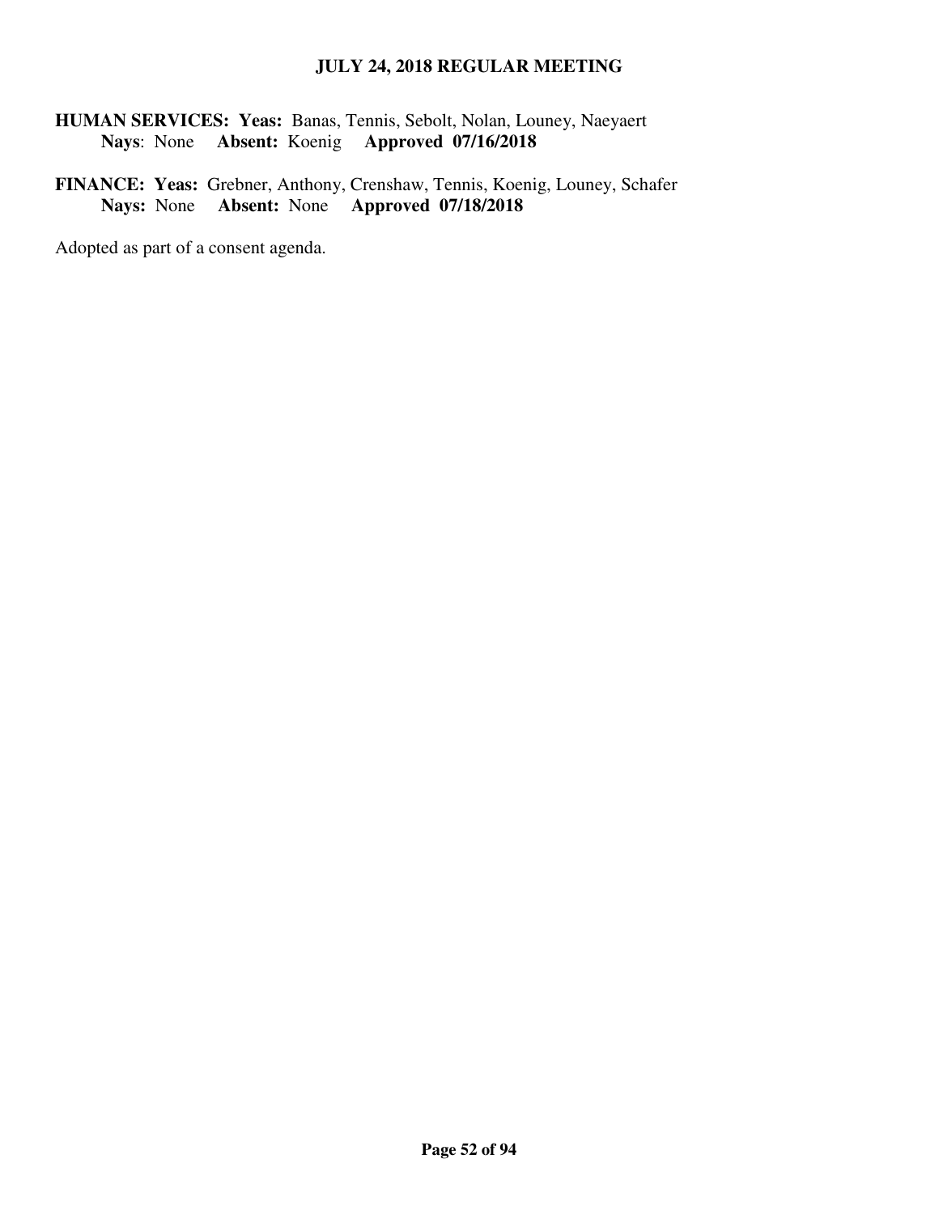**HUMAN SERVICES: Yeas:** Banas, Tennis, Sebolt, Nolan, Louney, Naeyaert
**Nays**: None **Absent:** Koenig **Approved 07/16/2018**

**FINANCE: Yeas:** Grebner, Anthony, Crenshaw, Tennis, Koenig, Louney, Schafer
**Nays:** None **Absent:** None **Approved 07/18/2018**

Adopted as part of a consent agenda.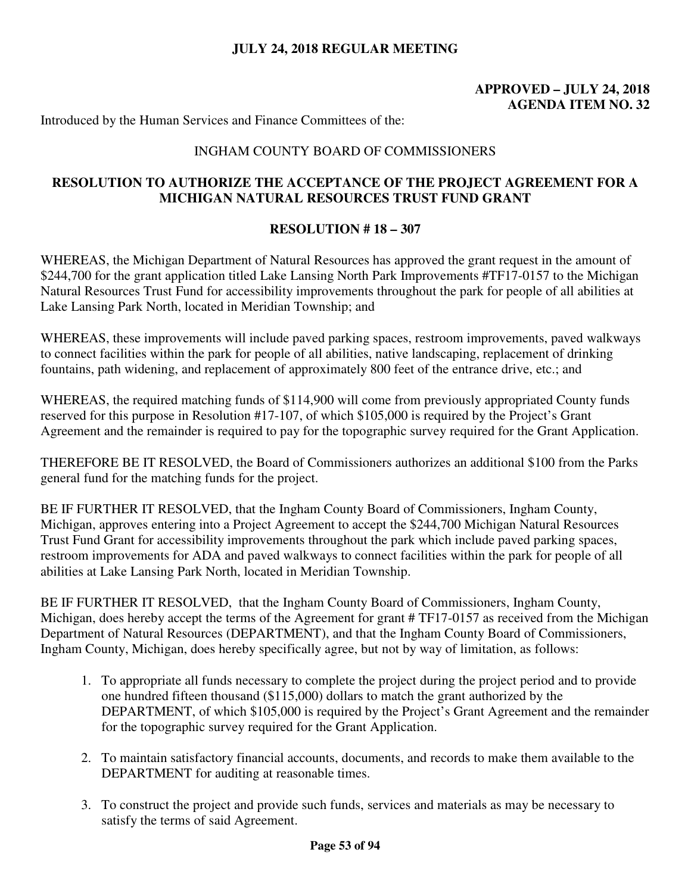**JULY 24, 2018 REGULAR MEETING**

**APPROVED – JULY 24, 2018**
**AGENDA ITEM NO. 32**

Introduced by the Human Services and Finance Committees of the:

INGHAM COUNTY BOARD OF COMMISSIONERS

## RESOLUTION TO AUTHORIZE THE ACCEPTANCE OF THE PROJECT AGREEMENT FOR A MICHIGAN NATURAL RESOURCES TRUST FUND GRANT

### RESOLUTION # 18 – 307

WHEREAS, the Michigan Department of Natural Resources has approved the grant request in the amount of $244,700 for the grant application titled Lake Lansing North Park Improvements #TF17-0157 to the Michigan Natural Resources Trust Fund for accessibility improvements throughout the park for people of all abilities at Lake Lansing Park North, located in Meridian Township; and

WHEREAS, these improvements will include paved parking spaces, restroom improvements, paved walkways to connect facilities within the park for people of all abilities, native landscaping, replacement of drinking fountains, path widening, and replacement of approximately 800 feet of the entrance drive, etc.; and

WHEREAS, the required matching funds of $114,900 will come from previously appropriated County funds reserved for this purpose in Resolution #17-107, of which $105,000 is required by the Project's Grant Agreement and the remainder is required to pay for the topographic survey required for the Grant Application.

THEREFORE BE IT RESOLVED, the Board of Commissioners authorizes an additional $100 from the Parks general fund for the matching funds for the project.

BE IF FURTHER IT RESOLVED, that the Ingham County Board of Commissioners, Ingham County, Michigan, approves entering into a Project Agreement to accept the $244,700 Michigan Natural Resources Trust Fund Grant for accessibility improvements throughout the park which include paved parking spaces, restroom improvements for ADA and paved walkways to connect facilities within the park for people of all abilities at Lake Lansing Park North, located in Meridian Township.

BE IF FURTHER IT RESOLVED, that the Ingham County Board of Commissioners, Ingham County, Michigan, does hereby accept the terms of the Agreement for grant # TF17-0157 as received from the Michigan Department of Natural Resources (DEPARTMENT), and that the Ingham County Board of Commissioners, Ingham County, Michigan, does hereby specifically agree, but not by way of limitation, as follows:

1. To appropriate all funds necessary to complete the project during the project period and to provide one hundred fifteen thousand ($115,000) dollars to match the grant authorized by the DEPARTMENT, of which $105,000 is required by the Project's Grant Agreement and the remainder for the topographic survey required for the Grant Application.

2. To maintain satisfactory financial accounts, documents, and records to make them available to the DEPARTMENT for auditing at reasonable times.

3. To construct the project and provide such funds, services and materials as may be necessary to satisfy the terms of said Agreement.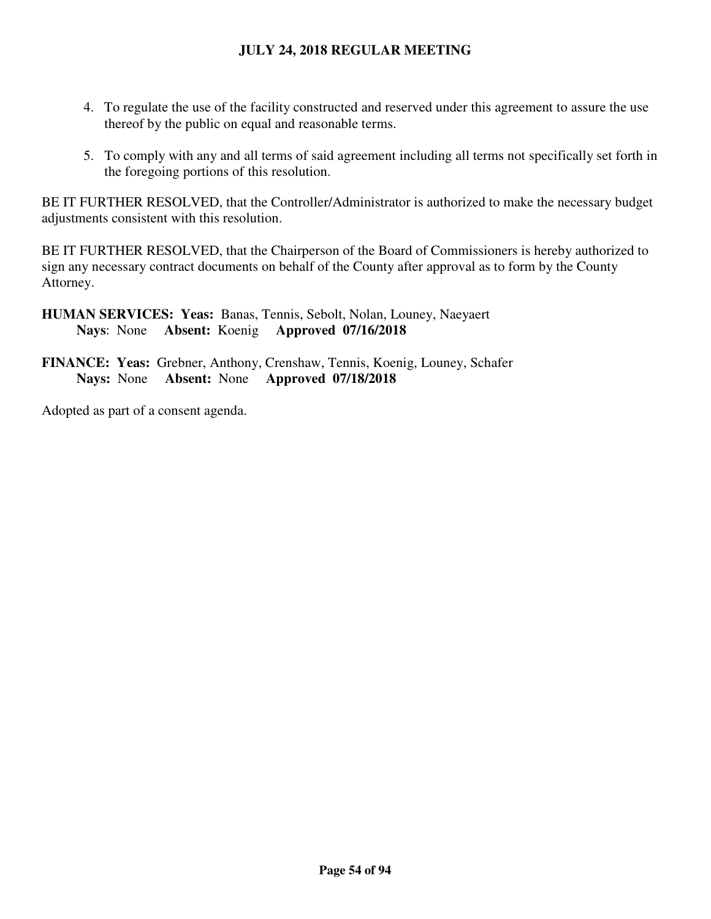4. To regulate the use of the facility constructed and reserved under this agreement to assure the use thereof by the public on equal and reasonable terms.

5. To comply with any and all terms of said agreement including all terms not specifically set forth in the foregoing portions of this resolution.

BE IT FURTHER RESOLVED, that the Controller/Administrator is authorized to make the necessary budget adjustments consistent with this resolution.

BE IT FURTHER RESOLVED, that the Chairperson of the Board of Commissioners is hereby authorized to sign any necessary contract documents on behalf of the County after approval as to form by the County Attorney.

**HUMAN SERVICES: Yeas:** Banas, Tennis, Sebolt, Nolan, Louney, Naeyaert
**Nays**: None **Absent:** Koenig **Approved 07/16/2018**

**FINANCE: Yeas:** Grebner, Anthony, Crenshaw, Tennis, Koenig, Louney, Schafer
**Nays:** None **Absent:** None **Approved 07/18/2018**

Adopted as part of a consent agenda.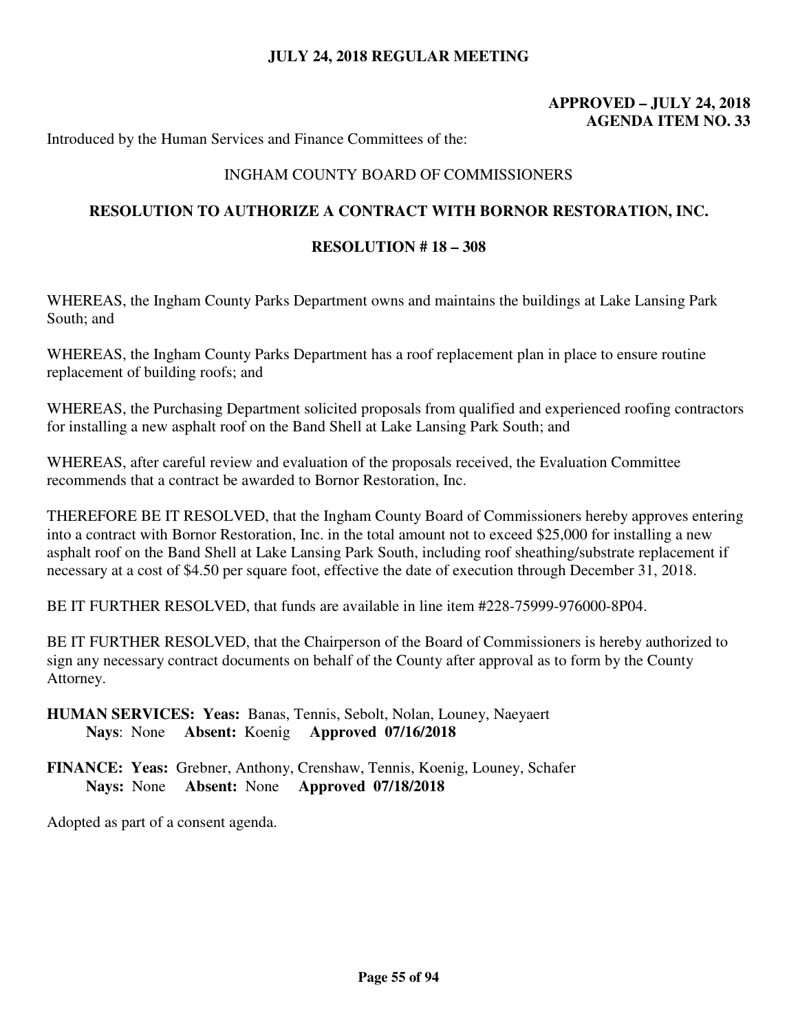**JULY 24, 2018 REGULAR MEETING**

**APPROVED – JULY 24, 2018**
**AGENDA ITEM NO. 33**

Introduced by the Human Services and Finance Committees of the:

INGHAM COUNTY BOARD OF COMMISSIONERS

**RESOLUTION TO AUTHORIZE A CONTRACT WITH BORNOR RESTORATION, INC.**

**RESOLUTION # 18 – 308**

WHEREAS, the Ingham County Parks Department owns and maintains the buildings at Lake Lansing Park South; and

WHEREAS, the Ingham County Parks Department has a roof replacement plan in place to ensure routine replacement of building roofs; and

WHEREAS, the Purchasing Department solicited proposals from qualified and experienced roofing contractors for installing a new asphalt roof on the Band Shell at Lake Lansing Park South; and

WHEREAS, after careful review and evaluation of the proposals received, the Evaluation Committee recommends that a contract be awarded to Bornor Restoration, Inc.

THEREFORE BE IT RESOLVED, that the Ingham County Board of Commissioners hereby approves entering into a contract with Bornor Restoration, Inc. in the total amount not to exceed $25,000 for installing a new asphalt roof on the Band Shell at Lake Lansing Park South, including roof sheathing/substrate replacement if necessary at a cost of $4.50 per square foot, effective the date of execution through December 31, 2018.

BE IT FURTHER RESOLVED, that funds are available in line item #228-75999-976000-8P04.

BE IT FURTHER RESOLVED, that the Chairperson of the Board of Commissioners is hereby authorized to sign any necessary contract documents on behalf of the County after approval as to form by the County Attorney.

**HUMAN SERVICES: Yeas:** Banas, Tennis, Sebolt, Nolan, Louney, Naeyaert
**Nays**: None **Absent:** Koenig **Approved 07/16/2018**

**FINANCE: Yeas:** Grebner, Anthony, Crenshaw, Tennis, Koenig, Louney, Schafer
**Nays:** None **Absent:** None **Approved 07/18/2018**

Adopted as part of a consent agenda.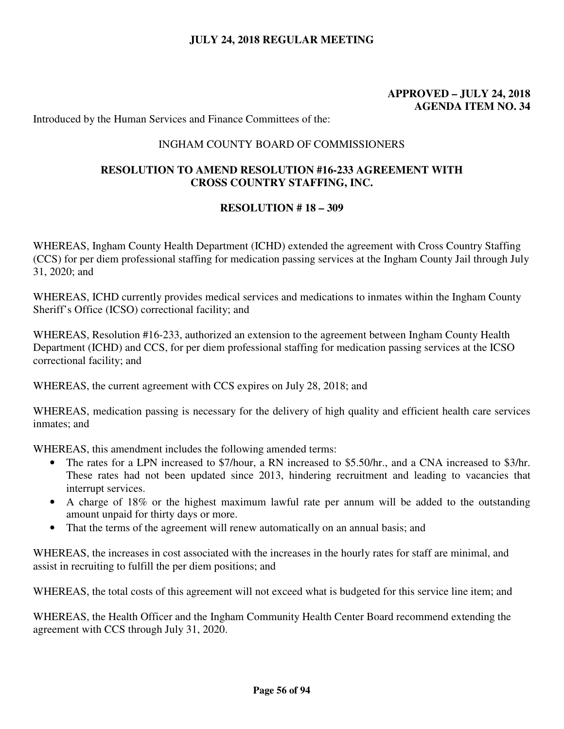**JULY 24, 2018 REGULAR MEETING**

**APPROVED – JULY 24, 2018**
**AGENDA ITEM NO. 34**

Introduced by the Human Services and Finance Committees of the:

INGHAM COUNTY BOARD OF COMMISSIONERS

**RESOLUTION TO AMEND RESOLUTION #16-233 AGREEMENT WITH CROSS COUNTRY STAFFING, INC.**

**RESOLUTION # 18 – 309**

WHEREAS, Ingham County Health Department (ICHD) extended the agreement with Cross Country Staffing (CCS) for per diem professional staffing for medication passing services at the Ingham County Jail through July 31, 2020; and

WHEREAS, ICHD currently provides medical services and medications to inmates within the Ingham County Sheriff's Office (ICSO) correctional facility; and

WHEREAS, Resolution #16-233, authorized an extension to the agreement between Ingham County Health Department (ICHD) and CCS, for per diem professional staffing for medication passing services at the ICSO correctional facility; and

WHEREAS, the current agreement with CCS expires on July 28, 2018; and

WHEREAS, medication passing is necessary for the delivery of high quality and efficient health care services inmates; and

WHEREAS, this amendment includes the following amended terms:

- The rates for a LPN increased to $7/hour, a RN increased to $5.50/hr., and a CNA increased to $3/hr. These rates had not been updated since 2013, hindering recruitment and leading to vacancies that interrupt services.
- A charge of 18% or the highest maximum lawful rate per annum will be added to the outstanding amount unpaid for thirty days or more.
- That the terms of the agreement will renew automatically on an annual basis; and

WHEREAS, the increases in cost associated with the increases in the hourly rates for staff are minimal, and assist in recruiting to fulfill the per diem positions; and

WHEREAS, the total costs of this agreement will not exceed what is budgeted for this service line item; and

WHEREAS, the Health Officer and the Ingham Community Health Center Board recommend extending the agreement with CCS through July 31, 2020.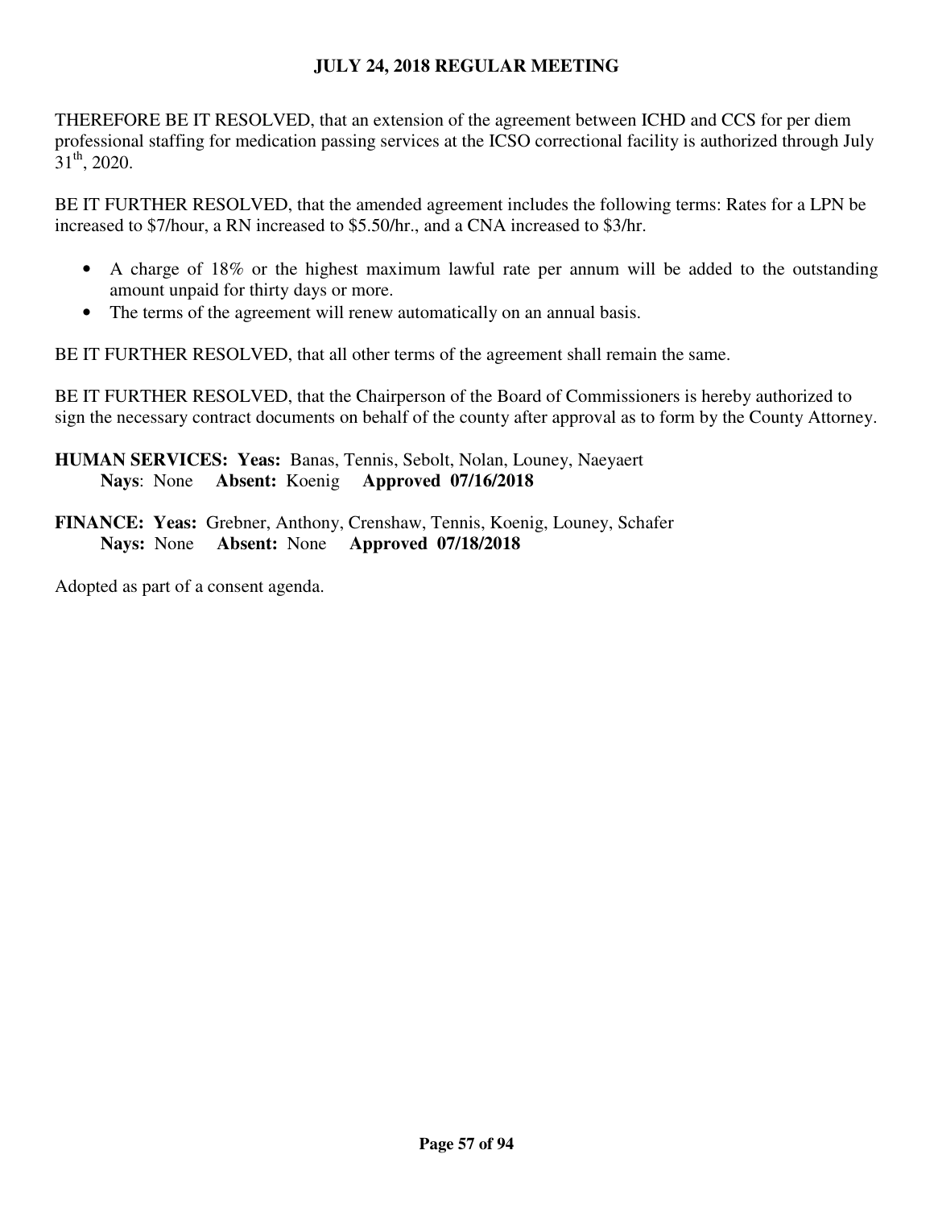THEREFORE BE IT RESOLVED, that an extension of the agreement between ICHD and CCS for per diem professional staffing for medication passing services at the ICSO correctional facility is authorized through July 31th, 2020.

BE IT FURTHER RESOLVED, that the amended agreement includes the following terms: Rates for a LPN be increased to $7/hour, a RN increased to $5.50/hr., and a CNA increased to $3/hr.

- A charge of 18% or the highest maximum lawful rate per annum will be added to the outstanding amount unpaid for thirty days or more.
- The terms of the agreement will renew automatically on an annual basis.

BE IT FURTHER RESOLVED, that all other terms of the agreement shall remain the same.

BE IT FURTHER RESOLVED, that the Chairperson of the Board of Commissioners is hereby authorized to sign the necessary contract documents on behalf of the county after approval as to form by the County Attorney.

**HUMAN SERVICES: Yeas:** Banas, Tennis, Sebolt, Nolan, Louney, Naeyaert
**Nays**: None **Absent:** Koenig **Approved 07/16/2018**

**FINANCE: Yeas:** Grebner, Anthony, Crenshaw, Tennis, Koenig, Louney, Schafer
**Nays:** None **Absent:** None **Approved 07/18/2018**

Adopted as part of a consent agenda.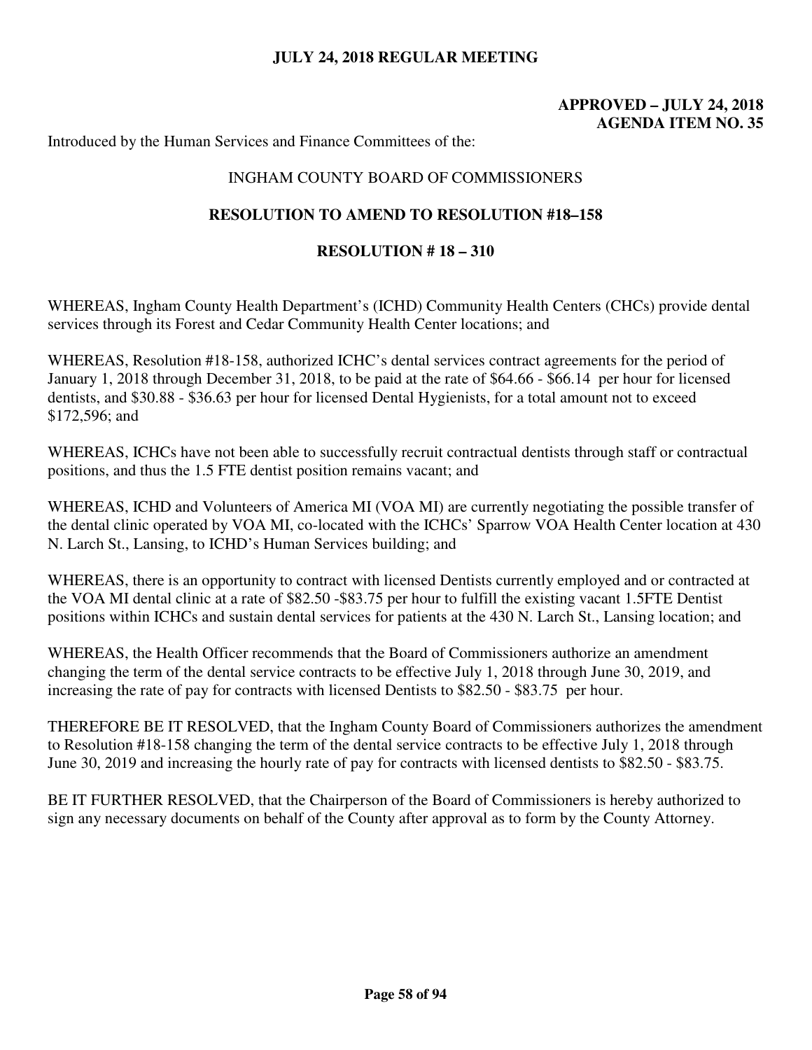**JULY 24, 2018 REGULAR MEETING**

**APPROVED – JULY 24, 2018**
**AGENDA ITEM NO. 35**

Introduced by the Human Services and Finance Committees of the:

INGHAM COUNTY BOARD OF COMMISSIONERS

**RESOLUTION TO AMEND TO RESOLUTION #18–158**

**RESOLUTION # 18 – 310**

WHEREAS, Ingham County Health Department's (ICHD) Community Health Centers (CHCs) provide dental services through its Forest and Cedar Community Health Center locations; and

WHEREAS, Resolution #18-158, authorized ICHC's dental services contract agreements for the period of January 1, 2018 through December 31, 2018, to be paid at the rate of $64.66 - $66.14 per hour for licensed dentists, and $30.88 - $36.63 per hour for licensed Dental Hygienists, for a total amount not to exceed $172,596; and

WHEREAS, ICHCs have not been able to successfully recruit contractual dentists through staff or contractual positions, and thus the 1.5 FTE dentist position remains vacant; and

WHEREAS, ICHD and Volunteers of America MI (VOA MI) are currently negotiating the possible transfer of the dental clinic operated by VOA MI, co-located with the ICHCs' Sparrow VOA Health Center location at 430 N. Larch St., Lansing, to ICHD's Human Services building; and

WHEREAS, there is an opportunity to contract with licensed Dentists currently employed and or contracted at the VOA MI dental clinic at a rate of $82.50 -$83.75 per hour to fulfill the existing vacant 1.5FTE Dentist positions within ICHCs and sustain dental services for patients at the 430 N. Larch St., Lansing location; and

WHEREAS, the Health Officer recommends that the Board of Commissioners authorize an amendment changing the term of the dental service contracts to be effective July 1, 2018 through June 30, 2019, and increasing the rate of pay for contracts with licensed Dentists to $82.50 - $83.75 per hour.

THEREFORE BE IT RESOLVED, that the Ingham County Board of Commissioners authorizes the amendment to Resolution #18-158 changing the term of the dental service contracts to be effective July 1, 2018 through June 30, 2019 and increasing the hourly rate of pay for contracts with licensed dentists to $82.50 - $83.75.

BE IT FURTHER RESOLVED, that the Chairperson of the Board of Commissioners is hereby authorized to sign any necessary documents on behalf of the County after approval as to form by the County Attorney.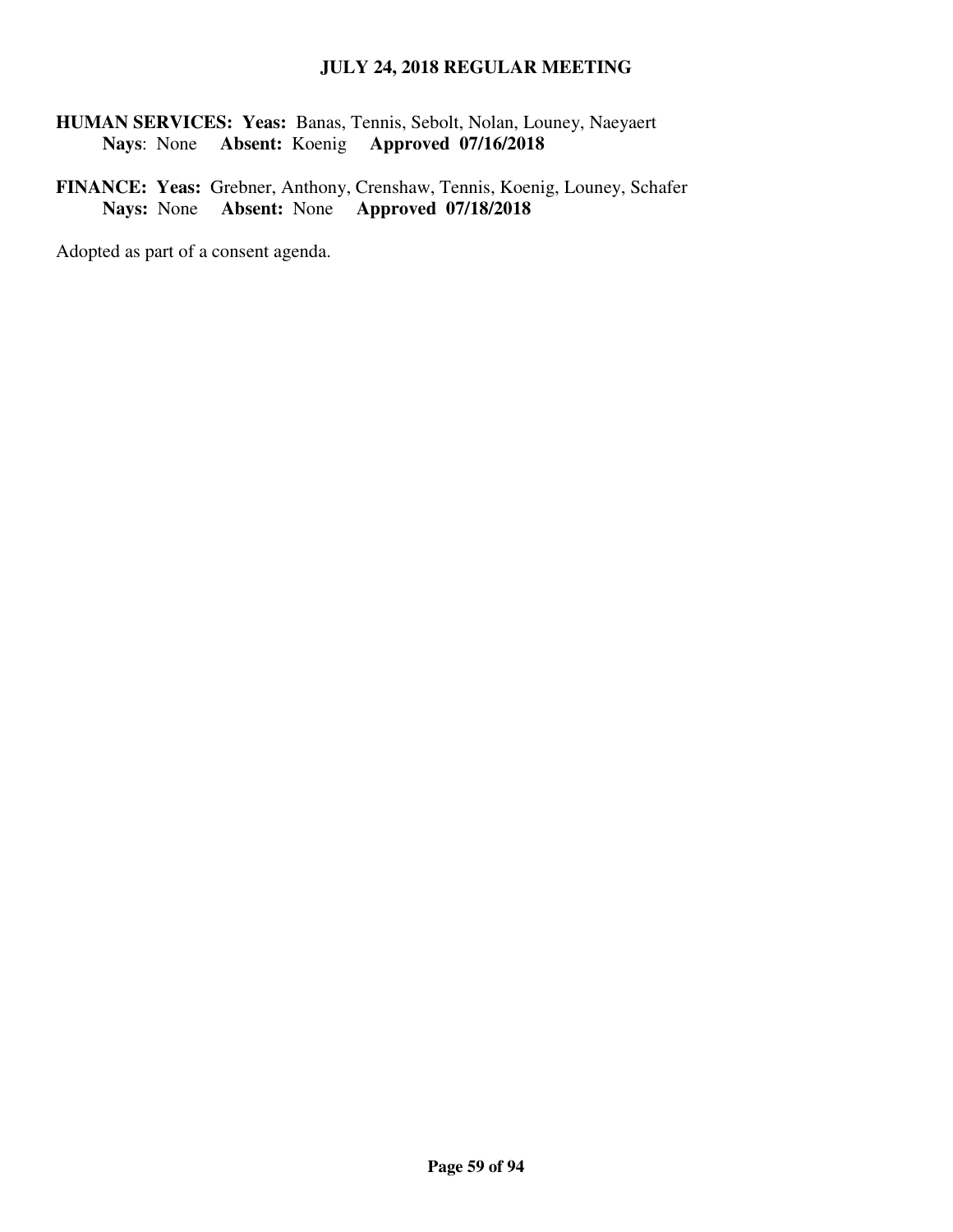**HUMAN SERVICES: Yeas:** Banas, Tennis, Sebolt, Nolan, Louney, Naeyaert
**Nays**: None **Absent:** Koenig **Approved 07/16/2018**

**FINANCE: Yeas:** Grebner, Anthony, Crenshaw, Tennis, Koenig, Louney, Schafer
**Nays:** None **Absent:** None **Approved 07/18/2018**

Adopted as part of a consent agenda.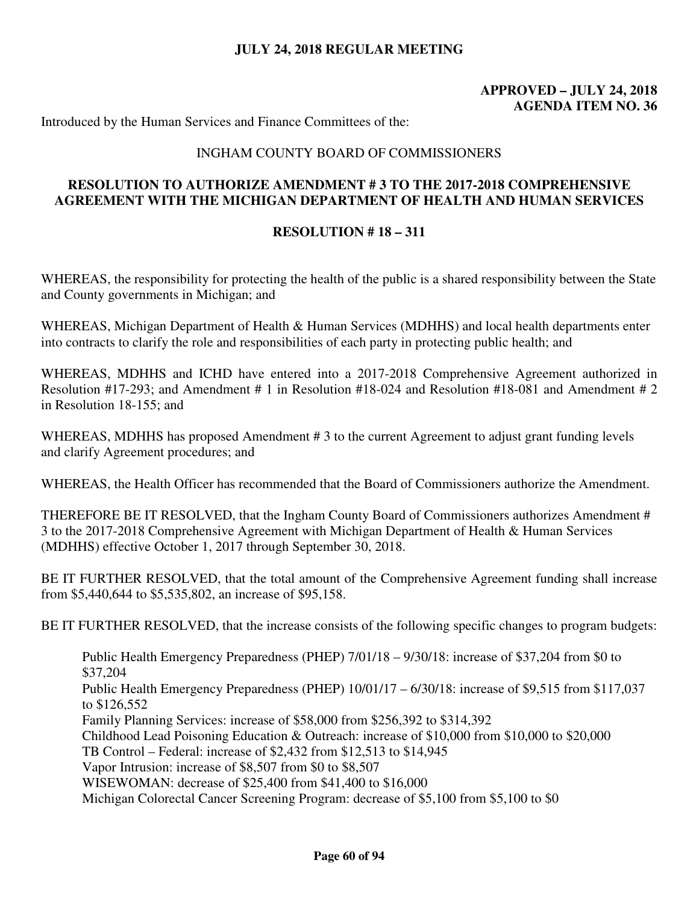**JULY 24, 2018 REGULAR MEETING**

**APPROVED – JULY 24, 2018**
**AGENDA ITEM NO. 36**

Introduced by the Human Services and Finance Committees of the:

INGHAM COUNTY BOARD OF COMMISSIONERS

**RESOLUTION TO AUTHORIZE AMENDMENT # 3 TO THE 2017-2018 COMPREHENSIVE AGREEMENT WITH THE MICHIGAN DEPARTMENT OF HEALTH AND HUMAN SERVICES**

**RESOLUTION # 18 – 311**

WHEREAS, the responsibility for protecting the health of the public is a shared responsibility between the State and County governments in Michigan; and

WHEREAS, Michigan Department of Health & Human Services (MDHHS) and local health departments enter into contracts to clarify the role and responsibilities of each party in protecting public health; and

WHEREAS, MDHHS and ICHD have entered into a 2017-2018 Comprehensive Agreement authorized in Resolution #17-293; and Amendment # 1 in Resolution #18-024 and Resolution #18-081 and Amendment # 2 in Resolution 18-155; and

WHEREAS, MDHHS has proposed Amendment # 3 to the current Agreement to adjust grant funding levels and clarify Agreement procedures; and

WHEREAS, the Health Officer has recommended that the Board of Commissioners authorize the Amendment.

THEREFORE BE IT RESOLVED, that the Ingham County Board of Commissioners authorizes Amendment # 3 to the 2017-2018 Comprehensive Agreement with Michigan Department of Health & Human Services (MDHHS) effective October 1, 2017 through September 30, 2018.

BE IT FURTHER RESOLVED, that the total amount of the Comprehensive Agreement funding shall increase from $5,440,644 to $5,535,802, an increase of $95,158.

BE IT FURTHER RESOLVED, that the increase consists of the following specific changes to program budgets:

Public Health Emergency Preparedness (PHEP) 7/01/18 – 9/30/18: increase of $37,204 from $0 to $37,204
Public Health Emergency Preparedness (PHEP) 10/01/17 – 6/30/18: increase of $9,515 from $117,037 to $126,552
Family Planning Services: increase of $58,000 from $256,392 to $314,392
Childhood Lead Poisoning Education & Outreach: increase of $10,000 from $10,000 to $20,000
TB Control – Federal: increase of $2,432 from $12,513 to $14,945
Vapor Intrusion: increase of $8,507 from $0 to $8,507
WISEWOMAN: decrease of $25,400 from $41,400 to $16,000
Michigan Colorectal Cancer Screening Program: decrease of $5,100 from $5,100 to $0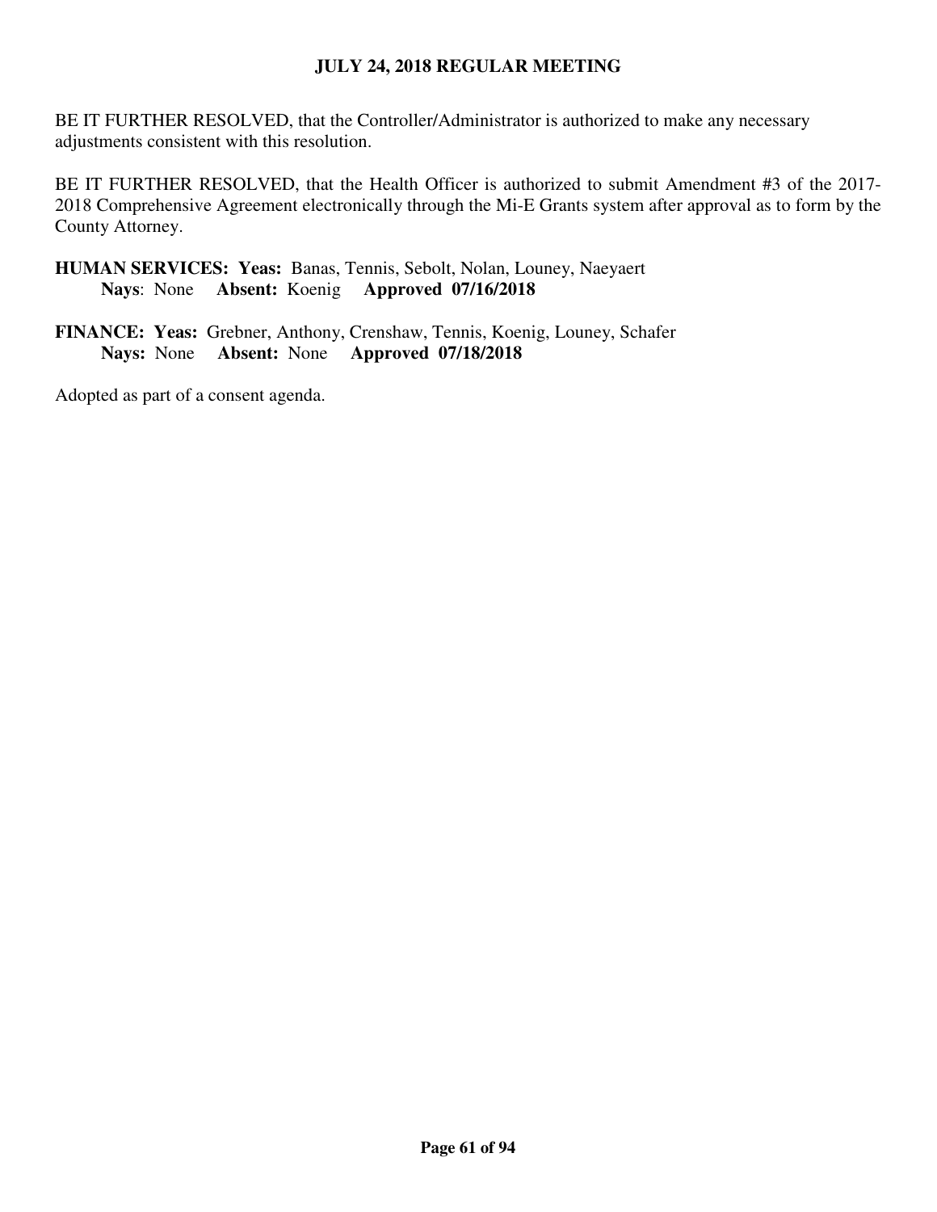BE IT FURTHER RESOLVED, that the Controller/Administrator is authorized to make any necessary adjustments consistent with this resolution.

BE IT FURTHER RESOLVED, that the Health Officer is authorized to submit Amendment #3 of the 2017-2018 Comprehensive Agreement electronically through the Mi-E Grants system after approval as to form by the County Attorney.

**HUMAN SERVICES: Yeas:** Banas, Tennis, Sebolt, Nolan, Louney, Naeyaert
**Nays**: None **Absent:** Koenig **Approved 07/16/2018**

**FINANCE: Yeas:** Grebner, Anthony, Crenshaw, Tennis, Koenig, Louney, Schafer
**Nays:** None **Absent:** None **Approved 07/18/2018**

Adopted as part of a consent agenda.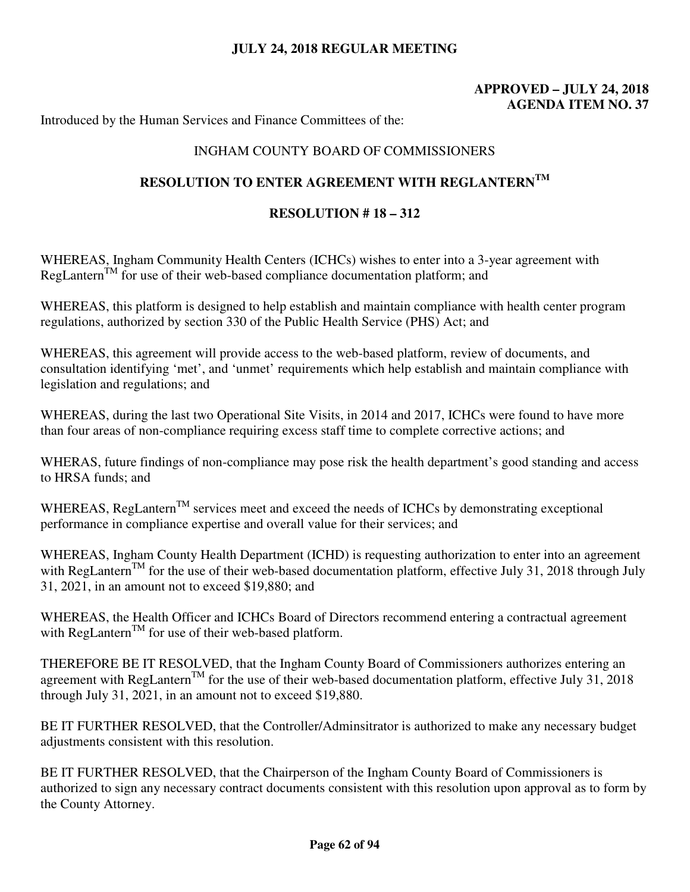**JULY 24, 2018 REGULAR MEETING**

**APPROVED – JULY 24, 2018**
**AGENDA ITEM NO. 37**

Introduced by the Human Services and Finance Committees of the:

INGHAM COUNTY BOARD OF COMMISSIONERS

**RESOLUTION TO ENTER AGREEMENT WITH REGLANTERN™**

**RESOLUTION # 18 – 312**

WHEREAS, Ingham Community Health Centers (ICHCs) wishes to enter into a 3-year agreement with RegLantern™ for use of their web-based compliance documentation platform; and

WHEREAS, this platform is designed to help establish and maintain compliance with health center program regulations, authorized by section 330 of the Public Health Service (PHS) Act; and

WHEREAS, this agreement will provide access to the web-based platform, review of documents, and consultation identifying 'met', and 'unmet' requirements which help establish and maintain compliance with legislation and regulations; and

WHEREAS, during the last two Operational Site Visits, in 2014 and 2017, ICHCs were found to have more than four areas of non-compliance requiring excess staff time to complete corrective actions; and

WHERAS, future findings of non-compliance may pose risk the health department's good standing and access to HRSA funds; and

WHEREAS, RegLantern™ services meet and exceed the needs of ICHCs by demonstrating exceptional performance in compliance expertise and overall value for their services; and

WHEREAS, Ingham County Health Department (ICHD) is requesting authorization to enter into an agreement with RegLantern™ for the use of their web-based documentation platform, effective July 31, 2018 through July 31, 2021, in an amount not to exceed $19,880; and

WHEREAS, the Health Officer and ICHCs Board of Directors recommend entering a contractual agreement with RegLantern™ for use of their web-based platform.

THEREFORE BE IT RESOLVED, that the Ingham County Board of Commissioners authorizes entering an agreement with RegLantern™ for the use of their web-based documentation platform, effective July 31, 2018 through July 31, 2021, in an amount not to exceed $19,880.

BE IT FURTHER RESOLVED, that the Controller/Adminsitrator is authorized to make any necessary budget adjustments consistent with this resolution.

BE IT FURTHER RESOLVED, that the Chairperson of the Ingham County Board of Commissioners is authorized to sign any necessary contract documents consistent with this resolution upon approval as to form by the County Attorney.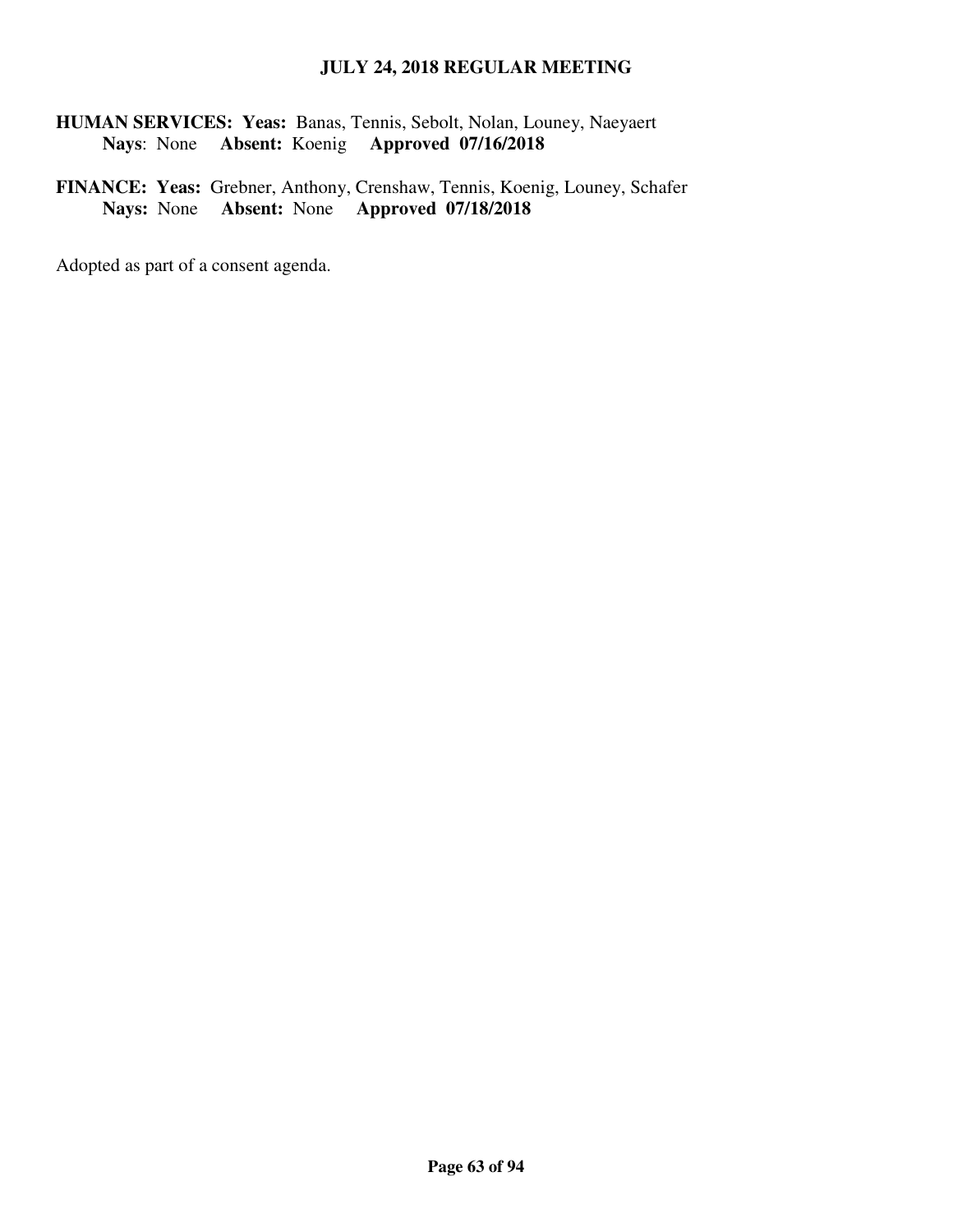**HUMAN SERVICES: Yeas:** Banas, Tennis, Sebolt, Nolan, Louney, Naeyaert
**Nays**: None **Absent:** Koenig **Approved 07/16/2018**

**FINANCE: Yeas:** Grebner, Anthony, Crenshaw, Tennis, Koenig, Louney, Schafer
**Nays:** None **Absent:** None **Approved 07/18/2018**

Adopted as part of a consent agenda.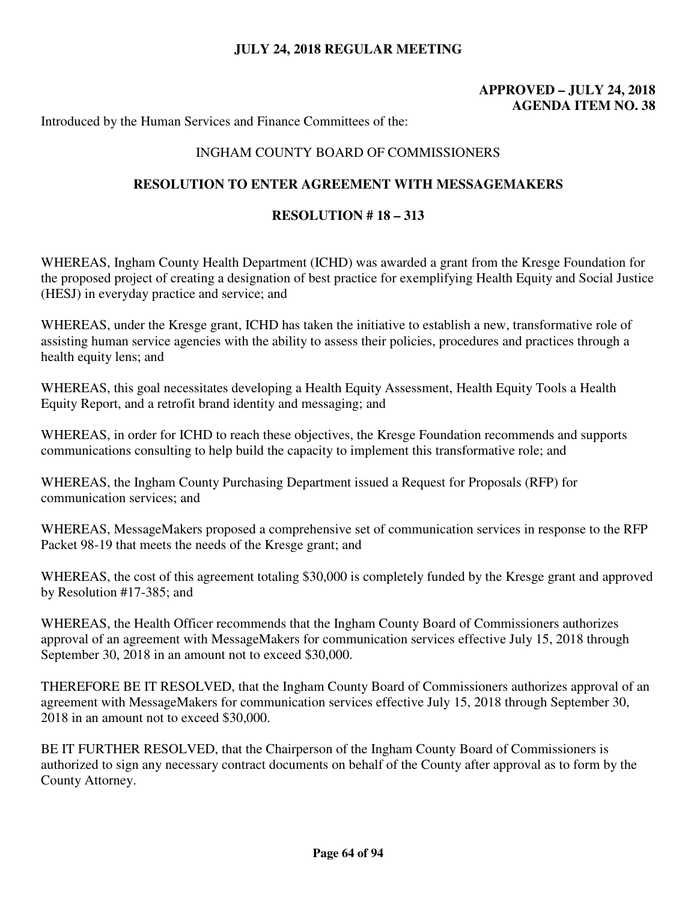**JULY 24, 2018 REGULAR MEETING**

**APPROVED – JULY 24, 2018**
**AGENDA ITEM NO. 38**

Introduced by the Human Services and Finance Committees of the:

INGHAM COUNTY BOARD OF COMMISSIONERS

## RESOLUTION TO ENTER AGREEMENT WITH MESSAGEMAKERS

## RESOLUTION # 18 – 313

WHEREAS, Ingham County Health Department (ICHD) was awarded a grant from the Kresge Foundation for the proposed project of creating a designation of best practice for exemplifying Health Equity and Social Justice (HESJ) in everyday practice and service; and

WHEREAS, under the Kresge grant, ICHD has taken the initiative to establish a new, transformative role of assisting human service agencies with the ability to assess their policies, procedures and practices through a health equity lens; and

WHEREAS, this goal necessitates developing a Health Equity Assessment, Health Equity Tools a Health Equity Report, and a retrofit brand identity and messaging; and

WHEREAS, in order for ICHD to reach these objectives, the Kresge Foundation recommends and supports communications consulting to help build the capacity to implement this transformative role; and

WHEREAS, the Ingham County Purchasing Department issued a Request for Proposals (RFP) for communication services; and

WHEREAS, MessageMakers proposed a comprehensive set of communication services in response to the RFP Packet 98-19 that meets the needs of the Kresge grant; and

WHEREAS, the cost of this agreement totaling $30,000 is completely funded by the Kresge grant and approved by Resolution #17-385; and

WHEREAS, the Health Officer recommends that the Ingham County Board of Commissioners authorizes approval of an agreement with MessageMakers for communication services effective July 15, 2018 through September 30, 2018 in an amount not to exceed $30,000.

THEREFORE BE IT RESOLVED, that the Ingham County Board of Commissioners authorizes approval of an agreement with MessageMakers for communication services effective July 15, 2018 through September 30, 2018 in an amount not to exceed $30,000.

BE IT FURTHER RESOLVED, that the Chairperson of the Ingham County Board of Commissioners is authorized to sign any necessary contract documents on behalf of the County after approval as to form by the County Attorney.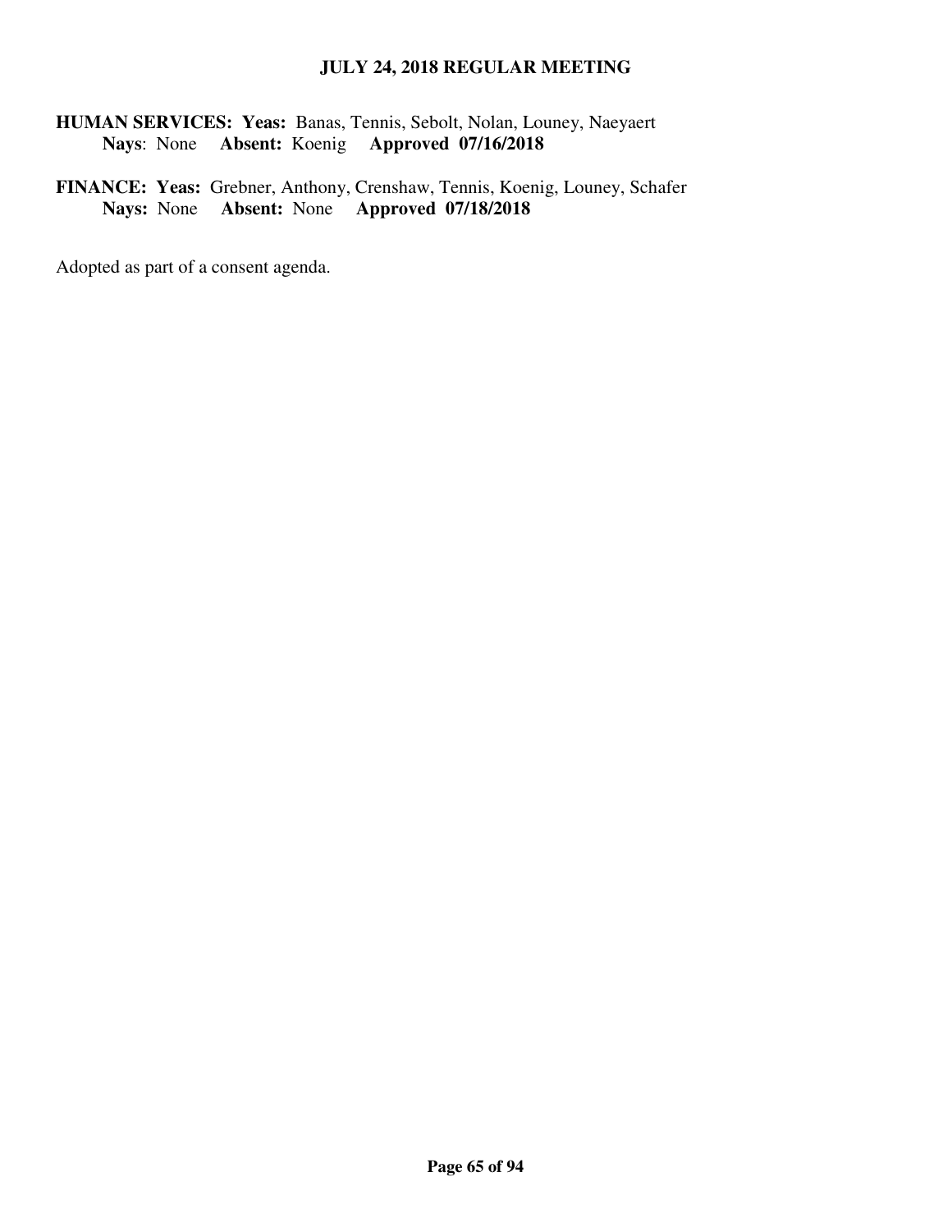**HUMAN SERVICES: Yeas:** Banas, Tennis, Sebolt, Nolan, Louney, Naeyaert
**Nays**: None **Absent:** Koenig **Approved 07/16/2018**

**FINANCE: Yeas:** Grebner, Anthony, Crenshaw, Tennis, Koenig, Louney, Schafer
**Nays:** None **Absent:** None **Approved 07/18/2018**

Adopted as part of a consent agenda.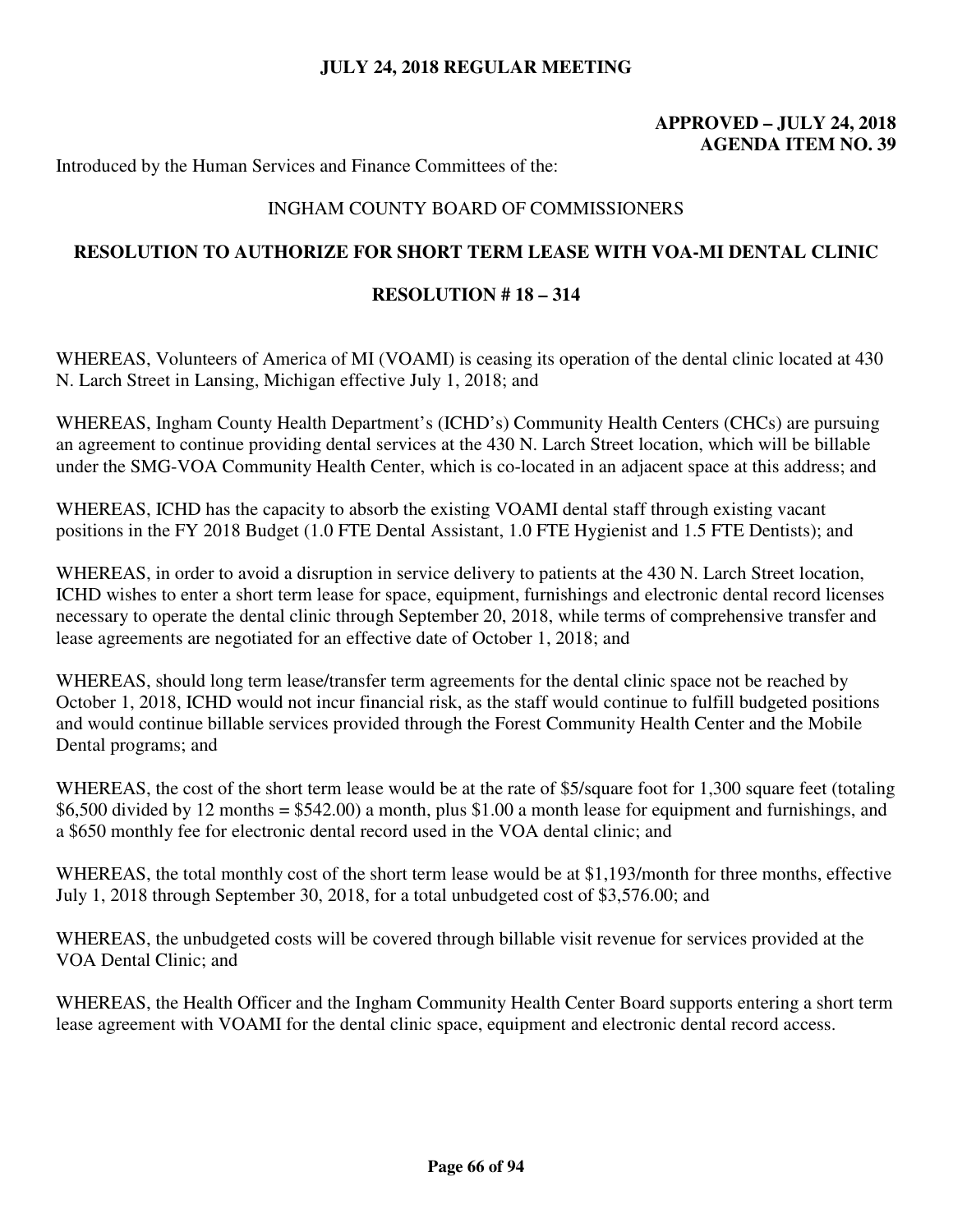**JULY 24, 2018 REGULAR MEETING**

**APPROVED – JULY 24, 2018**
**AGENDA ITEM NO. 39**

Introduced by the Human Services and Finance Committees of the:

INGHAM COUNTY BOARD OF COMMISSIONERS

## RESOLUTION TO AUTHORIZE FOR SHORT TERM LEASE WITH VOA-MI DENTAL CLINIC

### RESOLUTION # 18 – 314

WHEREAS, Volunteers of America of MI (VOAMI) is ceasing its operation of the dental clinic located at 430 N. Larch Street in Lansing, Michigan effective July 1, 2018; and

WHEREAS, Ingham County Health Department's (ICHD's) Community Health Centers (CHCs) are pursuing an agreement to continue providing dental services at the 430 N. Larch Street location, which will be billable under the SMG-VOA Community Health Center, which is co-located in an adjacent space at this address; and

WHEREAS, ICHD has the capacity to absorb the existing VOAMI dental staff through existing vacant positions in the FY 2018 Budget (1.0 FTE Dental Assistant, 1.0 FTE Hygienist and 1.5 FTE Dentists); and

WHEREAS, in order to avoid a disruption in service delivery to patients at the 430 N. Larch Street location, ICHD wishes to enter a short term lease for space, equipment, furnishings and electronic dental record licenses necessary to operate the dental clinic through September 20, 2018, while terms of comprehensive transfer and lease agreements are negotiated for an effective date of October 1, 2018; and

WHEREAS, should long term lease/transfer term agreements for the dental clinic space not be reached by October 1, 2018, ICHD would not incur financial risk, as the staff would continue to fulfill budgeted positions and would continue billable services provided through the Forest Community Health Center and the Mobile Dental programs; and

WHEREAS, the cost of the short term lease would be at the rate of $5/square foot for 1,300 square feet (totaling $6,500 divided by 12 months = $542.00) a month, plus $1.00 a month lease for equipment and furnishings, and a $650 monthly fee for electronic dental record used in the VOA dental clinic; and

WHEREAS, the total monthly cost of the short term lease would be at $1,193/month for three months, effective July 1, 2018 through September 30, 2018, for a total unbudgeted cost of $3,576.00; and

WHEREAS, the unbudgeted costs will be covered through billable visit revenue for services provided at the VOA Dental Clinic; and

WHEREAS, the Health Officer and the Ingham Community Health Center Board supports entering a short term lease agreement with VOAMI for the dental clinic space, equipment and electronic dental record access.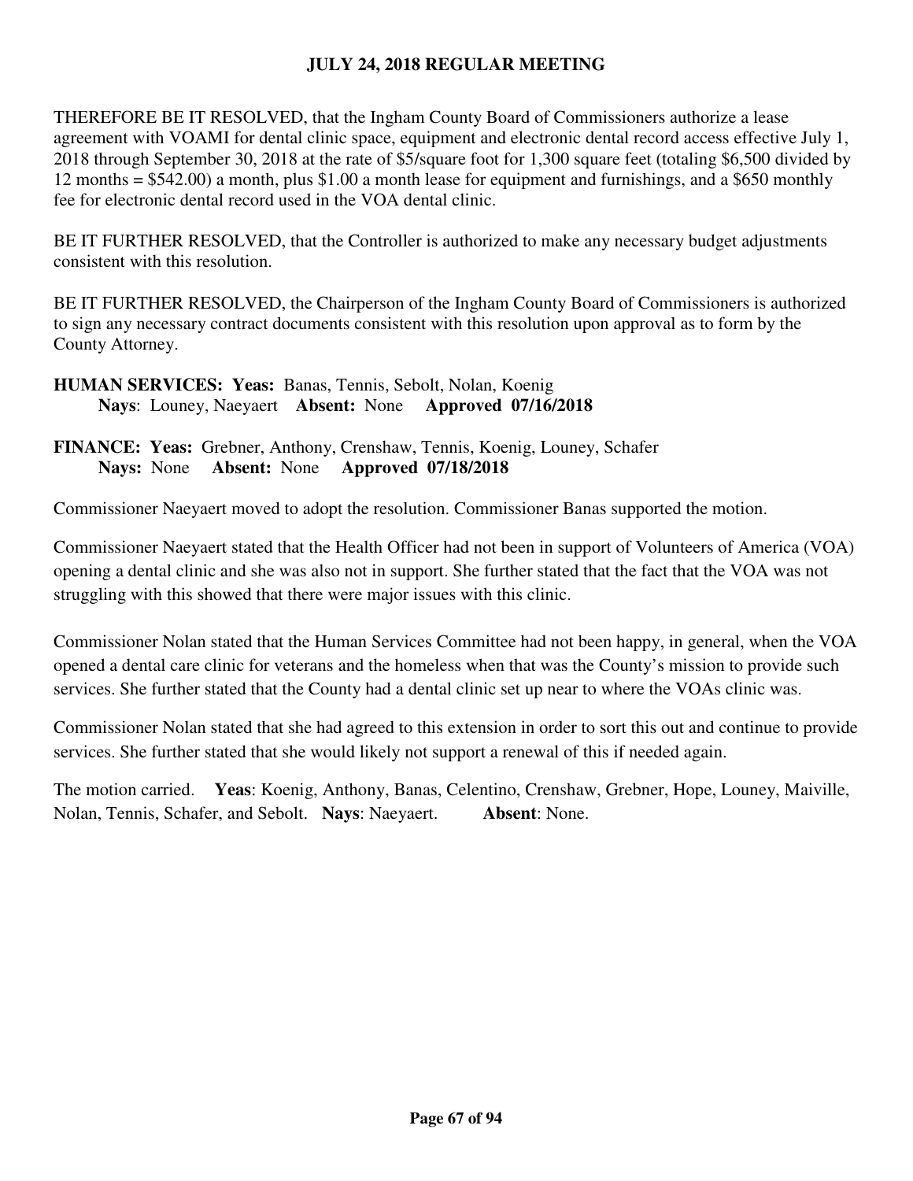THEREFORE BE IT RESOLVED, that the Ingham County Board of Commissioners authorize a lease agreement with VOAMI for dental clinic space, equipment and electronic dental record access effective July 1, 2018 through September 30, 2018 at the rate of $5/square foot for 1,300 square feet (totaling $6,500 divided by 12 months = $542.00) a month, plus $1.00 a month lease for equipment and furnishings, and a $650 monthly fee for electronic dental record used in the VOA dental clinic.

BE IT FURTHER RESOLVED, that the Controller is authorized to make any necessary budget adjustments consistent with this resolution.

BE IT FURTHER RESOLVED, the Chairperson of the Ingham County Board of Commissioners is authorized to sign any necessary contract documents consistent with this resolution upon approval as to form by the County Attorney.

**HUMAN SERVICES: Yeas:** Banas, Tennis, Sebolt, Nolan, Koenig
**Nays**: Louney, Naeyaert **Absent:** None **Approved 07/16/2018**

**FINANCE: Yeas:** Grebner, Anthony, Crenshaw, Tennis, Koenig, Louney, Schafer
**Nays:** None **Absent:** None **Approved 07/18/2018**

Commissioner Naeyaert moved to adopt the resolution. Commissioner Banas supported the motion.

Commissioner Naeyaert stated that the Health Officer had not been in support of Volunteers of America (VOA) opening a dental clinic and she was also not in support. She further stated that the fact that the VOA was not struggling with this showed that there were major issues with this clinic.

Commissioner Nolan stated that the Human Services Committee had not been happy, in general, when the VOA opened a dental care clinic for veterans and the homeless when that was the County's mission to provide such services. She further stated that the County had a dental clinic set up near to where the VOAs clinic was.

Commissioner Nolan stated that she had agreed to this extension in order to sort this out and continue to provide services. She further stated that she would likely not support a renewal of this if needed again.

The motion carried. **Yeas**: Koenig, Anthony, Banas, Celentino, Crenshaw, Grebner, Hope, Louney, Maiville, Nolan, Tennis, Schafer, and Sebolt. **Nays**: Naeyaert. **Absent**: None.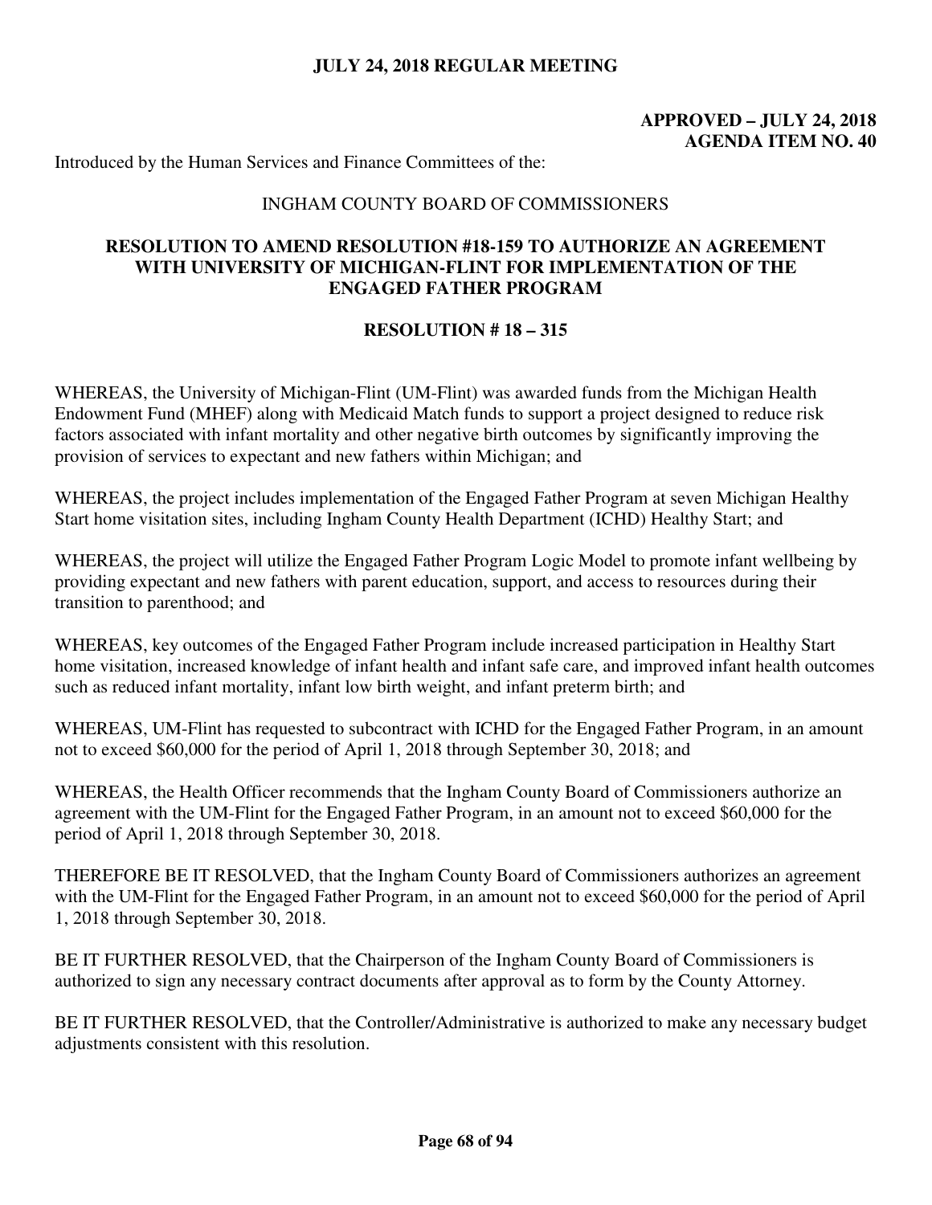**JULY 24, 2018 REGULAR MEETING**

**APPROVED – JULY 24, 2018**
**AGENDA ITEM NO. 40**

Introduced by the Human Services and Finance Committees of the:

INGHAM COUNTY BOARD OF COMMISSIONERS

**RESOLUTION TO AMEND RESOLUTION #18-159 TO AUTHORIZE AN AGREEMENT WITH UNIVERSITY OF MICHIGAN-FLINT FOR IMPLEMENTATION OF THE ENGAGED FATHER PROGRAM**

**RESOLUTION # 18 – 315**

WHEREAS, the University of Michigan-Flint (UM-Flint) was awarded funds from the Michigan Health Endowment Fund (MHEF) along with Medicaid Match funds to support a project designed to reduce risk factors associated with infant mortality and other negative birth outcomes by significantly improving the provision of services to expectant and new fathers within Michigan; and

WHEREAS, the project includes implementation of the Engaged Father Program at seven Michigan Healthy Start home visitation sites, including Ingham County Health Department (ICHD) Healthy Start; and

WHEREAS, the project will utilize the Engaged Father Program Logic Model to promote infant wellbeing by providing expectant and new fathers with parent education, support, and access to resources during their transition to parenthood; and

WHEREAS, key outcomes of the Engaged Father Program include increased participation in Healthy Start home visitation, increased knowledge of infant health and infant safe care, and improved infant health outcomes such as reduced infant mortality, infant low birth weight, and infant preterm birth; and

WHEREAS, UM-Flint has requested to subcontract with ICHD for the Engaged Father Program, in an amount not to exceed $60,000 for the period of April 1, 2018 through September 30, 2018; and

WHEREAS, the Health Officer recommends that the Ingham County Board of Commissioners authorize an agreement with the UM-Flint for the Engaged Father Program, in an amount not to exceed $60,000 for the period of April 1, 2018 through September 30, 2018.

THEREFORE BE IT RESOLVED, that the Ingham County Board of Commissioners authorizes an agreement with the UM-Flint for the Engaged Father Program, in an amount not to exceed $60,000 for the period of April 1, 2018 through September 30, 2018.

BE IT FURTHER RESOLVED, that the Chairperson of the Ingham County Board of Commissioners is authorized to sign any necessary contract documents after approval as to form by the County Attorney.

BE IT FURTHER RESOLVED, that the Controller/Administrative is authorized to make any necessary budget adjustments consistent with this resolution.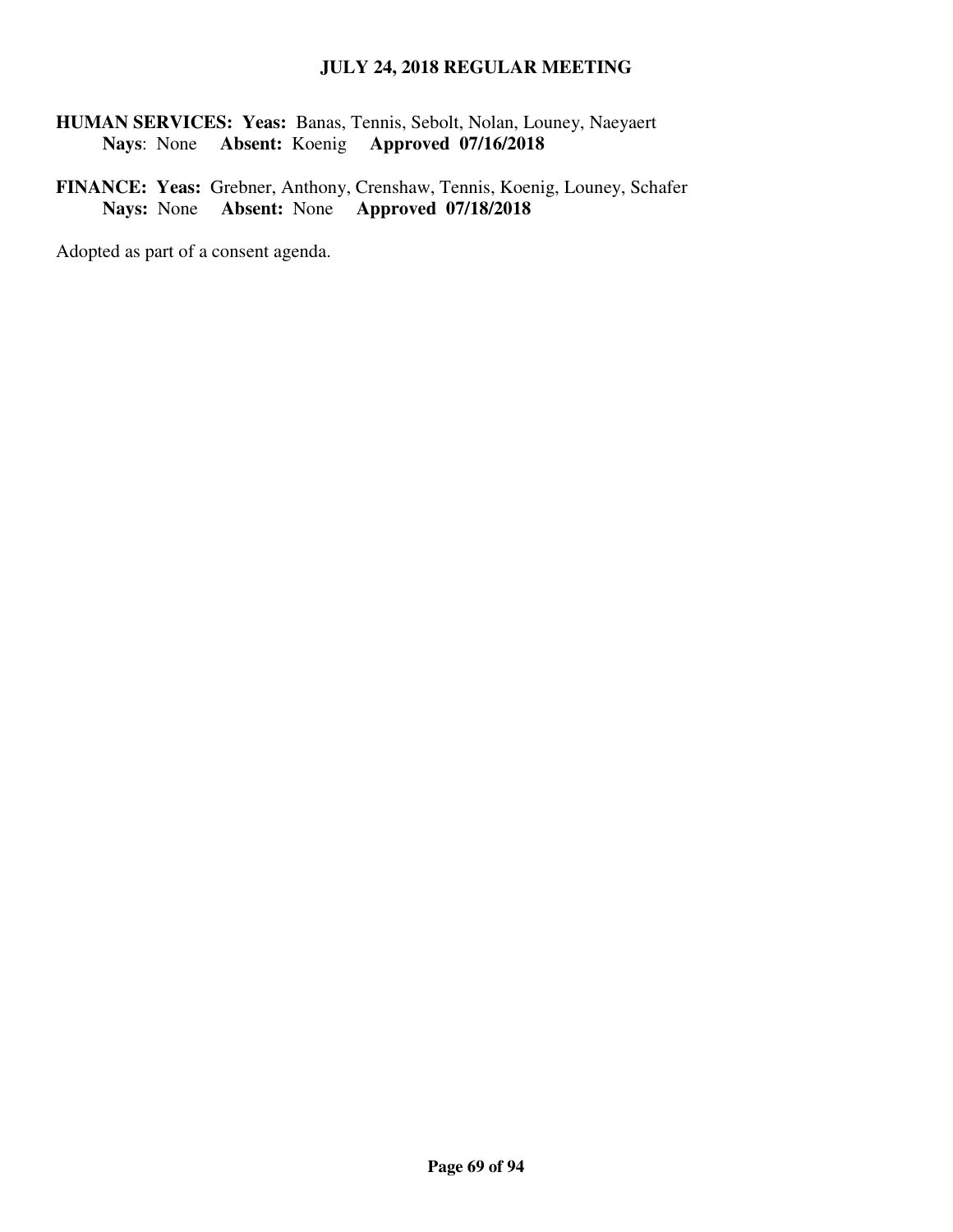**HUMAN SERVICES: Yeas:** Banas, Tennis, Sebolt, Nolan, Louney, Naeyaert
**Nays**: None **Absent:** Koenig **Approved 07/16/2018**

**FINANCE: Yeas:** Grebner, Anthony, Crenshaw, Tennis, Koenig, Louney, Schafer
**Nays:** None **Absent:** None **Approved 07/18/2018**

Adopted as part of a consent agenda.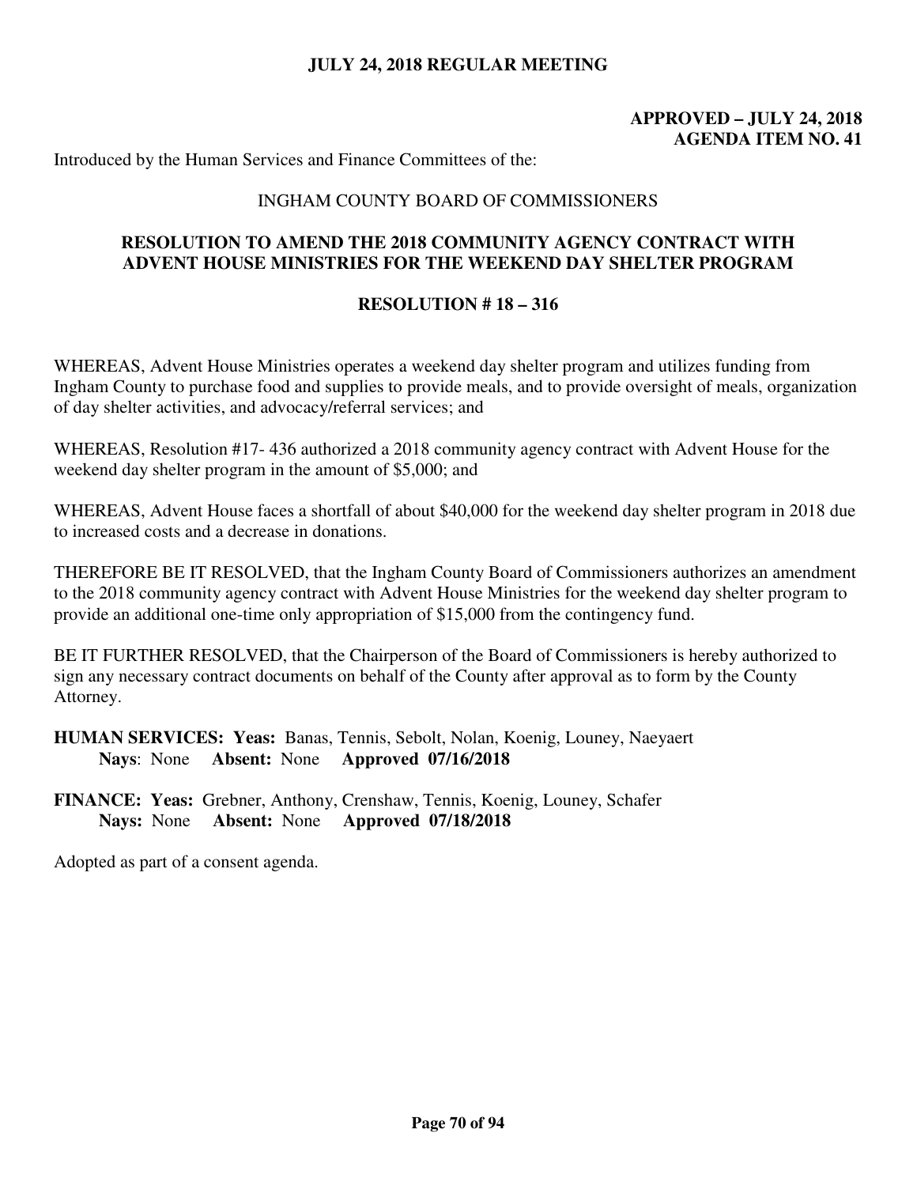**JULY 24, 2018 REGULAR MEETING**

**APPROVED – JULY 24, 2018**
**AGENDA ITEM NO. 41**

Introduced by the Human Services and Finance Committees of the:

INGHAM COUNTY BOARD OF COMMISSIONERS

## RESOLUTION TO AMEND THE 2018 COMMUNITY AGENCY CONTRACT WITH ADVENT HOUSE MINISTRIES FOR THE WEEKEND DAY SHELTER PROGRAM

**RESOLUTION # 18 – 316**

WHEREAS, Advent House Ministries operates a weekend day shelter program and utilizes funding from Ingham County to purchase food and supplies to provide meals, and to provide oversight of meals, organization of day shelter activities, and advocacy/referral services; and

WHEREAS, Resolution #17- 436 authorized a 2018 community agency contract with Advent House for the weekend day shelter program in the amount of $5,000; and

WHEREAS, Advent House faces a shortfall of about $40,000 for the weekend day shelter program in 2018 due to increased costs and a decrease in donations.

THEREFORE BE IT RESOLVED, that the Ingham County Board of Commissioners authorizes an amendment to the 2018 community agency contract with Advent House Ministries for the weekend day shelter program to provide an additional one-time only appropriation of $15,000 from the contingency fund.

BE IT FURTHER RESOLVED, that the Chairperson of the Board of Commissioners is hereby authorized to sign any necessary contract documents on behalf of the County after approval as to form by the County Attorney.

**HUMAN SERVICES: Yeas:** Banas, Tennis, Sebolt, Nolan, Koenig, Louney, Naeyaert
**Nays**: None **Absent:** None **Approved 07/16/2018**

**FINANCE: Yeas:** Grebner, Anthony, Crenshaw, Tennis, Koenig, Louney, Schafer
**Nays:** None **Absent:** None **Approved 07/18/2018**

Adopted as part of a consent agenda.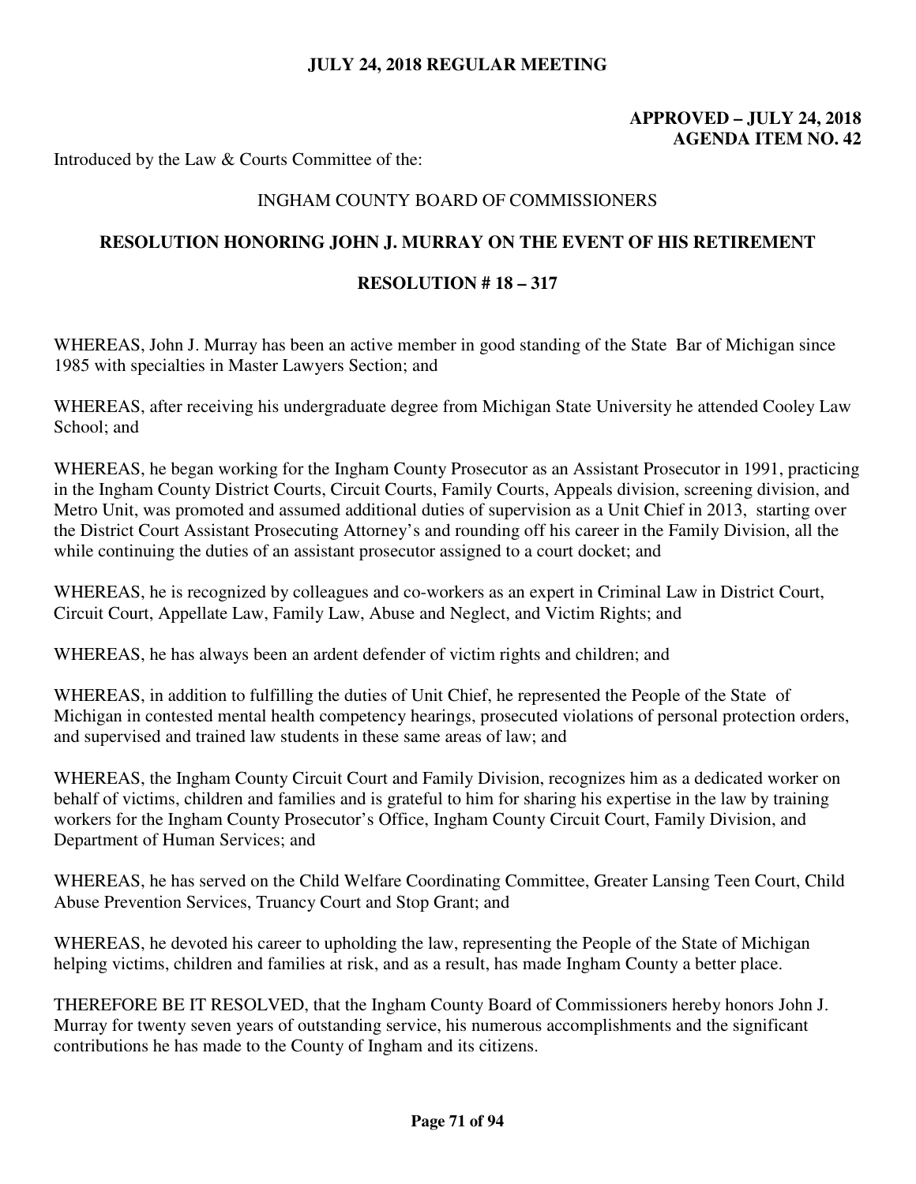**JULY 24, 2018 REGULAR MEETING**

**APPROVED – JULY 24, 2018**
**AGENDA ITEM NO. 42**

Introduced by the Law & Courts Committee of the:

INGHAM COUNTY BOARD OF COMMISSIONERS

**RESOLUTION HONORING JOHN J. MURRAY ON THE EVENT OF HIS RETIREMENT**

**RESOLUTION # 18 – 317**

WHEREAS, John J. Murray has been an active member in good standing of the State Bar of Michigan since 1985 with specialties in Master Lawyers Section; and

WHEREAS, after receiving his undergraduate degree from Michigan State University he attended Cooley Law School; and

WHEREAS, he began working for the Ingham County Prosecutor as an Assistant Prosecutor in 1991, practicing in the Ingham County District Courts, Circuit Courts, Family Courts, Appeals division, screening division, and Metro Unit, was promoted and assumed additional duties of supervision as a Unit Chief in 2013, starting over the District Court Assistant Prosecuting Attorney's and rounding off his career in the Family Division, all the while continuing the duties of an assistant prosecutor assigned to a court docket; and

WHEREAS, he is recognized by colleagues and co-workers as an expert in Criminal Law in District Court, Circuit Court, Appellate Law, Family Law, Abuse and Neglect, and Victim Rights; and

WHEREAS, he has always been an ardent defender of victim rights and children; and

WHEREAS, in addition to fulfilling the duties of Unit Chief, he represented the People of the State of Michigan in contested mental health competency hearings, prosecuted violations of personal protection orders, and supervised and trained law students in these same areas of law; and

WHEREAS, the Ingham County Circuit Court and Family Division, recognizes him as a dedicated worker on behalf of victims, children and families and is grateful to him for sharing his expertise in the law by training workers for the Ingham County Prosecutor's Office, Ingham County Circuit Court, Family Division, and Department of Human Services; and

WHEREAS, he has served on the Child Welfare Coordinating Committee, Greater Lansing Teen Court, Child Abuse Prevention Services, Truancy Court and Stop Grant; and

WHEREAS, he devoted his career to upholding the law, representing the People of the State of Michigan helping victims, children and families at risk, and as a result, has made Ingham County a better place.

THEREFORE BE IT RESOLVED, that the Ingham County Board of Commissioners hereby honors John J. Murray for twenty seven years of outstanding service, his numerous accomplishments and the significant contributions he has made to the County of Ingham and its citizens.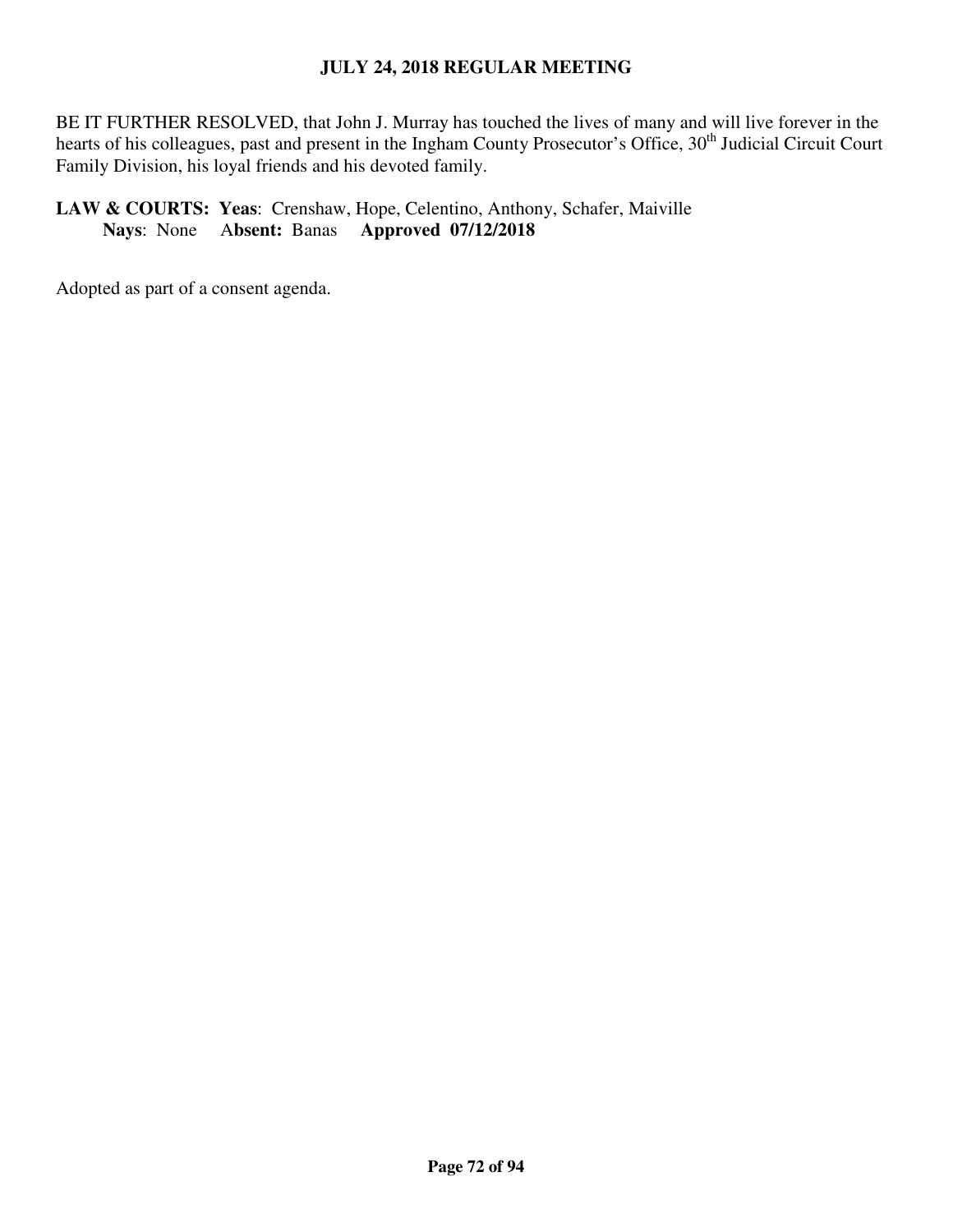BE IT FURTHER RESOLVED, that John J. Murray has touched the lives of many and will live forever in the hearts of his colleagues, past and present in the Ingham County Prosecutor's Office, 30th Judicial Circuit Court Family Division, his loyal friends and his devoted family.

**LAW & COURTS: Yeas**: Crenshaw, Hope, Celentino, Anthony, Schafer, Maiville
**Nays**: None **Absent:** Banas **Approved 07/12/2018**

Adopted as part of a consent agenda.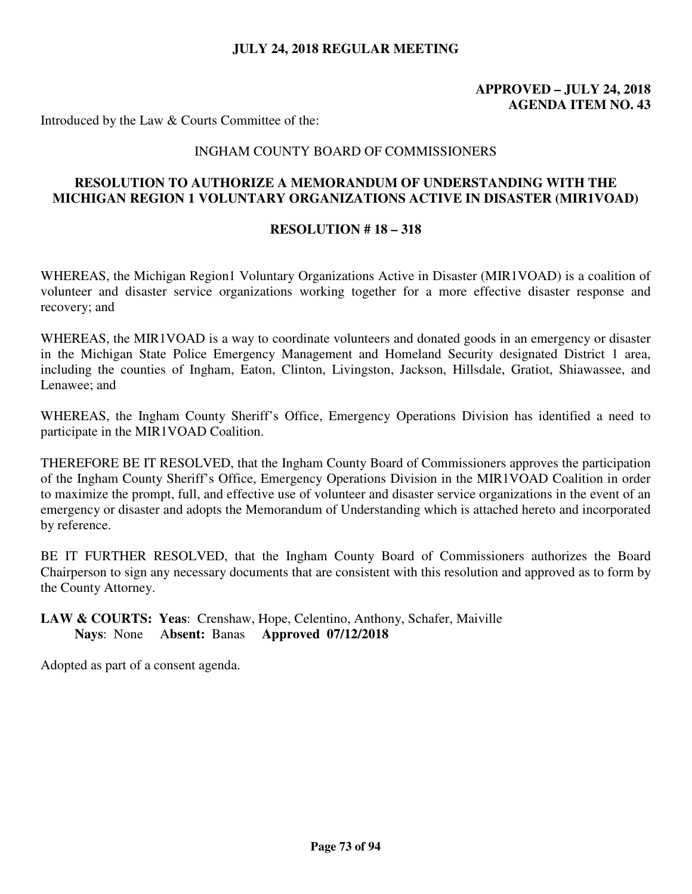**JULY 24, 2018 REGULAR MEETING**

**APPROVED – JULY 24, 2018**
**AGENDA ITEM NO. 43**

Introduced by the Law & Courts Committee of the:

INGHAM COUNTY BOARD OF COMMISSIONERS

## RESOLUTION TO AUTHORIZE A MEMORANDUM OF UNDERSTANDING WITH THE MICHIGAN REGION 1 VOLUNTARY ORGANIZATIONS ACTIVE IN DISASTER (MIR1VOAD)

### RESOLUTION # 18 – 318

WHEREAS, the Michigan Region1 Voluntary Organizations Active in Disaster (MIR1VOAD) is a coalition of volunteer and disaster service organizations working together for a more effective disaster response and recovery; and

WHEREAS, the MIR1VOAD is a way to coordinate volunteers and donated goods in an emergency or disaster in the Michigan State Police Emergency Management and Homeland Security designated District 1 area, including the counties of Ingham, Eaton, Clinton, Livingston, Jackson, Hillsdale, Gratiot, Shiawassee, and Lenawee; and

WHEREAS, the Ingham County Sheriff's Office, Emergency Operations Division has identified a need to participate in the MIR1VOAD Coalition.

THEREFORE BE IT RESOLVED, that the Ingham County Board of Commissioners approves the participation of the Ingham County Sheriff's Office, Emergency Operations Division in the MIR1VOAD Coalition in order to maximize the prompt, full, and effective use of volunteer and disaster service organizations in the event of an emergency or disaster and adopts the Memorandum of Understanding which is attached hereto and incorporated by reference.

BE IT FURTHER RESOLVED, that the Ingham County Board of Commissioners authorizes the Board Chairperson to sign any necessary documents that are consistent with this resolution and approved as to form by the County Attorney.

**LAW & COURTS: Yeas**: Crenshaw, Hope, Celentino, Anthony, Schafer, Maiville
**Nays**: None **Absent:** Banas **Approved 07/12/2018**

Adopted as part of a consent agenda.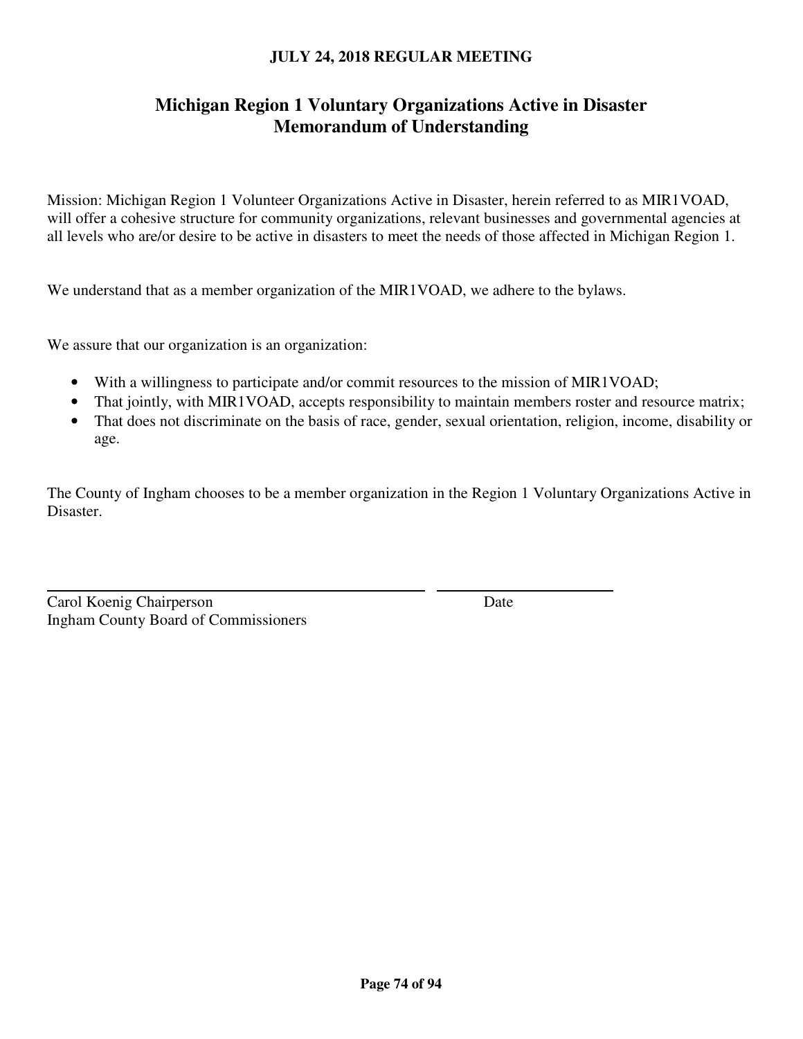# Michigan Region 1 Voluntary Organizations Active in Disaster
# Memorandum of Understanding

Mission: Michigan Region 1 Volunteer Organizations Active in Disaster, herein referred to as MIR1VOAD, will offer a cohesive structure for community organizations, relevant businesses and governmental agencies at all levels who are/or desire to be active in disasters to meet the needs of those affected in Michigan Region 1.

We understand that as a member organization of the MIR1VOAD, we adhere to the bylaws.

We assure that our organization is an organization:

- With a willingness to participate and/or commit resources to the mission of MIR1VOAD;
- That jointly, with MIR1VOAD, accepts responsibility to maintain members roster and resource matrix;
- That does not discriminate on the basis of race, gender, sexual orientation, religion, income, disability or age.

The County of Ingham chooses to be a member organization in the Region 1 Voluntary Organizations Active in Disaster.

_______________________________________ ____________________
Carol Koenig Chairperson Date
Ingham County Board of Commissioners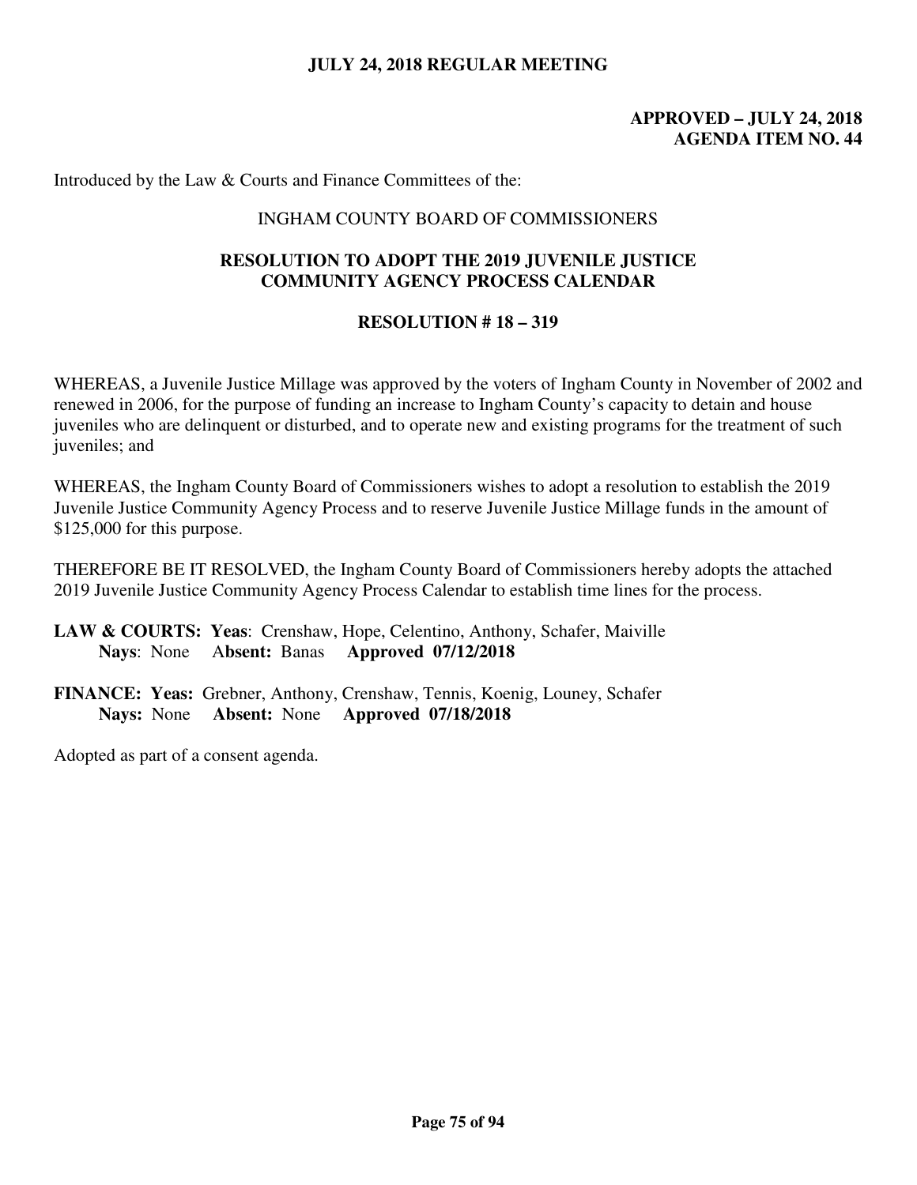**JULY 24, 2018 REGULAR MEETING**

**APPROVED – JULY 24, 2018**
**AGENDA ITEM NO. 44**

Introduced by the Law & Courts and Finance Committees of the:

INGHAM COUNTY BOARD OF COMMISSIONERS

## RESOLUTION TO ADOPT THE 2019 JUVENILE JUSTICE COMMUNITY AGENCY PROCESS CALENDAR

### RESOLUTION # 18 – 319

WHEREAS, a Juvenile Justice Millage was approved by the voters of Ingham County in November of 2002 and renewed in 2006, for the purpose of funding an increase to Ingham County's capacity to detain and house juveniles who are delinquent or disturbed, and to operate new and existing programs for the treatment of such juveniles; and

WHEREAS, the Ingham County Board of Commissioners wishes to adopt a resolution to establish the 2019 Juvenile Justice Community Agency Process and to reserve Juvenile Justice Millage funds in the amount of $125,000 for this purpose.

THEREFORE BE IT RESOLVED, the Ingham County Board of Commissioners hereby adopts the attached 2019 Juvenile Justice Community Agency Process Calendar to establish time lines for the process.

**LAW & COURTS: Yeas**: Crenshaw, Hope, Celentino, Anthony, Schafer, Maiville
**Nays**: None **Absent:** Banas **Approved 07/12/2018**

**FINANCE: Yeas:** Grebner, Anthony, Crenshaw, Tennis, Koenig, Louney, Schafer
**Nays:** None **Absent:** None **Approved 07/18/2018**

Adopted as part of a consent agenda.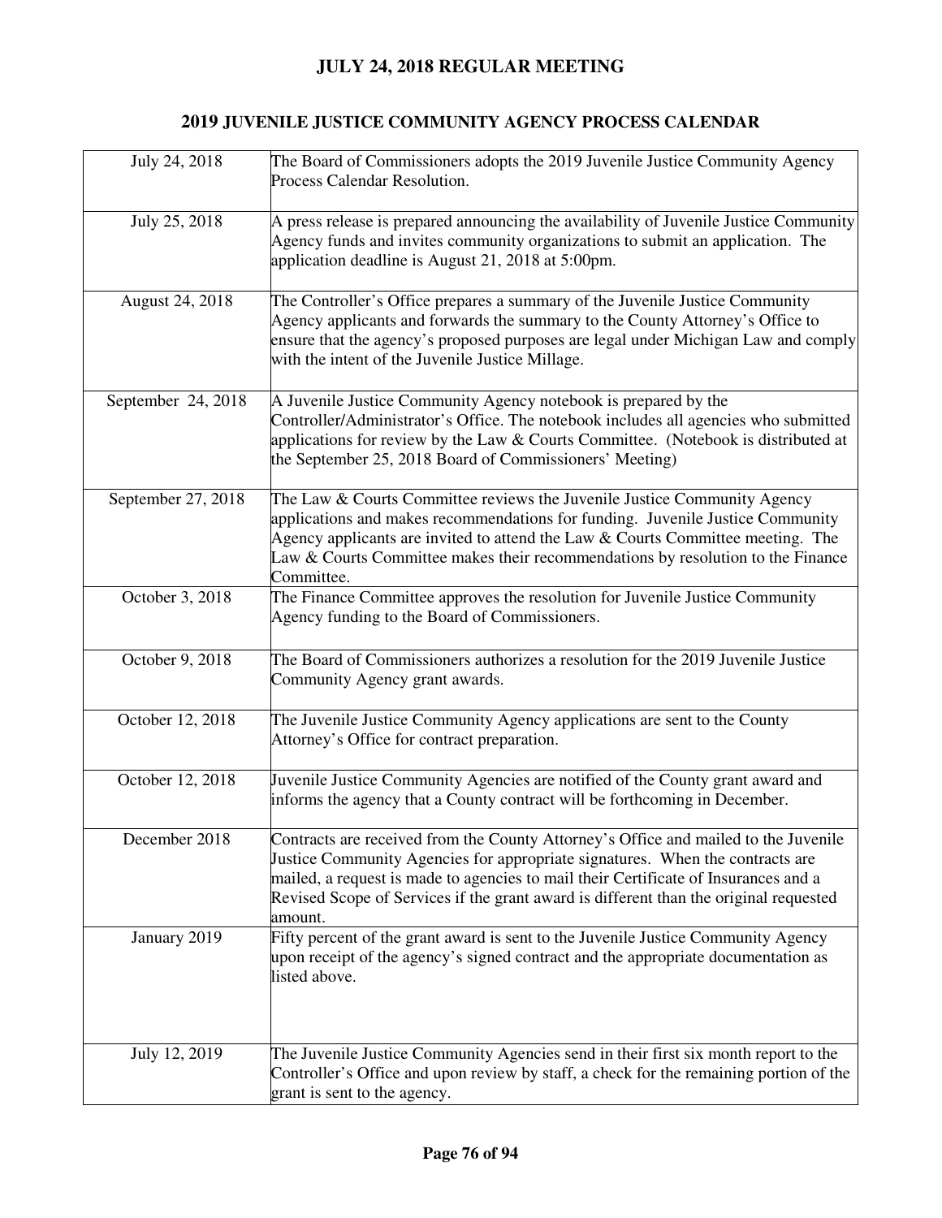# JULY 24, 2018 REGULAR MEETING

## 2019 JUVENILE JUSTICE COMMUNITY AGENCY PROCESS CALENDAR

| | |
|---|---|
| July 24, 2018 | The Board of Commissioners adopts the 2019 Juvenile Justice Community Agency Process Calendar Resolution. |
| July 25, 2018 | A press release is prepared announcing the availability of Juvenile Justice Community Agency funds and invites community organizations to submit an application. The application deadline is August 21, 2018 at 5:00pm. |
| August 24, 2018 | The Controller's Office prepares a summary of the Juvenile Justice Community Agency applicants and forwards the summary to the County Attorney's Office to ensure that the agency's proposed purposes are legal under Michigan Law and comply with the intent of the Juvenile Justice Millage. |
| September 24, 2018 | A Juvenile Justice Community Agency notebook is prepared by the Controller/Administrator's Office. The notebook includes all agencies who submitted applications for review by the Law & Courts Committee. (Notebook is distributed at the September 25, 2018 Board of Commissioners' Meeting) |
| September 27, 2018 | The Law & Courts Committee reviews the Juvenile Justice Community Agency applications and makes recommendations for funding. Juvenile Justice Community Agency applicants are invited to attend the Law & Courts Committee meeting. The Law & Courts Committee makes their recommendations by resolution to the Finance Committee. |
| October 3, 2018 | The Finance Committee approves the resolution for Juvenile Justice Community Agency funding to the Board of Commissioners. |
| October 9, 2018 | The Board of Commissioners authorizes a resolution for the 2019 Juvenile Justice Community Agency grant awards. |
| October 12, 2018 | The Juvenile Justice Community Agency applications are sent to the County Attorney's Office for contract preparation. |
| October 12, 2018 | Juvenile Justice Community Agencies are notified of the County grant award and informs the agency that a County contract will be forthcoming in December. |
| December 2018 | Contracts are received from the County Attorney's Office and mailed to the Juvenile Justice Community Agencies for appropriate signatures. When the contracts are mailed, a request is made to agencies to mail their Certificate of Insurances and a Revised Scope of Services if the grant award is different than the original requested amount. |
| January 2019 | Fifty percent of the grant award is sent to the Juvenile Justice Community Agency upon receipt of the agency's signed contract and the appropriate documentation as listed above. |
| July 12, 2019 | The Juvenile Justice Community Agencies send in their first six month report to the Controller's Office and upon review by staff, a check for the remaining portion of the grant is sent to the agency. |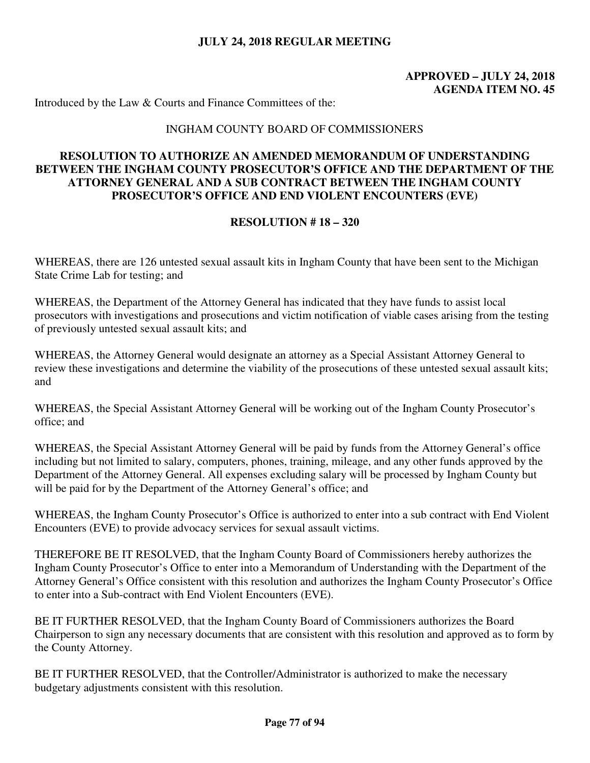**APPROVED – JULY 24, 2018**
**AGENDA ITEM NO. 45**

Introduced by the Law & Courts and Finance Committees of the:

INGHAM COUNTY BOARD OF COMMISSIONERS

## RESOLUTION TO AUTHORIZE AN AMENDED MEMORANDUM OF UNDERSTANDING BETWEEN THE INGHAM COUNTY PROSECUTOR'S OFFICE AND THE DEPARTMENT OF THE ATTORNEY GENERAL AND A SUB CONTRACT BETWEEN THE INGHAM COUNTY PROSECUTOR'S OFFICE AND END VIOLENT ENCOUNTERS (EVE)

### RESOLUTION # 18 – 320

WHEREAS, there are 126 untested sexual assault kits in Ingham County that have been sent to the Michigan State Crime Lab for testing; and

WHEREAS, the Department of the Attorney General has indicated that they have funds to assist local prosecutors with investigations and prosecutions and victim notification of viable cases arising from the testing of previously untested sexual assault kits; and

WHEREAS, the Attorney General would designate an attorney as a Special Assistant Attorney General to review these investigations and determine the viability of the prosecutions of these untested sexual assault kits; and

WHEREAS, the Special Assistant Attorney General will be working out of the Ingham County Prosecutor's office; and

WHEREAS, the Special Assistant Attorney General will be paid by funds from the Attorney General's office including but not limited to salary, computers, phones, training, mileage, and any other funds approved by the Department of the Attorney General. All expenses excluding salary will be processed by Ingham County but will be paid for by the Department of the Attorney General's office; and

WHEREAS, the Ingham County Prosecutor's Office is authorized to enter into a sub contract with End Violent Encounters (EVE) to provide advocacy services for sexual assault victims.

THEREFORE BE IT RESOLVED, that the Ingham County Board of Commissioners hereby authorizes the Ingham County Prosecutor's Office to enter into a Memorandum of Understanding with the Department of the Attorney General's Office consistent with this resolution and authorizes the Ingham County Prosecutor's Office to enter into a Sub-contract with End Violent Encounters (EVE).

BE IT FURTHER RESOLVED, that the Ingham County Board of Commissioners authorizes the Board Chairperson to sign any necessary documents that are consistent with this resolution and approved as to form by the County Attorney.

BE IT FURTHER RESOLVED, that the Controller/Administrator is authorized to make the necessary budgetary adjustments consistent with this resolution.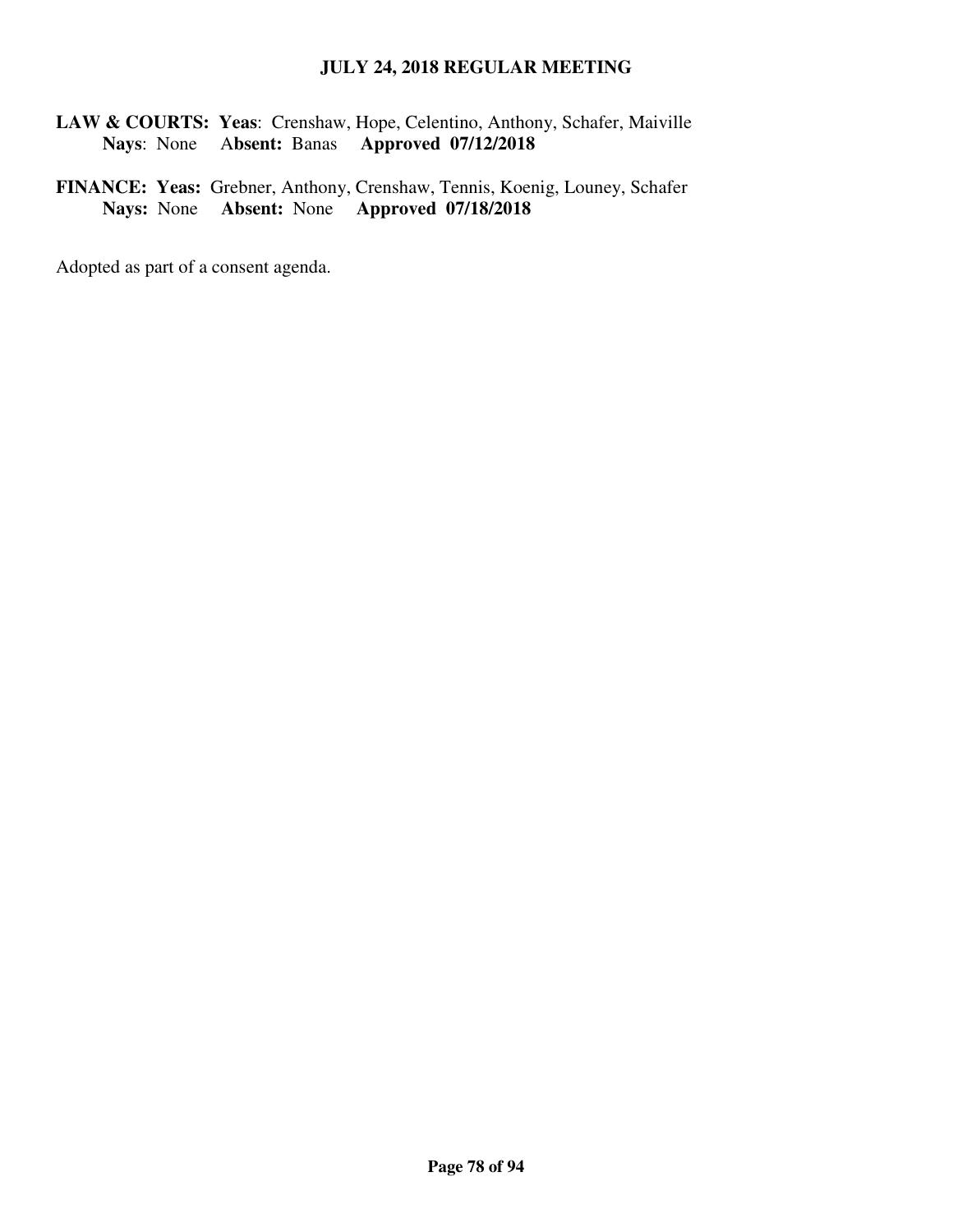**LAW & COURTS: Yeas**: Crenshaw, Hope, Celentino, Anthony, Schafer, Maiville
**Nays**: None **Absent:** Banas **Approved 07/12/2018**

**FINANCE: Yeas:** Grebner, Anthony, Crenshaw, Tennis, Koenig, Louney, Schafer
**Nays:** None **Absent:** None **Approved 07/18/2018**

Adopted as part of a consent agenda.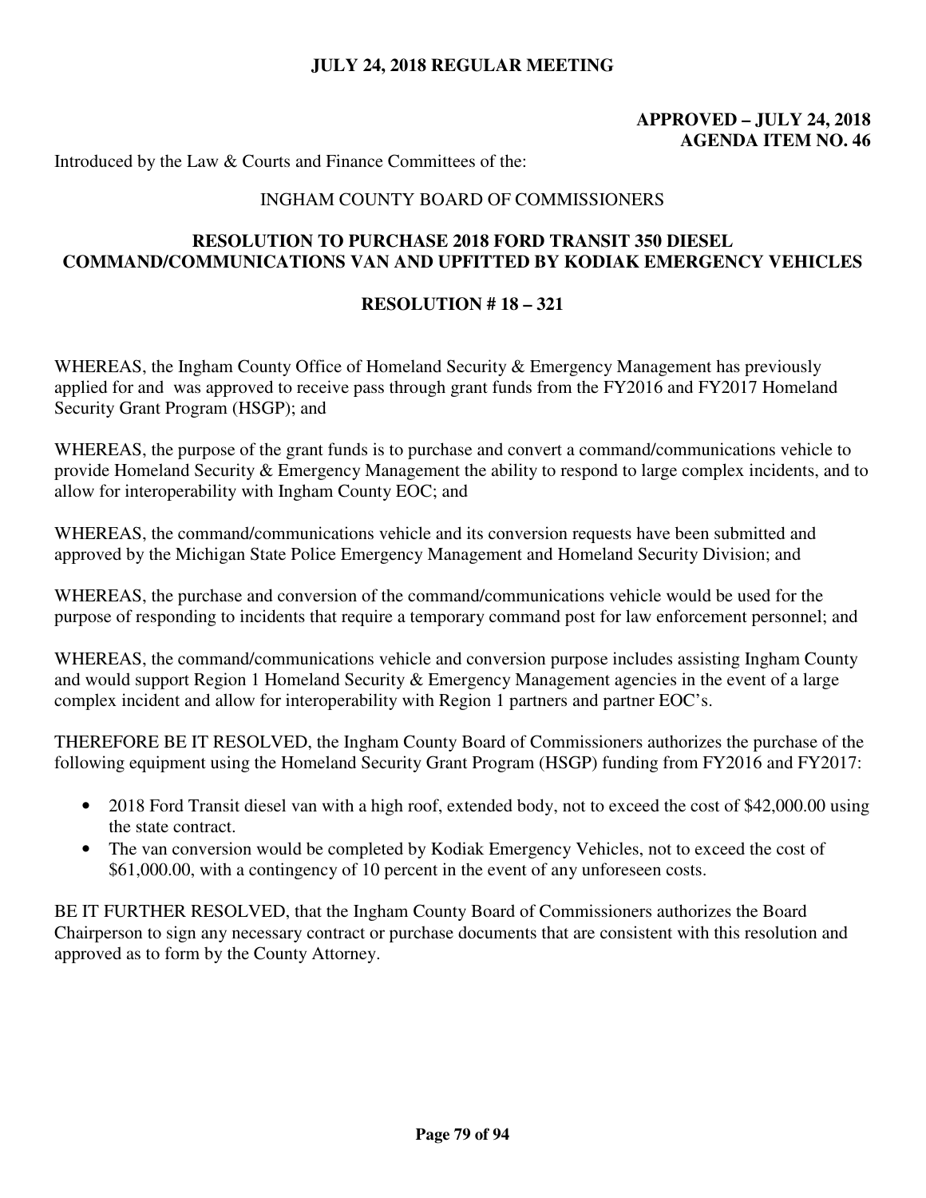**JULY 24, 2018 REGULAR MEETING**

**APPROVED – JULY 24, 2018**
**AGENDA ITEM NO. 46**

Introduced by the Law & Courts and Finance Committees of the:

INGHAM COUNTY BOARD OF COMMISSIONERS

## RESOLUTION TO PURCHASE 2018 FORD TRANSIT 350 DIESEL COMMAND/COMMUNICATIONS VAN AND UPFITTED BY KODIAK EMERGENCY VEHICLES

### RESOLUTION # 18 – 321

WHEREAS, the Ingham County Office of Homeland Security & Emergency Management has previously applied for and was approved to receive pass through grant funds from the FY2016 and FY2017 Homeland Security Grant Program (HSGP); and

WHEREAS, the purpose of the grant funds is to purchase and convert a command/communications vehicle to provide Homeland Security & Emergency Management the ability to respond to large complex incidents, and to allow for interoperability with Ingham County EOC; and

WHEREAS, the command/communications vehicle and its conversion requests have been submitted and approved by the Michigan State Police Emergency Management and Homeland Security Division; and

WHEREAS, the purchase and conversion of the command/communications vehicle would be used for the purpose of responding to incidents that require a temporary command post for law enforcement personnel; and

WHEREAS, the command/communications vehicle and conversion purpose includes assisting Ingham County and would support Region 1 Homeland Security & Emergency Management agencies in the event of a large complex incident and allow for interoperability with Region 1 partners and partner EOC's.

THEREFORE BE IT RESOLVED, the Ingham County Board of Commissioners authorizes the purchase of the following equipment using the Homeland Security Grant Program (HSGP) funding from FY2016 and FY2017:

- 2018 Ford Transit diesel van with a high roof, extended body, not to exceed the cost of $42,000.00 using the state contract.
- The van conversion would be completed by Kodiak Emergency Vehicles, not to exceed the cost of $61,000.00, with a contingency of 10 percent in the event of any unforeseen costs.

BE IT FURTHER RESOLVED, that the Ingham County Board of Commissioners authorizes the Board Chairperson to sign any necessary contract or purchase documents that are consistent with this resolution and approved as to form by the County Attorney.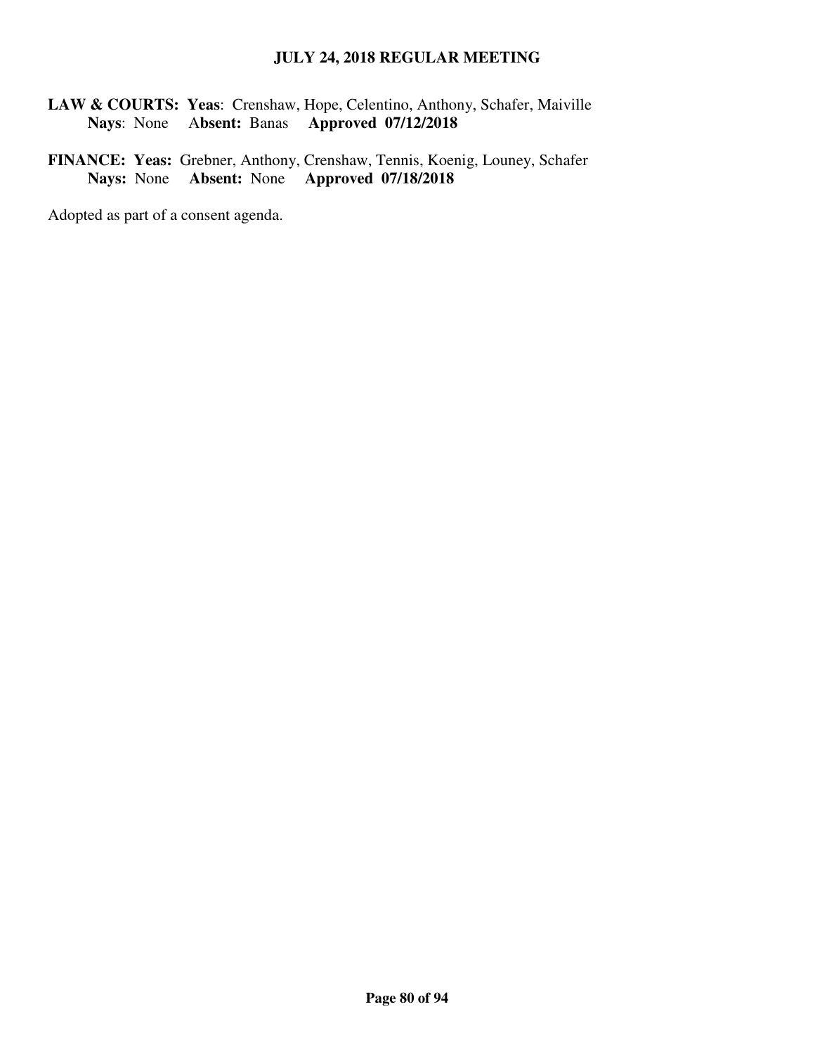**LAW & COURTS: Yeas**: Crenshaw, Hope, Celentino, Anthony, Schafer, Maiville
**Nays**: None **Absent:** Banas **Approved 07/12/2018**

**FINANCE: Yeas:** Grebner, Anthony, Crenshaw, Tennis, Koenig, Louney, Schafer
**Nays:** None **Absent:** None **Approved 07/18/2018**

Adopted as part of a consent agenda.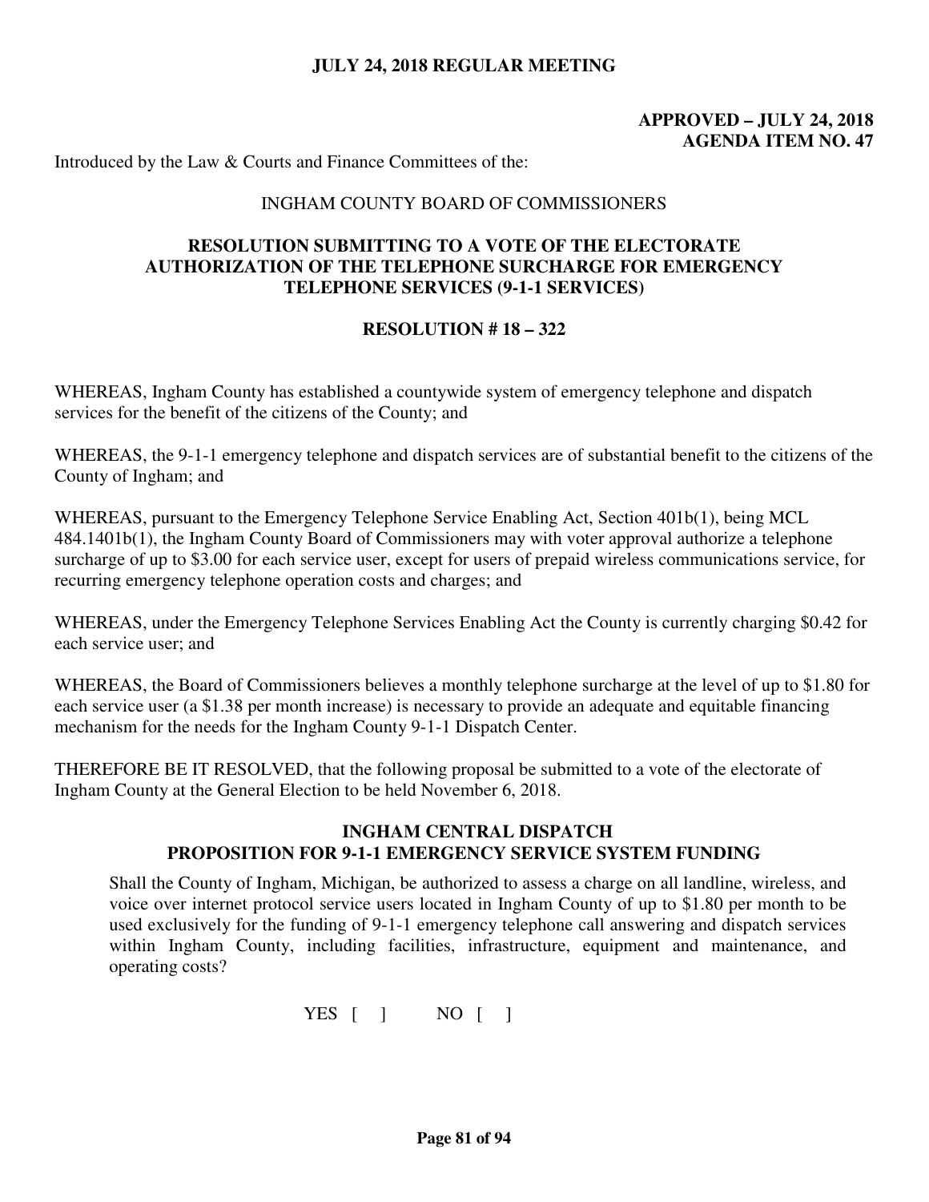**JULY 24, 2018 REGULAR MEETING**

**APPROVED – JULY 24, 2018**
**AGENDA ITEM NO. 47**

Introduced by the Law & Courts and Finance Committees of the:

INGHAM COUNTY BOARD OF COMMISSIONERS

**RESOLUTION SUBMITTING TO A VOTE OF THE ELECTORATE AUTHORIZATION OF THE TELEPHONE SURCHARGE FOR EMERGENCY TELEPHONE SERVICES (9-1-1 SERVICES)**

**RESOLUTION # 18 – 322**

WHEREAS, Ingham County has established a countywide system of emergency telephone and dispatch services for the benefit of the citizens of the County; and

WHEREAS, the 9-1-1 emergency telephone and dispatch services are of substantial benefit to the citizens of the County of Ingham; and

WHEREAS, pursuant to the Emergency Telephone Service Enabling Act, Section 401b(1), being MCL 484.1401b(1), the Ingham County Board of Commissioners may with voter approval authorize a telephone surcharge of up to $3.00 for each service user, except for users of prepaid wireless communications service, for recurring emergency telephone operation costs and charges; and

WHEREAS, under the Emergency Telephone Services Enabling Act the County is currently charging $0.42 for each service user; and

WHEREAS, the Board of Commissioners believes a monthly telephone surcharge at the level of up to $1.80 for each service user (a $1.38 per month increase) is necessary to provide an adequate and equitable financing mechanism for the needs for the Ingham County 9-1-1 Dispatch Center.

THEREFORE BE IT RESOLVED, that the following proposal be submitted to a vote of the electorate of Ingham County at the General Election to be held November 6, 2018.

**INGHAM CENTRAL DISPATCH**
**PROPOSITION FOR 9-1-1 EMERGENCY SERVICE SYSTEM FUNDING**

Shall the County of Ingham, Michigan, be authorized to assess a charge on all landline, wireless, and voice over internet protocol service users located in Ingham County of up to $1.80 per month to be used exclusively for the funding of 9-1-1 emergency telephone call answering and dispatch services within Ingham County, including facilities, infrastructure, equipment and maintenance, and operating costs?

YES [ ]     NO [ ]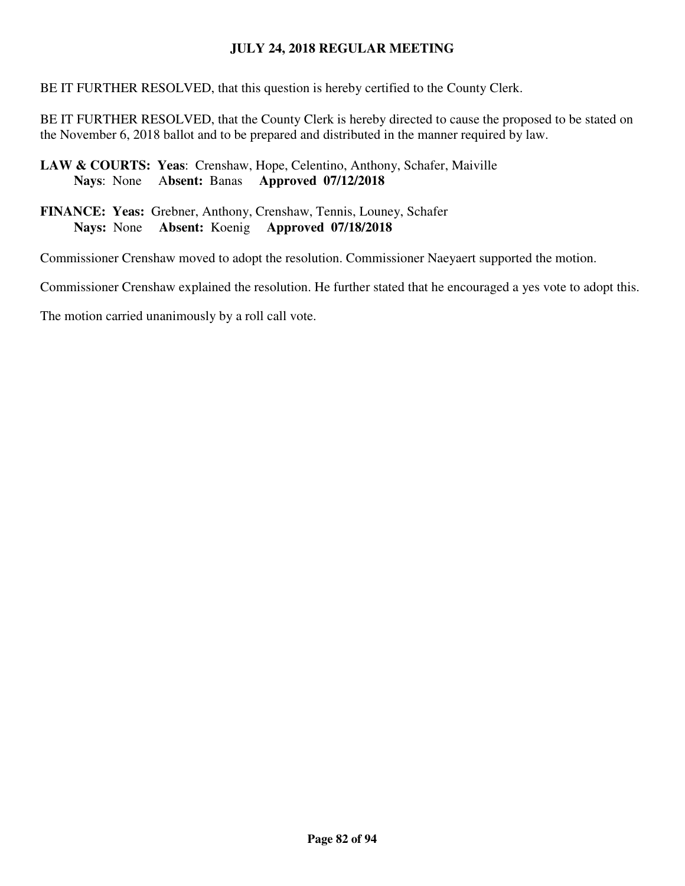BE IT FURTHER RESOLVED, that this question is hereby certified to the County Clerk.

BE IT FURTHER RESOLVED, that the County Clerk is hereby directed to cause the proposed to be stated on the November 6, 2018 ballot and to be prepared and distributed in the manner required by law.

**LAW & COURTS: Yeas**: Crenshaw, Hope, Celentino, Anthony, Schafer, Maiville
**Nays**: None **Absent:** Banas **Approved 07/12/2018**

**FINANCE: Yeas:** Grebner, Anthony, Crenshaw, Tennis, Louney, Schafer
**Nays:** None **Absent:** Koenig **Approved 07/18/2018**

Commissioner Crenshaw moved to adopt the resolution. Commissioner Naeyaert supported the motion.

Commissioner Crenshaw explained the resolution. He further stated that he encouraged a yes vote to adopt this.

The motion carried unanimously by a roll call vote.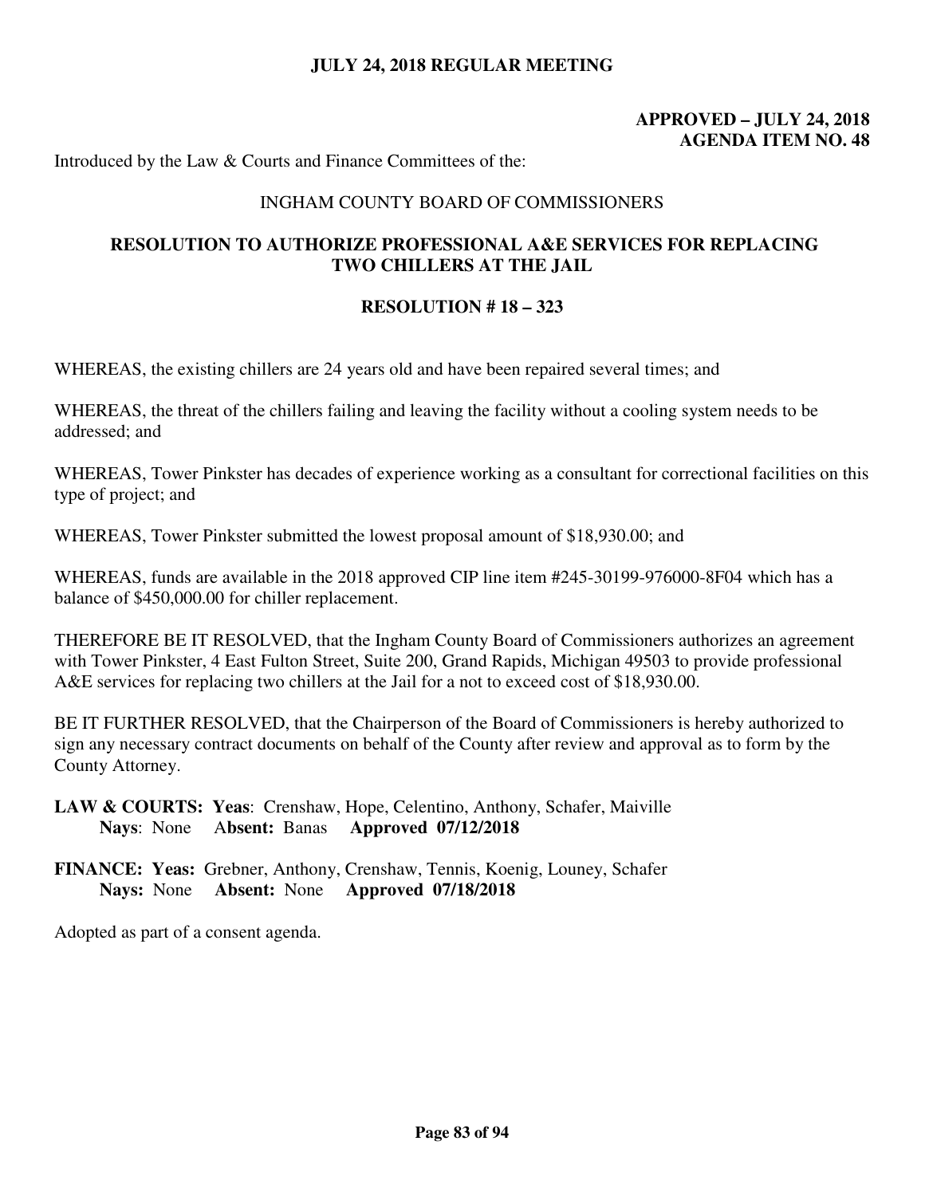**JULY 24, 2018 REGULAR MEETING**

**APPROVED – JULY 24, 2018**
**AGENDA ITEM NO. 48**

Introduced by the Law & Courts and Finance Committees of the:

INGHAM COUNTY BOARD OF COMMISSIONERS

## RESOLUTION TO AUTHORIZE PROFESSIONAL A&E SERVICES FOR REPLACING TWO CHILLERS AT THE JAIL

**RESOLUTION # 18 – 323**

WHEREAS, the existing chillers are 24 years old and have been repaired several times; and

WHEREAS, the threat of the chillers failing and leaving the facility without a cooling system needs to be addressed; and

WHEREAS, Tower Pinkster has decades of experience working as a consultant for correctional facilities on this type of project; and

WHEREAS, Tower Pinkster submitted the lowest proposal amount of $18,930.00; and

WHEREAS, funds are available in the 2018 approved CIP line item #245-30199-976000-8F04 which has a balance of $450,000.00 for chiller replacement.

THEREFORE BE IT RESOLVED, that the Ingham County Board of Commissioners authorizes an agreement with Tower Pinkster, 4 East Fulton Street, Suite 200, Grand Rapids, Michigan 49503 to provide professional A&E services for replacing two chillers at the Jail for a not to exceed cost of $18,930.00.

BE IT FURTHER RESOLVED, that the Chairperson of the Board of Commissioners is hereby authorized to sign any necessary contract documents on behalf of the County after review and approval as to form by the County Attorney.

**LAW & COURTS: Yeas**: Crenshaw, Hope, Celentino, Anthony, Schafer, Maiville
**Nays**: None **Absent:** Banas **Approved 07/12/2018**

**FINANCE: Yeas:** Grebner, Anthony, Crenshaw, Tennis, Koenig, Louney, Schafer
**Nays:** None **Absent:** None **Approved 07/18/2018**

Adopted as part of a consent agenda.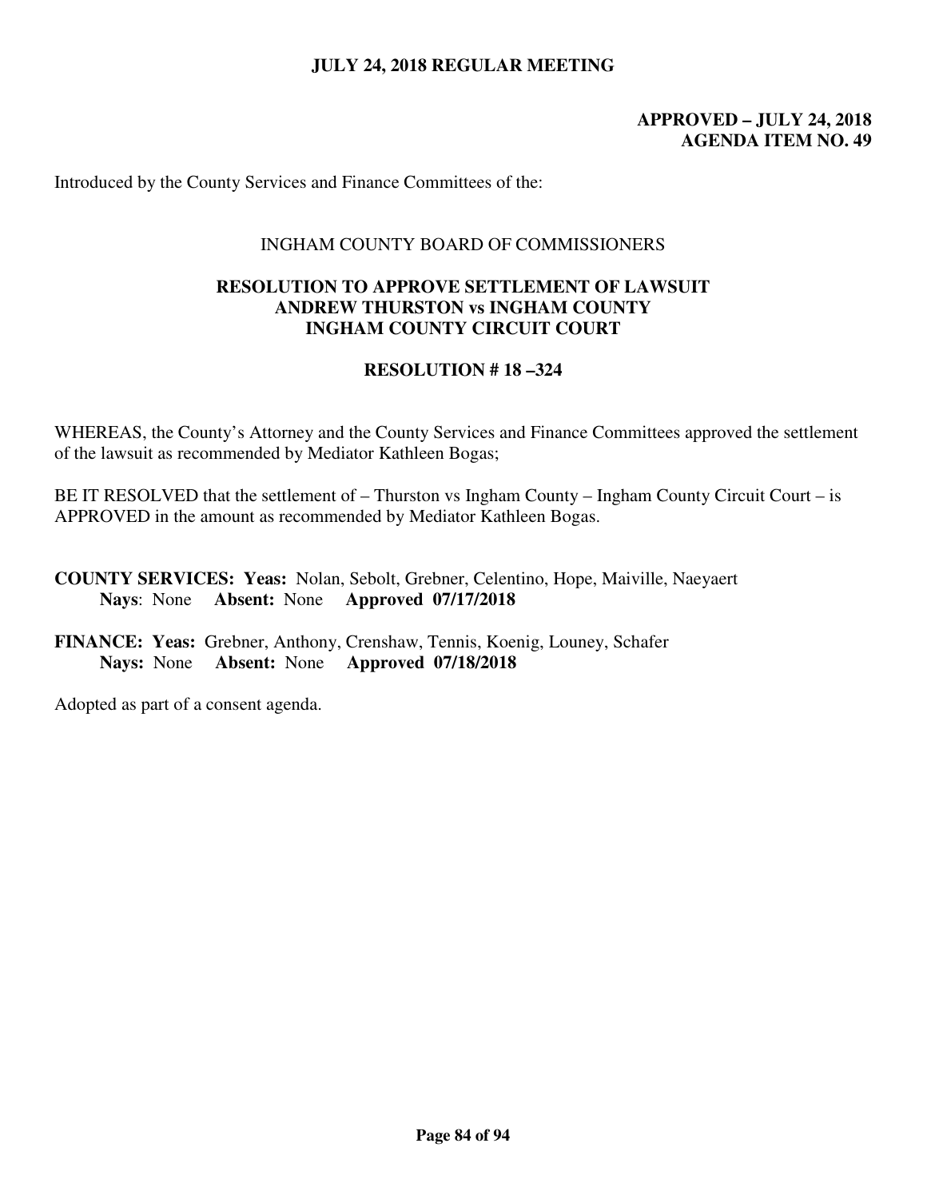**JULY 24, 2018 REGULAR MEETING**

**APPROVED – JULY 24, 2018**
**AGENDA ITEM NO. 49**

Introduced by the County Services and Finance Committees of the:

INGHAM COUNTY BOARD OF COMMISSIONERS

**RESOLUTION TO APPROVE SETTLEMENT OF LAWSUIT**
**ANDREW THURSTON vs INGHAM COUNTY**
**INGHAM COUNTY CIRCUIT COURT**

**RESOLUTION # 18 –324**

WHEREAS, the County's Attorney and the County Services and Finance Committees approved the settlement of the lawsuit as recommended by Mediator Kathleen Bogas;

BE IT RESOLVED that the settlement of – Thurston vs Ingham County – Ingham County Circuit Court – is APPROVED in the amount as recommended by Mediator Kathleen Bogas.

**COUNTY SERVICES: Yeas:** Nolan, Sebolt, Grebner, Celentino, Hope, Maiville, Naeyaert
**Nays**: None **Absent:** None **Approved 07/17/2018**

**FINANCE: Yeas:** Grebner, Anthony, Crenshaw, Tennis, Koenig, Louney, Schafer
**Nays:** None **Absent:** None **Approved 07/18/2018**

Adopted as part of a consent agenda.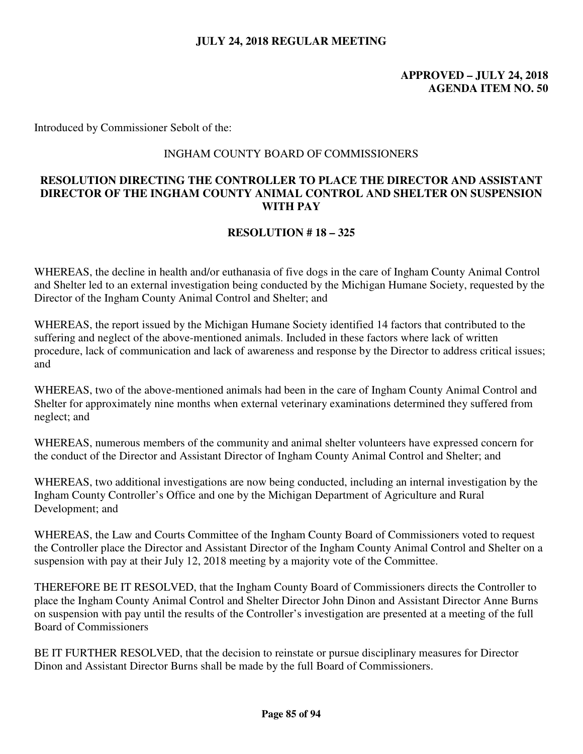**JULY 24, 2018 REGULAR MEETING**

**APPROVED – JULY 24, 2018**
**AGENDA ITEM NO. 50**

Introduced by Commissioner Sebolt of the:

INGHAM COUNTY BOARD OF COMMISSIONERS

**RESOLUTION DIRECTING THE CONTROLLER TO PLACE THE DIRECTOR AND ASSISTANT DIRECTOR OF THE INGHAM COUNTY ANIMAL CONTROL AND SHELTER ON SUSPENSION WITH PAY**

**RESOLUTION # 18 – 325**

WHEREAS, the decline in health and/or euthanasia of five dogs in the care of Ingham County Animal Control and Shelter led to an external investigation being conducted by the Michigan Humane Society, requested by the Director of the Ingham County Animal Control and Shelter; and

WHEREAS, the report issued by the Michigan Humane Society identified 14 factors that contributed to the suffering and neglect of the above-mentioned animals. Included in these factors where lack of written procedure, lack of communication and lack of awareness and response by the Director to address critical issues; and

WHEREAS, two of the above-mentioned animals had been in the care of Ingham County Animal Control and Shelter for approximately nine months when external veterinary examinations determined they suffered from neglect; and

WHEREAS, numerous members of the community and animal shelter volunteers have expressed concern for the conduct of the Director and Assistant Director of Ingham County Animal Control and Shelter; and

WHEREAS, two additional investigations are now being conducted, including an internal investigation by the Ingham County Controller's Office and one by the Michigan Department of Agriculture and Rural Development; and

WHEREAS, the Law and Courts Committee of the Ingham County Board of Commissioners voted to request the Controller place the Director and Assistant Director of the Ingham County Animal Control and Shelter on a suspension with pay at their July 12, 2018 meeting by a majority vote of the Committee.

THEREFORE BE IT RESOLVED, that the Ingham County Board of Commissioners directs the Controller to place the Ingham County Animal Control and Shelter Director John Dinon and Assistant Director Anne Burns on suspension with pay until the results of the Controller's investigation are presented at a meeting of the full Board of Commissioners

BE IT FURTHER RESOLVED, that the decision to reinstate or pursue disciplinary measures for Director Dinon and Assistant Director Burns shall be made by the full Board of Commissioners.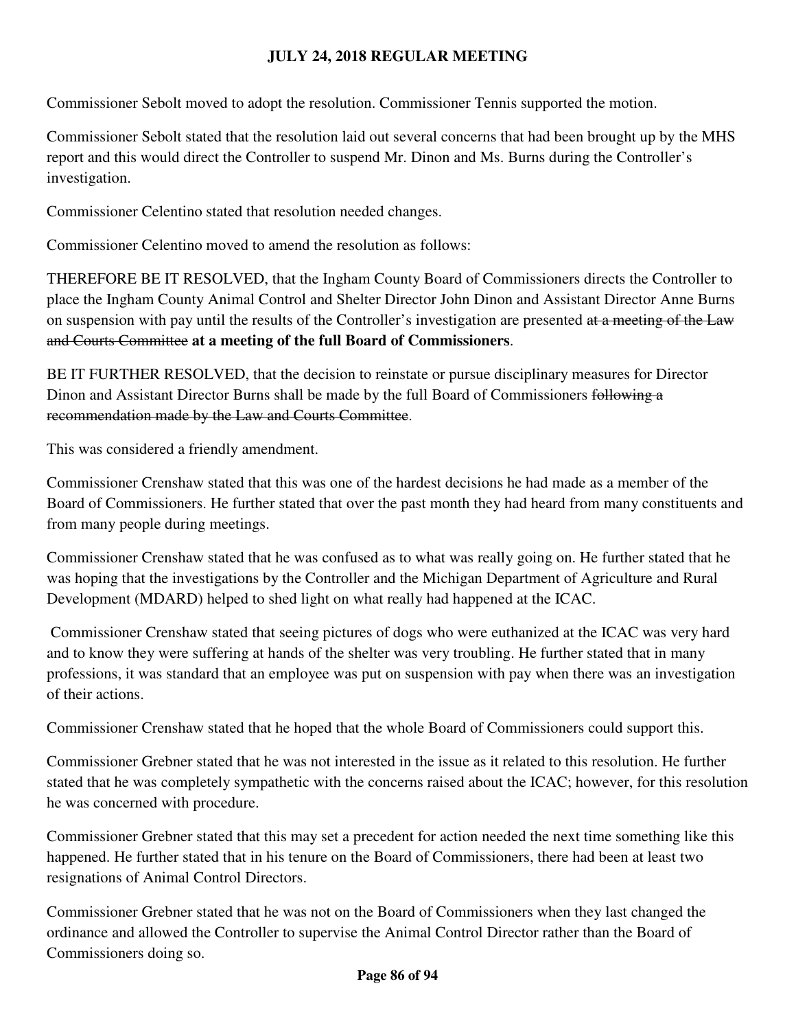Commissioner Sebolt moved to adopt the resolution. Commissioner Tennis supported the motion.

Commissioner Sebolt stated that the resolution laid out several concerns that had been brought up by the MHS report and this would direct the Controller to suspend Mr. Dinon and Ms. Burns during the Controller's investigation.

Commissioner Celentino stated that resolution needed changes.

Commissioner Celentino moved to amend the resolution as follows:

THEREFORE BE IT RESOLVED, that the Ingham County Board of Commissioners directs the Controller to place the Ingham County Animal Control and Shelter Director John Dinon and Assistant Director Anne Burns on suspension with pay until the results of the Controller's investigation are presented ~~at a meeting of the Law and Courts Committee~~ **at a meeting of the full Board of Commissioners**.

BE IT FURTHER RESOLVED, that the decision to reinstate or pursue disciplinary measures for Director Dinon and Assistant Director Burns shall be made by the full Board of Commissioners ~~following a recommendation made by the Law and Courts Committee~~.

This was considered a friendly amendment.

Commissioner Crenshaw stated that this was one of the hardest decisions he had made as a member of the Board of Commissioners. He further stated that over the past month they had heard from many constituents and from many people during meetings.

Commissioner Crenshaw stated that he was confused as to what was really going on. He further stated that he was hoping that the investigations by the Controller and the Michigan Department of Agriculture and Rural Development (MDARD) helped to shed light on what really had happened at the ICAC.

Commissioner Crenshaw stated that seeing pictures of dogs who were euthanized at the ICAC was very hard and to know they were suffering at hands of the shelter was very troubling. He further stated that in many professions, it was standard that an employee was put on suspension with pay when there was an investigation of their actions.

Commissioner Crenshaw stated that he hoped that the whole Board of Commissioners could support this.

Commissioner Grebner stated that he was not interested in the issue as it related to this resolution. He further stated that he was completely sympathetic with the concerns raised about the ICAC; however, for this resolution he was concerned with procedure.

Commissioner Grebner stated that this may set a precedent for action needed the next time something like this happened. He further stated that in his tenure on the Board of Commissioners, there had been at least two resignations of Animal Control Directors.

Commissioner Grebner stated that he was not on the Board of Commissioners when they last changed the ordinance and allowed the Controller to supervise the Animal Control Director rather than the Board of Commissioners doing so.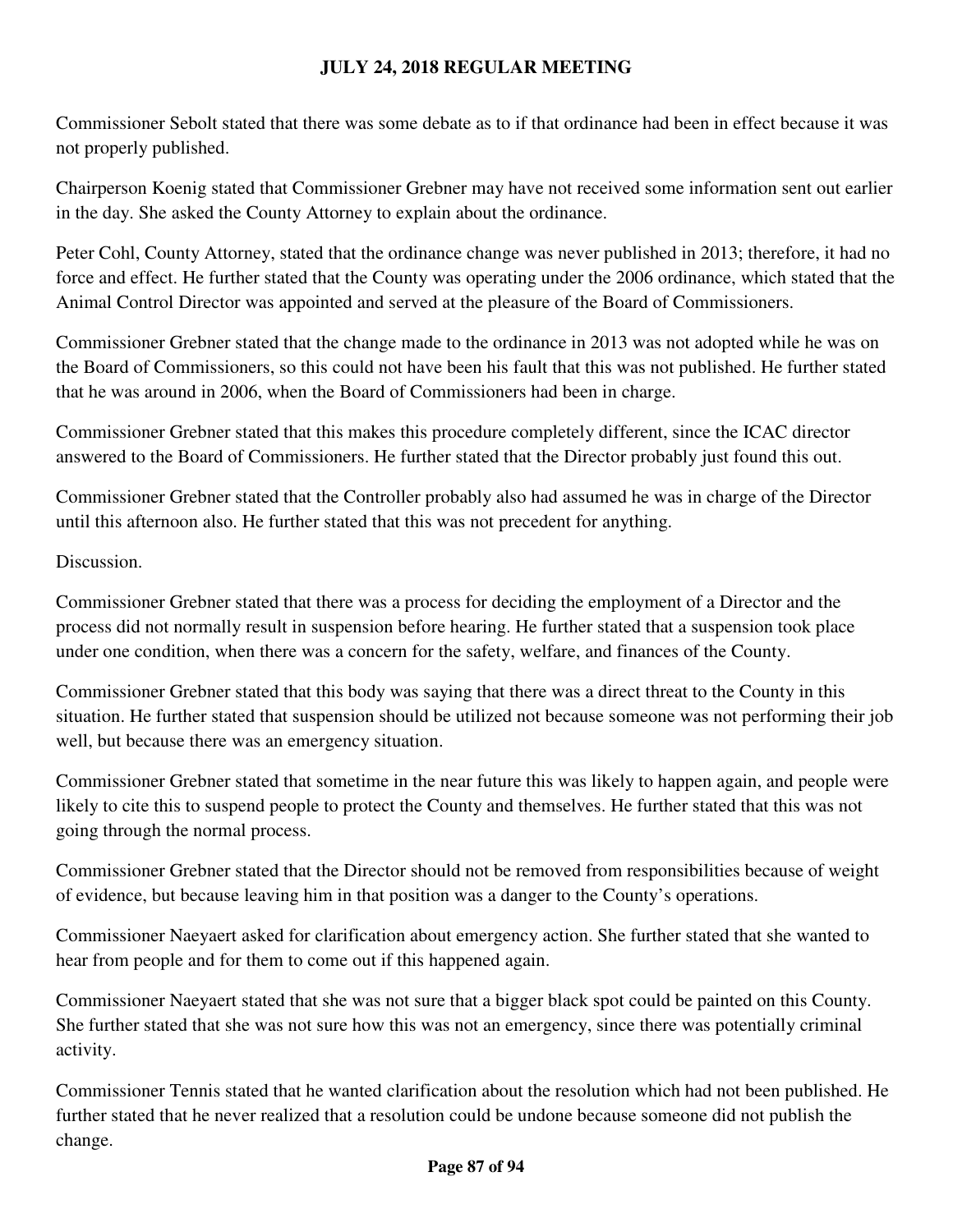Commissioner Sebolt stated that there was some debate as to if that ordinance had been in effect because it was not properly published.

Chairperson Koenig stated that Commissioner Grebner may have not received some information sent out earlier in the day. She asked the County Attorney to explain about the ordinance.

Peter Cohl, County Attorney, stated that the ordinance change was never published in 2013; therefore, it had no force and effect. He further stated that the County was operating under the 2006 ordinance, which stated that the Animal Control Director was appointed and served at the pleasure of the Board of Commissioners.

Commissioner Grebner stated that the change made to the ordinance in 2013 was not adopted while he was on the Board of Commissioners, so this could not have been his fault that this was not published. He further stated that he was around in 2006, when the Board of Commissioners had been in charge.

Commissioner Grebner stated that this makes this procedure completely different, since the ICAC director answered to the Board of Commissioners. He further stated that the Director probably just found this out.

Commissioner Grebner stated that the Controller probably also had assumed he was in charge of the Director until this afternoon also. He further stated that this was not precedent for anything.

Discussion.

Commissioner Grebner stated that there was a process for deciding the employment of a Director and the process did not normally result in suspension before hearing. He further stated that a suspension took place under one condition, when there was a concern for the safety, welfare, and finances of the County.

Commissioner Grebner stated that this body was saying that there was a direct threat to the County in this situation. He further stated that suspension should be utilized not because someone was not performing their job well, but because there was an emergency situation.

Commissioner Grebner stated that sometime in the near future this was likely to happen again, and people were likely to cite this to suspend people to protect the County and themselves. He further stated that this was not going through the normal process.

Commissioner Grebner stated that the Director should not be removed from responsibilities because of weight of evidence, but because leaving him in that position was a danger to the County's operations.

Commissioner Naeyaert asked for clarification about emergency action. She further stated that she wanted to hear from people and for them to come out if this happened again.

Commissioner Naeyaert stated that she was not sure that a bigger black spot could be painted on this County. She further stated that she was not sure how this was not an emergency, since there was potentially criminal activity.

Commissioner Tennis stated that he wanted clarification about the resolution which had not been published. He further stated that he never realized that a resolution could be undone because someone did not publish the change.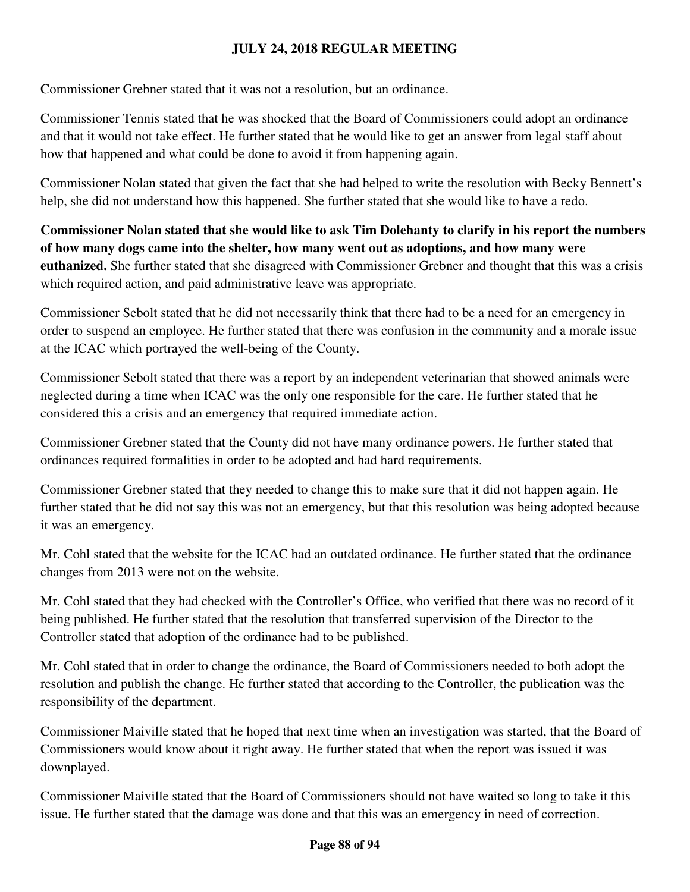Commissioner Grebner stated that it was not a resolution, but an ordinance.

Commissioner Tennis stated that he was shocked that the Board of Commissioners could adopt an ordinance and that it would not take effect. He further stated that he would like to get an answer from legal staff about how that happened and what could be done to avoid it from happening again.

Commissioner Nolan stated that given the fact that she had helped to write the resolution with Becky Bennett's help, she did not understand how this happened. She further stated that she would like to have a redo.

**Commissioner Nolan stated that she would like to ask Tim Dolehanty to clarify in his report the numbers of how many dogs came into the shelter, how many went out as adoptions, and how many were euthanized.** She further stated that she disagreed with Commissioner Grebner and thought that this was a crisis which required action, and paid administrative leave was appropriate.

Commissioner Sebolt stated that he did not necessarily think that there had to be a need for an emergency in order to suspend an employee. He further stated that there was confusion in the community and a morale issue at the ICAC which portrayed the well-being of the County.

Commissioner Sebolt stated that there was a report by an independent veterinarian that showed animals were neglected during a time when ICAC was the only one responsible for the care. He further stated that he considered this a crisis and an emergency that required immediate action.

Commissioner Grebner stated that the County did not have many ordinance powers. He further stated that ordinances required formalities in order to be adopted and had hard requirements.

Commissioner Grebner stated that they needed to change this to make sure that it did not happen again. He further stated that he did not say this was not an emergency, but that this resolution was being adopted because it was an emergency.

Mr. Cohl stated that the website for the ICAC had an outdated ordinance. He further stated that the ordinance changes from 2013 were not on the website.

Mr. Cohl stated that they had checked with the Controller's Office, who verified that there was no record of it being published. He further stated that the resolution that transferred supervision of the Director to the Controller stated that adoption of the ordinance had to be published.

Mr. Cohl stated that in order to change the ordinance, the Board of Commissioners needed to both adopt the resolution and publish the change. He further stated that according to the Controller, the publication was the responsibility of the department.

Commissioner Maiville stated that he hoped that next time when an investigation was started, that the Board of Commissioners would know about it right away. He further stated that when the report was issued it was downplayed.

Commissioner Maiville stated that the Board of Commissioners should not have waited so long to take it this issue. He further stated that the damage was done and that this was an emergency in need of correction.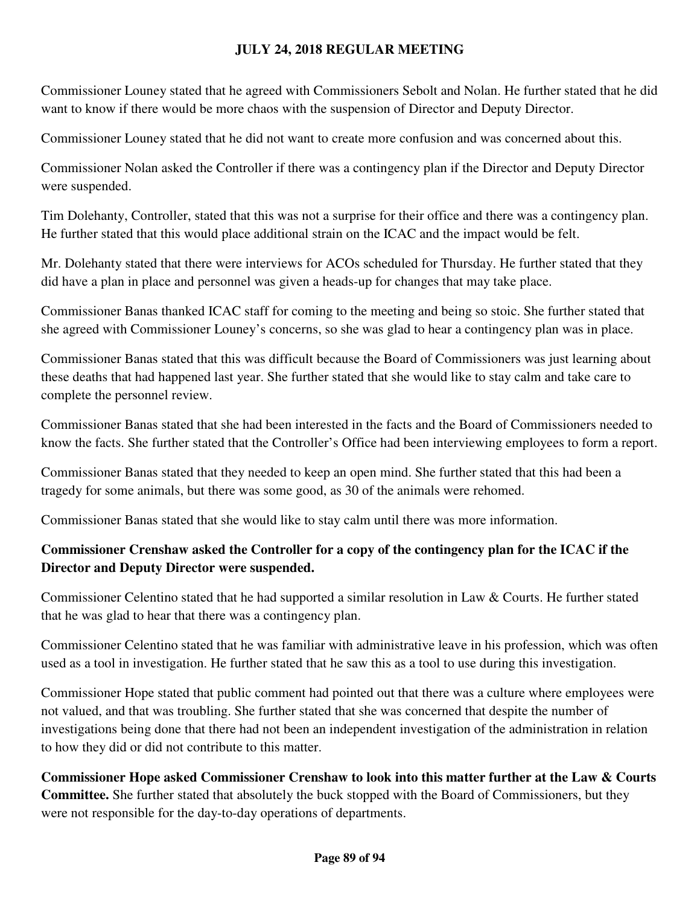Commissioner Louney stated that he agreed with Commissioners Sebolt and Nolan. He further stated that he did want to know if there would be more chaos with the suspension of Director and Deputy Director.

Commissioner Louney stated that he did not want to create more confusion and was concerned about this.

Commissioner Nolan asked the Controller if there was a contingency plan if the Director and Deputy Director were suspended.

Tim Dolehanty, Controller, stated that this was not a surprise for their office and there was a contingency plan. He further stated that this would place additional strain on the ICAC and the impact would be felt.

Mr. Dolehanty stated that there were interviews for ACOs scheduled for Thursday. He further stated that they did have a plan in place and personnel was given a heads-up for changes that may take place.

Commissioner Banas thanked ICAC staff for coming to the meeting and being so stoic. She further stated that she agreed with Commissioner Louney's concerns, so she was glad to hear a contingency plan was in place.

Commissioner Banas stated that this was difficult because the Board of Commissioners was just learning about these deaths that had happened last year. She further stated that she would like to stay calm and take care to complete the personnel review.

Commissioner Banas stated that she had been interested in the facts and the Board of Commissioners needed to know the facts. She further stated that the Controller's Office had been interviewing employees to form a report.

Commissioner Banas stated that they needed to keep an open mind. She further stated that this had been a tragedy for some animals, but there was some good, as 30 of the animals were rehomed.

Commissioner Banas stated that she would like to stay calm until there was more information.

**Commissioner Crenshaw asked the Controller for a copy of the contingency plan for the ICAC if the Director and Deputy Director were suspended.**

Commissioner Celentino stated that he had supported a similar resolution in Law & Courts. He further stated that he was glad to hear that there was a contingency plan.

Commissioner Celentino stated that he was familiar with administrative leave in his profession, which was often used as a tool in investigation. He further stated that he saw this as a tool to use during this investigation.

Commissioner Hope stated that public comment had pointed out that there was a culture where employees were not valued, and that was troubling. She further stated that she was concerned that despite the number of investigations being done that there had not been an independent investigation of the administration in relation to how they did or did not contribute to this matter.

**Commissioner Hope asked Commissioner Crenshaw to look into this matter further at the Law & Courts Committee.** She further stated that absolutely the buck stopped with the Board of Commissioners, but they were not responsible for the day-to-day operations of departments.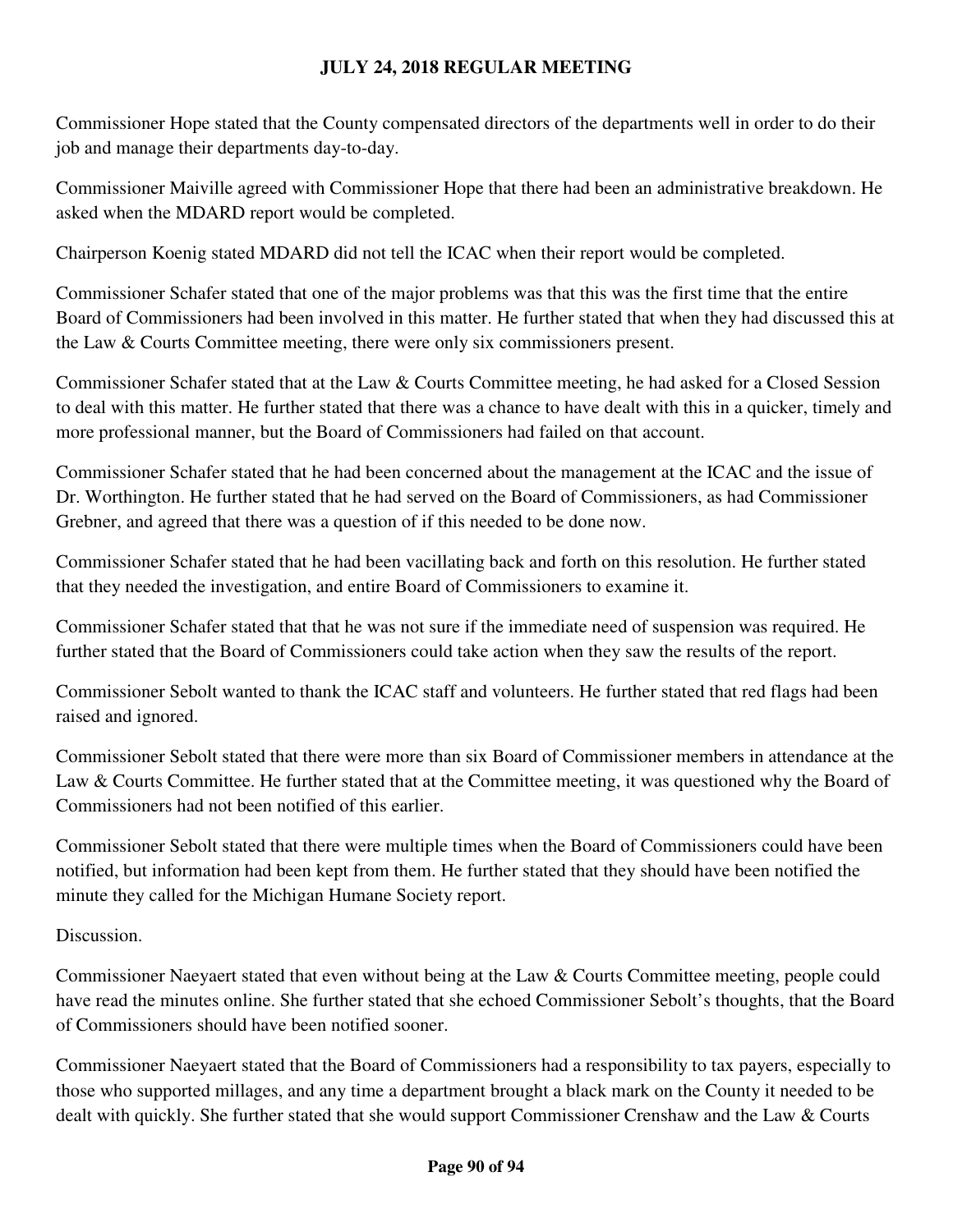Commissioner Hope stated that the County compensated directors of the departments well in order to do their job and manage their departments day-to-day.

Commissioner Maiville agreed with Commissioner Hope that there had been an administrative breakdown. He asked when the MDARD report would be completed.

Chairperson Koenig stated MDARD did not tell the ICAC when their report would be completed.

Commissioner Schafer stated that one of the major problems was that this was the first time that the entire Board of Commissioners had been involved in this matter. He further stated that when they had discussed this at the Law & Courts Committee meeting, there were only six commissioners present.

Commissioner Schafer stated that at the Law & Courts Committee meeting, he had asked for a Closed Session to deal with this matter. He further stated that there was a chance to have dealt with this in a quicker, timely and more professional manner, but the Board of Commissioners had failed on that account.

Commissioner Schafer stated that he had been concerned about the management at the ICAC and the issue of Dr. Worthington. He further stated that he had served on the Board of Commissioners, as had Commissioner Grebner, and agreed that there was a question of if this needed to be done now.

Commissioner Schafer stated that he had been vacillating back and forth on this resolution. He further stated that they needed the investigation, and entire Board of Commissioners to examine it.

Commissioner Schafer stated that that he was not sure if the immediate need of suspension was required. He further stated that the Board of Commissioners could take action when they saw the results of the report.

Commissioner Sebolt wanted to thank the ICAC staff and volunteers. He further stated that red flags had been raised and ignored.

Commissioner Sebolt stated that there were more than six Board of Commissioner members in attendance at the Law & Courts Committee. He further stated that at the Committee meeting, it was questioned why the Board of Commissioners had not been notified of this earlier.

Commissioner Sebolt stated that there were multiple times when the Board of Commissioners could have been notified, but information had been kept from them. He further stated that they should have been notified the minute they called for the Michigan Humane Society report.

Discussion.

Commissioner Naeyaert stated that even without being at the Law & Courts Committee meeting, people could have read the minutes online. She further stated that she echoed Commissioner Sebolt's thoughts, that the Board of Commissioners should have been notified sooner.

Commissioner Naeyaert stated that the Board of Commissioners had a responsibility to tax payers, especially to those who supported millages, and any time a department brought a black mark on the County it needed to be dealt with quickly. She further stated that she would support Commissioner Crenshaw and the Law & Courts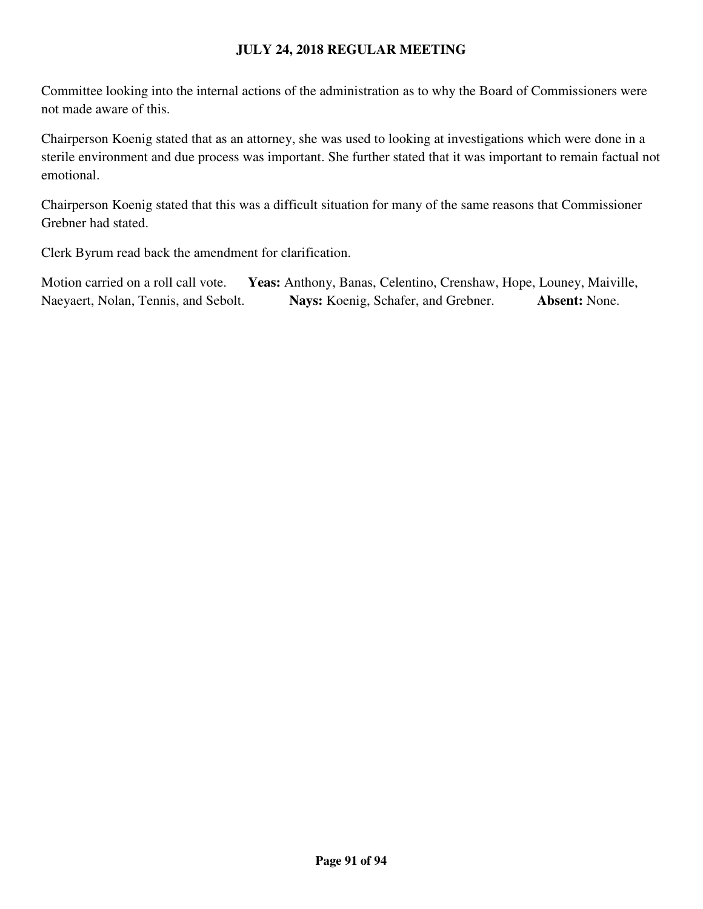Committee looking into the internal actions of the administration as to why the Board of Commissioners were not made aware of this.

Chairperson Koenig stated that as an attorney, she was used to looking at investigations which were done in a sterile environment and due process was important. She further stated that it was important to remain factual not emotional.

Chairperson Koenig stated that this was a difficult situation for many of the same reasons that Commissioner Grebner had stated.

Clerk Byrum read back the amendment for clarification.

Motion carried on a roll call vote. **Yeas:** Anthony, Banas, Celentino, Crenshaw, Hope, Louney, Maiville, Naeyaert, Nolan, Tennis, and Sebolt. **Nays:** Koenig, Schafer, and Grebner. **Absent:** None.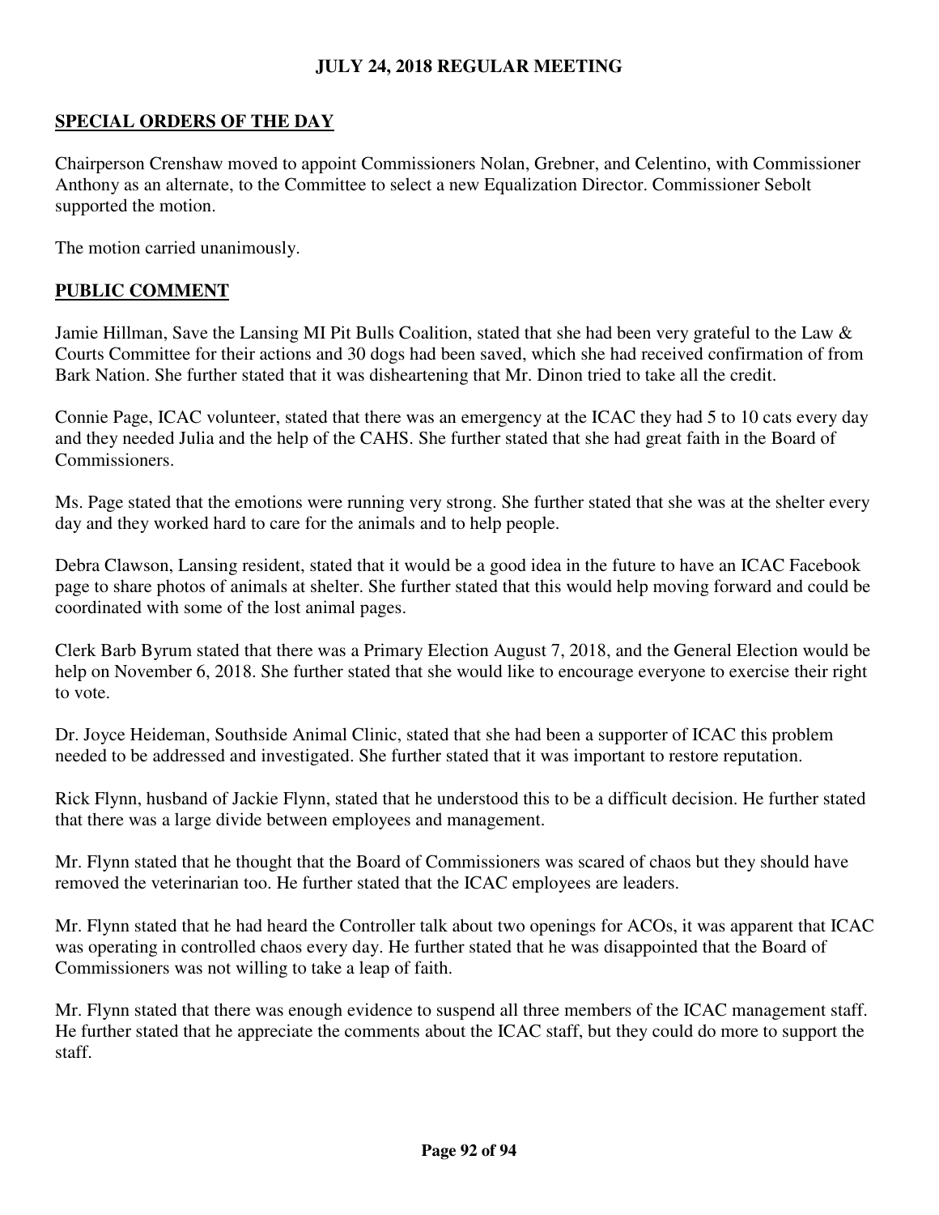**JULY 24, 2018 REGULAR MEETING**

**SPECIAL ORDERS OF THE DAY**

Chairperson Crenshaw moved to appoint Commissioners Nolan, Grebner, and Celentino, with Commissioner Anthony as an alternate, to the Committee to select a new Equalization Director. Commissioner Sebolt supported the motion.

The motion carried unanimously.

**PUBLIC COMMENT**

Jamie Hillman, Save the Lansing MI Pit Bulls Coalition, stated that she had been very grateful to the Law & Courts Committee for their actions and 30 dogs had been saved, which she had received confirmation of from Bark Nation. She further stated that it was disheartening that Mr. Dinon tried to take all the credit.

Connie Page, ICAC volunteer, stated that there was an emergency at the ICAC they had 5 to 10 cats every day and they needed Julia and the help of the CAHS. She further stated that she had great faith in the Board of Commissioners.

Ms. Page stated that the emotions were running very strong. She further stated that she was at the shelter every day and they worked hard to care for the animals and to help people.

Debra Clawson, Lansing resident, stated that it would be a good idea in the future to have an ICAC Facebook page to share photos of animals at shelter. She further stated that this would help moving forward and could be coordinated with some of the lost animal pages.

Clerk Barb Byrum stated that there was a Primary Election August 7, 2018, and the General Election would be help on November 6, 2018. She further stated that she would like to encourage everyone to exercise their right to vote.

Dr. Joyce Heideman, Southside Animal Clinic, stated that she had been a supporter of ICAC this problem needed to be addressed and investigated. She further stated that it was important to restore reputation.

Rick Flynn, husband of Jackie Flynn, stated that he understood this to be a difficult decision. He further stated that there was a large divide between employees and management.

Mr. Flynn stated that he thought that the Board of Commissioners was scared of chaos but they should have removed the veterinarian too. He further stated that the ICAC employees are leaders.

Mr. Flynn stated that he had heard the Controller talk about two openings for ACOs, it was apparent that ICAC was operating in controlled chaos every day. He further stated that he was disappointed that the Board of Commissioners was not willing to take a leap of faith.

Mr. Flynn stated that there was enough evidence to suspend all three members of the ICAC management staff. He further stated that he appreciate the comments about the ICAC staff, but they could do more to support the staff.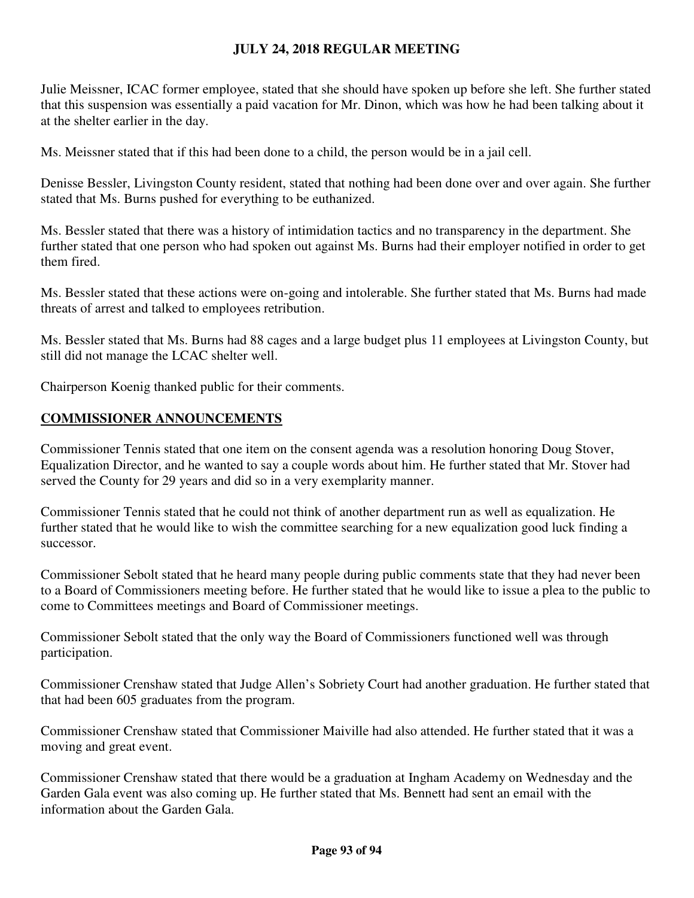Julie Meissner, ICAC former employee, stated that she should have spoken up before she left. She further stated that this suspension was essentially a paid vacation for Mr. Dinon, which was how he had been talking about it at the shelter earlier in the day.

Ms. Meissner stated that if this had been done to a child, the person would be in a jail cell.

Denisse Bessler, Livingston County resident, stated that nothing had been done over and over again. She further stated that Ms. Burns pushed for everything to be euthanized.

Ms. Bessler stated that there was a history of intimidation tactics and no transparency in the department. She further stated that one person who had spoken out against Ms. Burns had their employer notified in order to get them fired.

Ms. Bessler stated that these actions were on-going and intolerable. She further stated that Ms. Burns had made threats of arrest and talked to employees retribution.

Ms. Bessler stated that Ms. Burns had 88 cages and a large budget plus 11 employees at Livingston County, but still did not manage the LCAC shelter well.

Chairperson Koenig thanked public for their comments.

## COMMISSIONER ANNOUNCEMENTS

Commissioner Tennis stated that one item on the consent agenda was a resolution honoring Doug Stover, Equalization Director, and he wanted to say a couple words about him. He further stated that Mr. Stover had served the County for 29 years and did so in a very exemplarity manner.

Commissioner Tennis stated that he could not think of another department run as well as equalization. He further stated that he would like to wish the committee searching for a new equalization good luck finding a successor.

Commissioner Sebolt stated that he heard many people during public comments state that they had never been to a Board of Commissioners meeting before. He further stated that he would like to issue a plea to the public to come to Committees meetings and Board of Commissioner meetings.

Commissioner Sebolt stated that the only way the Board of Commissioners functioned well was through participation.

Commissioner Crenshaw stated that Judge Allen's Sobriety Court had another graduation. He further stated that that had been 605 graduates from the program.

Commissioner Crenshaw stated that Commissioner Maiville had also attended. He further stated that it was a moving and great event.

Commissioner Crenshaw stated that there would be a graduation at Ingham Academy on Wednesday and the Garden Gala event was also coming up. He further stated that Ms. Bennett had sent an email with the information about the Garden Gala.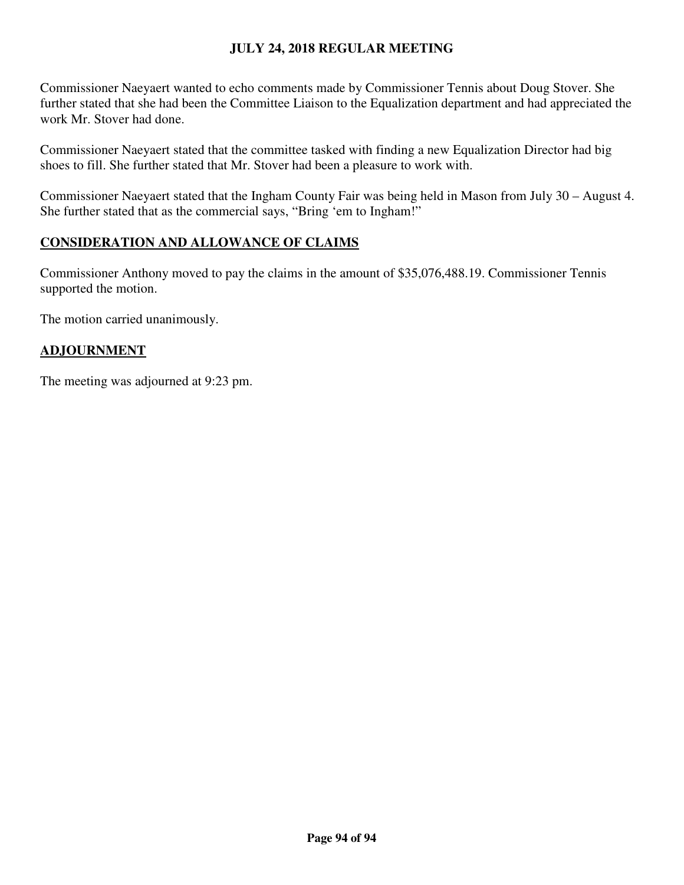Commissioner Naeyaert wanted to echo comments made by Commissioner Tennis about Doug Stover. She further stated that she had been the Committee Liaison to the Equalization department and had appreciated the work Mr. Stover had done.

Commissioner Naeyaert stated that the committee tasked with finding a new Equalization Director had big shoes to fill. She further stated that Mr. Stover had been a pleasure to work with.

Commissioner Naeyaert stated that the Ingham County Fair was being held in Mason from July 30 – August 4. She further stated that as the commercial says, "Bring 'em to Ingham!"

## CONSIDERATION AND ALLOWANCE OF CLAIMS

Commissioner Anthony moved to pay the claims in the amount of $35,076,488.19. Commissioner Tennis supported the motion.

The motion carried unanimously.

## ADJOURNMENT

The meeting was adjourned at 9:23 pm.